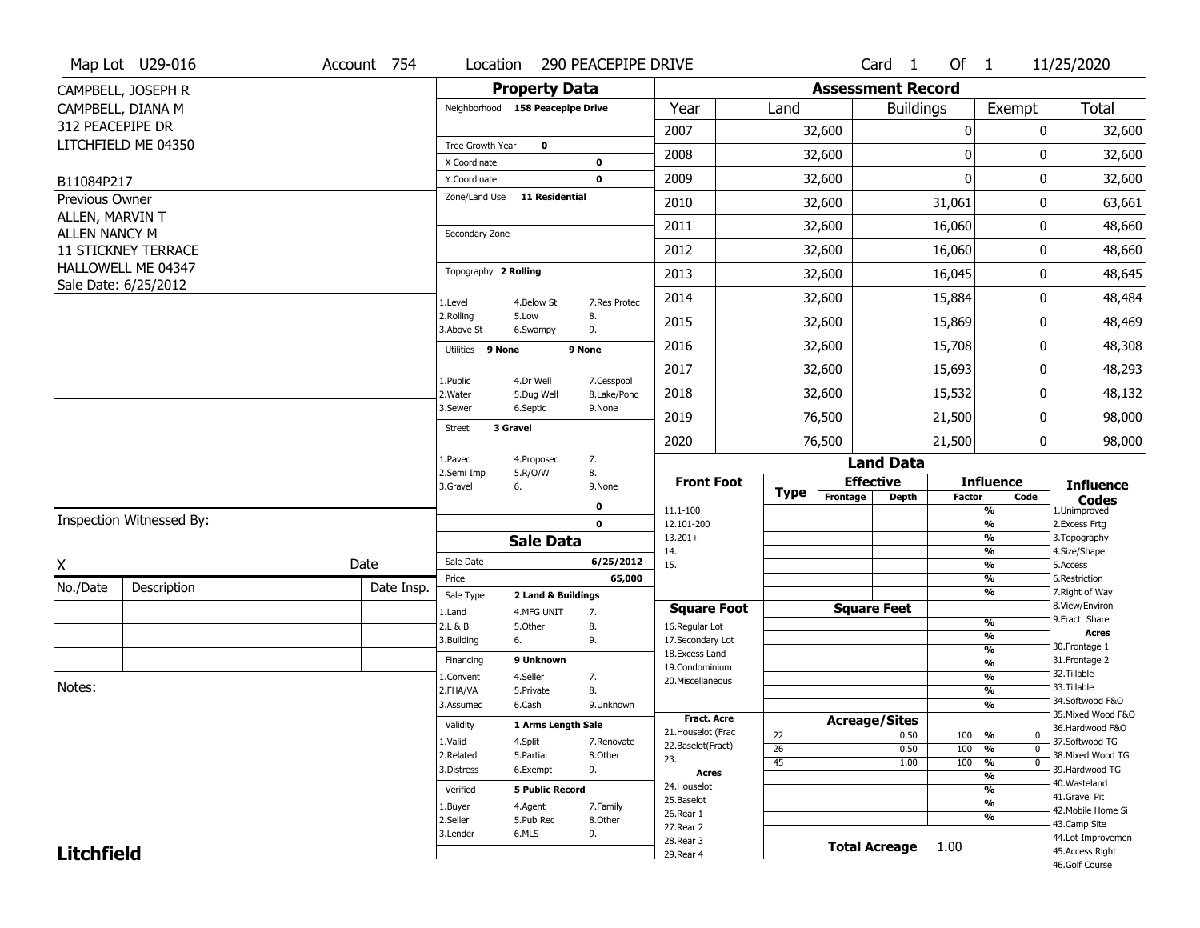Map Lot U29-016 | Account 754 | Location 290 PEACEPIPE DRIVE | Card 1 Of 1 | 11/25/2020

CAMPBELL, JOSEPH R
CAMPBELL, DIANA M
312 PEACEPIPE DR
LITCHFIELD ME 04350

B11084P217

Previous Owner
ALLEN, MARVIN T
ALLEN NANCY M
11 STICKNEY TERRACE
HALLOWELL ME 04347
Sale Date: 6/25/2012

## Property Data

Neighborhood **158 Peacepipe Drive**

Tree Growth Year **0**
X Coordinate **0**
Y Coordinate **0**
Zone/Land Use **11 Residential**

Secondary Zone

Topography **2 Rolling**

1.Level 4.Below St 7.Res Protec
2.Rolling 5.Low 8.
3.Above St 6.Swampy 9.

Utilities **9 None** **9 None**

1.Public 4.Dr Well 7.Cesspool
2.Water 5.Dug Well 8.Lake/Pond
3.Sewer 6.Septic 9.None

Street **3 Gravel**

1.Paved 4.Proposed 7.
2.Semi Imp 5.R/O/W 8.
3.Gravel 6. 9.None

**0**
**0**

## Sale Data

Sale Date **6/25/2012**
Price **65,000**
Sale Type **2 Land & Buildings**

1.Land 4.MFG UNIT 7.
2.L & B 5.Other 8.
3.Building 6. 9.

Financing **9 Unknown**

1.Convent 4.Seller 7.
2.FHA/VA 5.Private 8.
3.Assumed 6.Cash 9.Unknown

Validity **1 Arms Length Sale**

1.Valid 4.Split 7.Renovate
2.Related 5.Partial 8.Other
3.Distress 6.Exempt 9.

Verified **5 Public Record**

1.Buyer 4.Agent 7.Family
2.Seller 5.Pub Rec 8.Other
3.Lender 6.MLS 9.

## Assessment Record

| Year | Land | Buildings | Exempt | Total |
|---|---|---|---|---|
| 2007 | 32,600 | 0 | 0 | 32,600 |
| 2008 | 32,600 | 0 | 0 | 32,600 |
| 2009 | 32,600 | 0 | 0 | 32,600 |
| 2010 | 32,600 | 31,061 | 0 | 63,661 |
| 2011 | 32,600 | 16,060 | 0 | 48,660 |
| 2012 | 32,600 | 16,060 | 0 | 48,660 |
| 2013 | 32,600 | 16,045 | 0 | 48,645 |
| 2014 | 32,600 | 15,884 | 0 | 48,484 |
| 2015 | 32,600 | 15,869 | 0 | 48,469 |
| 2016 | 32,600 | 15,708 | 0 | 48,308 |
| 2017 | 32,600 | 15,693 | 0 | 48,293 |
| 2018 | 32,600 | 15,532 | 0 | 48,132 |
| 2019 | 76,500 | 21,500 | 0 | 98,000 |
| 2020 | 76,500 | 21,500 | 0 | 98,000 |

## Land Data

**Front Foot**: 11.1-100, 12.101-200, 13.201+, 14., 15.

**Square Foot**: 16.Regular Lot, 17.Secondary Lot, 18.Excess Land, 19.Condominium, 20.Miscellaneous

**Fract. Acre**: 21.Houselot (Frac, 22.Baselot(Fract), 23.

**Acres**: 24.Houselot, 25.Baselot, 26.Rear 1, 27.Rear 2, 28.Rear 3, 29.Rear 4

Acreage/Sites

| Type | Acreage | Influence Factor | Code |
|---|---|---|---|
| 22 | 0.50 | 100 % | 0 |
| 26 | 0.50 | 100 % | 0 |
| 45 | 1.00 | 100 % | 0 |

**Total Acreage** 1.00

**Influence Codes**
1.Unimproved
2.Excess Frtg
3.Topography
4.Size/Shape
5.Access
6.Restriction
7.Right of Way
8.View/Environ
9.Fract Share

**Acres**
30.Frontage 1
31.Frontage 2
32.Tillable
33.Tillable
34.Softwood F&O
35.Mixed Wood F&O
36.Hardwood F&O
37.Softwood TG
38.Mixed Wood TG
39.Hardwood TG
40.Wasteland
41.Gravel Pit
42.Mobile Home Si
43.Camp Site
44.Lot Improvemen
45.Access Right
46.Golf Course

Inspection Witnessed By:

X ______ Date

| No./Date | Description | Date Insp. |
|---|---|---|
| | | |
| | | |
| | | |

Notes:

**Litchfield**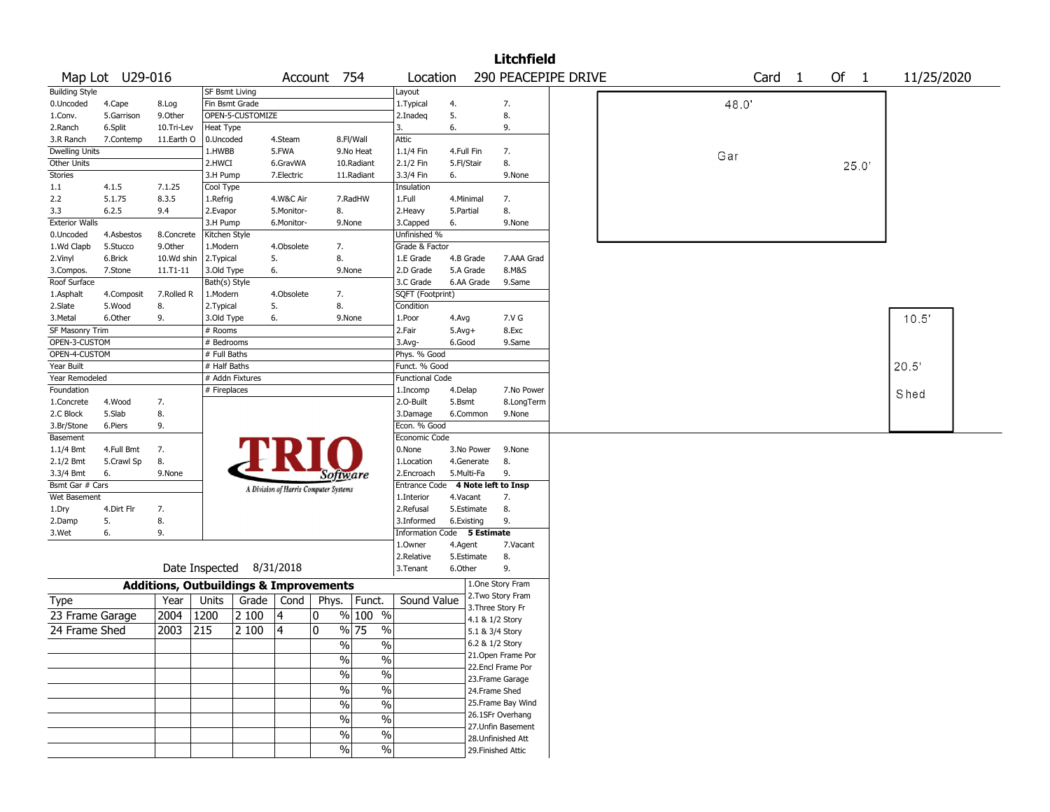# Litchfield

**Map Lot** U29-016 **Account** 754 **Location** 290 PEACEPIPE DRIVE **Card** 1 **Of** 1 11/25/2020

| Building Style | | | SF Bsmt Living | | | Layout | | |
|---|---|---|---|---|---|---|---|---|
| 0.Uncoded | 4.Cape | 8.Log | Fin Bsmt Grade | | | 1.Typical | 4. | 7. |
| 1.Conv. | 5.Garrison | 9.Other | OPEN-5-CUSTOMIZE | | | 2.Inadeq | 5. | 8. |
| 2.Ranch | 6.Split | 10.Tri-Lev | Heat Type | | | 3. | 6. | 9. |
| 3.R Ranch | 7.Contemp | 11.Earth O | 0.Uncoded | 4.Steam | 8.Fl/Wall | Attic | | |
| Dwelling Units | | | 1.HWBB | 5.FWA | 9.No Heat | 1.1/4 Fin | 4.Full Fin | 7. |
| Other Units | | | 2.HWCI | 6.GravWA | 10.Radiant | 2.1/2 Fin | 5.Fl/Stair | 8. |
| Stories | | | 3.H Pump | 7.Electric | 11.Radiant | 3.3/4 Fin | 6. | 9.None |
| 1.1 | 4.1.5 | 7.1.25 | Cool Type | | | Insulation | | |
| 2.2 | 5.1.75 | 8.3.5 | 1.Refrig | 4.W&C Air | 7.RadHW | 1.Full | 4.Minimal | 7. |
| 3.3 | 6.2.5 | 9.4 | 2.Evapor | 5.Monitor- | 8. | 2.Heavy | 5.Partial | 8. |
| Exterior Walls | | | 3.H Pump | 6.Monitor- | 9.None | 3.Capped | 6. | 9.None |
| 0.Uncoded | 4.Asbestos | 8.Concrete | Kitchen Style | | | Unfinished % | | |
| 1.Wd Clapb | 5.Stucco | 9.Other | 1.Modern | 4.Obsolete | 7. | Grade & Factor | | |
| 2.Vinyl | 6.Brick | 10.Wd shin | 2.Typical | 5. | 8. | 1.E Grade | 4.B Grade | 7.AAA Grad |
| 3.Compos. | 7.Stone | 11.T1-11 | 3.Old Type | 6. | 9.None | 2.D Grade | 5.A Grade | 8.M&S |
| Roof Surface | | | Bath(s) Style | | | 3.C Grade | 6.AA Grade | 9.Same |
| 1.Asphalt | 4.Composit | 7.Rolled R | 1.Modern | 4.Obsolete | 7. | SQFT (Footprint) | | |
| 2.Slate | 5.Wood | 8. | 2.Typical | 5. | 8. | Condition | | |
| 3.Metal | 6.Other | 9. | 3.Old Type | 6. | 9.None | 1.Poor | 4.Avg | 7.V G |
| SF Masonry Trim | | | # Rooms | | | 2.Fair | 5.Avg+ | 8.Exc |
| OPEN-3-CUSTOM | | | # Bedrooms | | | 3.Avg- | 6.Good | 9.Same |
| OPEN-4-CUSTOM | | | # Full Baths | | | Phys. % Good | | |
| Year Built | | | # Half Baths | | | Funct. % Good | | |
| Year Remodeled | | | # Addn Fixtures | | | Functional Code | | |
| Foundation | | | # Fireplaces | | | 1.Incomp | 4.Delap | 7.No Power |
| 1.Concrete | 4.Wood | 7. | | | | 2.O-Built | 5.Bsmt | 8.LongTerm |
| 2.C Block | 5.Slab | 8. | | | | 3.Damage | 6.Common | 9.None |
| 3.Br/Stone | 6.Piers | 9. | | | | Econ. % Good | | |
| Basement | | | | | | Economic Code | | |
| 1.1/4 Bmt | 4.Full Bmt | 7. | | | | 0.None | 3.No Power | 9.None |
| 2.1/2 Bmt | 5.Crawl Sp | 8. | | | | 1.Location | 4.Generate | 8. |
| 3.3/4 Bmt | 6. | 9.None | | | | 2.Encroach | 5.Multi-Fa | 9. |
| Bsmt Gar # Cars | | | | | | Entrance Code | **4 Note left to Insp** | |
| Wet Basement | | | | | | 1.Interior | 4.Vacant | 7. |
| 1.Dry | 4.Dirt Flr | 7. | | | | 2.Refusal | 5.Estimate | 8. |
| 2.Damp | 5. | 8. | | | | 3.Informed | 6.Existing | 9. |
| 3.Wet | 6. | 9. | | | | Information Code | **5 Estimate** | |
| | | | | | | 1.Owner | 4.Agent | 7.Vacant |
| | | | | | | 2.Relative | 5.Estimate | 8. |
| | | | Date Inspected 8/31/2018 | | | 3.Tenant | 6.Other | 9. |

TRIO Software — A Division of Harris Computer Systems

## Additions, Outbuildings & Improvements

| Type | Year | Units | Grade | Cond | Phys. | Funct. | Sound Value |
|---|---|---|---|---|---|---|---|
| 23 Frame Garage | 2004 | 1200 | 2 100 | 4 | 0 % | 100 % | |
| 24 Frame Shed | 2003 | 215 | 2 100 | 4 | 0 % | 75 % | |
| | | | | | % | % | |
| | | | | | % | % | |
| | | | | | % | % | |
| | | | | | % | % | |
| | | | | | % | % | |
| | | | | | % | % | |
| | | | | | % | % | |
| | | | | | % | % | |

1.One Story Fram
2.Two Story Fram
3.Three Story Fr
4.1 & 1/2 Story
5.1 & 3/4 Story
6.2 & 1/2 Story
21.Open Frame Por
22.Encl Frame Por
23.Frame Garage
24.Frame Shed
25.Frame Bay Wind
26.1SFr Overhang
27.Unfin Basement
28.Unfinished Att
29.Finished Attic

Sketch: Gar 48.0' × 25.0'; Shed 10.5' × 20.5'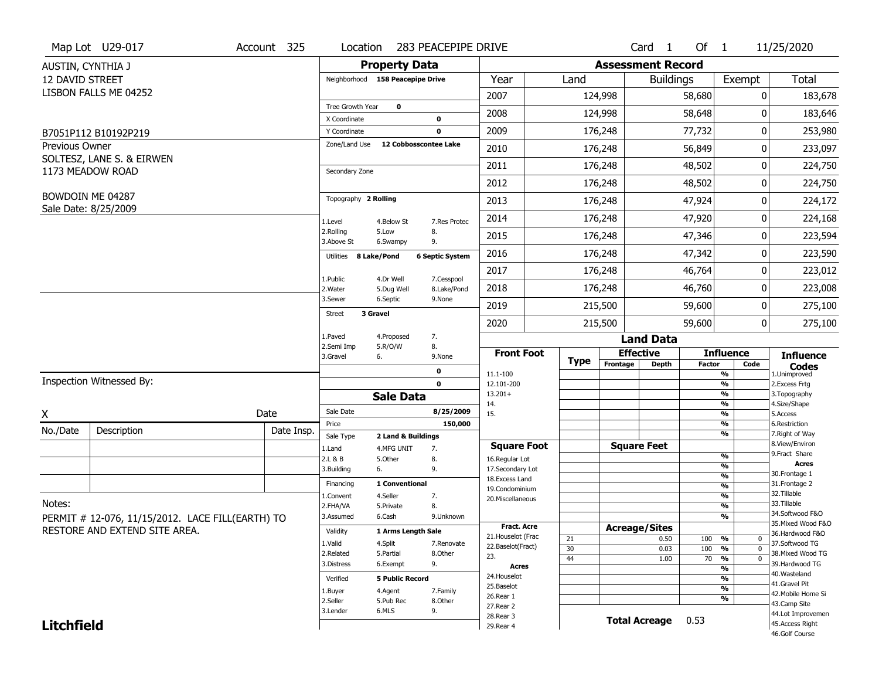Map Lot U29-017 | Account 325 | Location 283 PEACEPIPE DRIVE | Card 1 Of 1 | 11/25/2020

AUSTIN, CYNTHIA J
12 DAVID STREET
LISBON FALLS ME 04252

B7051P112 B10192P219

Previous Owner
SOLTESZ, LANE S. & EIRWEN
1173 MEADOW ROAD

BOWDOIN ME 04287
Sale Date: 8/25/2009

## Property Data

Neighborhood **158 Peacepipe Drive**

Tree Growth Year **0**
X Coordinate **0**
Y Coordinate **0**
Zone/Land Use **12 Cobbosscontee Lake**

Secondary Zone

Topography **2 Rolling**

1.Level 4.Below St 7.Res Protec
2.Rolling 5.Low 8.
3.Above St 6.Swampy 9.

Utilities **8 Lake/Pond** **6 Septic System**

1.Public 4.Dr Well 7.Cesspool
2.Water 5.Dug Well 8.Lake/Pond
3.Sewer 6.Septic 9.None

Street **3 Gravel**

1.Paved 4.Proposed 7.
2.Semi Imp 5.R/O/W 8.
3.Gravel 6. 9.None

**0**
**0**

## Sale Data

Sale Date **8/25/2009**
Price **150,000**
Sale Type **2 Land & Buildings**

1.Land 4.MFG UNIT 7.
2.L & B 5.Other 8.
3.Building 6. 9.

Financing **1 Conventional**

1.Convent 4.Seller 7.
2.FHA/VA 5.Private 8.
3.Assumed 6.Cash 9.Unknown

Validity **1 Arms Length Sale**

1.Valid 4.Split 7.Renovate
2.Related 5.Partial 8.Other
3.Distress 6.Exempt 9.

Verified **5 Public Record**

1.Buyer 4.Agent 7.Family
2.Seller 5.Pub Rec 8.Other
3.Lender 6.MLS 9.

## Assessment Record

| Year | Land | Buildings | Exempt | Total |
|---|---|---|---|---|
| 2007 | 124,998 | 58,680 | 0 | 183,678 |
| 2008 | 124,998 | 58,648 | 0 | 183,646 |
| 2009 | 176,248 | 77,732 | 0 | 253,980 |
| 2010 | 176,248 | 56,849 | 0 | 233,097 |
| 2011 | 176,248 | 48,502 | 0 | 224,750 |
| 2012 | 176,248 | 48,502 | 0 | 224,750 |
| 2013 | 176,248 | 47,924 | 0 | 224,172 |
| 2014 | 176,248 | 47,920 | 0 | 224,168 |
| 2015 | 176,248 | 47,346 | 0 | 223,594 |
| 2016 | 176,248 | 47,342 | 0 | 223,590 |
| 2017 | 176,248 | 46,764 | 0 | 223,012 |
| 2018 | 176,248 | 46,760 | 0 | 223,008 |
| 2019 | 215,500 | 59,600 | 0 | 275,100 |
| 2020 | 215,500 | 59,600 | 0 | 275,100 |

## Land Data

| Front Foot | Type | Effective Frontage | Effective Depth | Influence Factor | Influence Code |
|---|---|---|---|---|---|
| 11.1-100 | | | | % | |
| 12.101-200 | | | | % | |
| 13.201+ | | | | % | |
| 14. | | | | % | |
| 15. | | | | % | |
| | | | | % | |
| | | | | % | |
| **Square Foot** | | **Square Feet** | | | |
| 16.Regular Lot | | | | % | |
| 17.Secondary Lot | | | | % | |
| 18.Excess Land | | | | % | |
| 19.Condominium | | | | % | |
| 20.Miscellaneous | | | | % | |
| | | | | % | |
| | | | | % | |
| **Fract. Acre** | | **Acreage/Sites** | | | |
| 21.Houselot (Frac | 21 | | 0.50 | 100 % | 0 |
| 22.Baselot(Fract) | 30 | | 0.03 | 100 % | 0 |
| 23. | 44 | | 1.00 | 70 % | 0 |
| **Acres** | | | | % | |
| 24.Houselot | | | | % | |
| 25.Baselot | | | | % | |
| 26.Rear 1 | | | | % | |
| 27.Rear 2 | | | | | |
| 28.Rear 3 | | | | | |
| 29.Rear 4 | | | | | |

**Total Acreage** 0.53

**Influence Codes**
1.Unimproved
2.Excess Frtg
3.Topography
4.Size/Shape
5.Access
6.Restriction
7.Right of Way
8.View/Environ
9.Fract Share
**Acres**
30.Frontage 1
31.Frontage 2
32.Tillable
33.Tillable
34.Softwood F&O
35.Mixed Wood F&O
36.Hardwood F&O
37.Softwood TG
38.Mixed Wood TG
39.Hardwood TG
40.Wasteland
41.Gravel Pit
42.Mobile Home Si
43.Camp Site
44.Lot Improvemen
45.Access Right
46.Golf Course

Inspection Witnessed By:

X ______________________ Date

| No./Date | Description | Date Insp. |
|---|---|---|
| | | |
| | | |
| | | |

Notes:
PERMIT # 12-076, 11/15/2012. LACE FILL(EARTH) TO RESTORE AND EXTEND SITE AREA.

**Litchfield**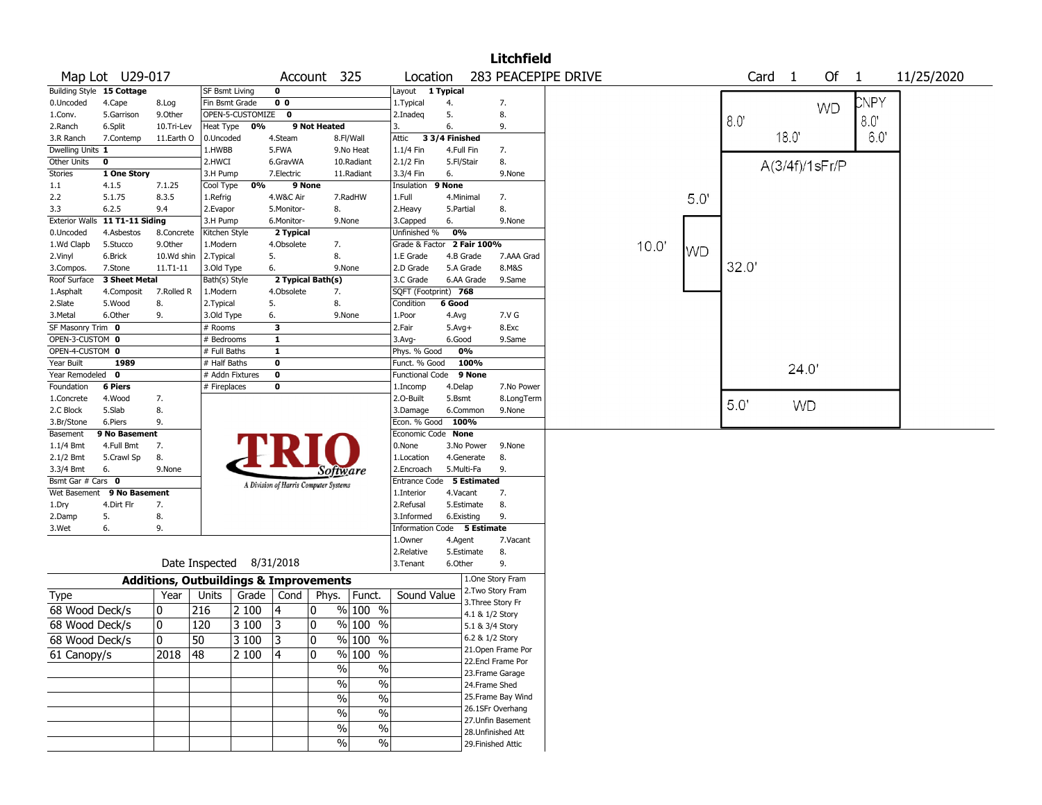# Litchfield

**Map Lot** U29-017 **Account** 325 **Location** 283 PEACEPIPE DRIVE **Card** 1 **Of** 1 11/25/2020

| Building Style | 15 Cottage | | SF Bsmt Living | 0 | | Layout | 1 Typical | |
|---|---|---|---|---|---|---|---|---|
| 0.Uncoded | 4.Cape | 8.Log | Fin Bsmt Grade | 0 0 | | 1.Typical | 4. | 7. |
| 1.Conv. | 5.Garrison | 9.Other | OPEN-5-CUSTOMIZE | 0 | | 2.Inadeq | 5. | 8. |
| 2.Ranch | 6.Split | 10.Tri-Lev | Heat Type 0% | 9 Not Heated | | 3. | 6. | 9. |
| 3.R Ranch | 7.Contemp | 11.Earth O | 0.Uncoded | 4.Steam | 8.Fl/Wall | Attic | 3 3/4 Finished | |
| Dwelling Units | 1 | | 1.HWBB | 5.FWA | 9.No Heat | 1.1/4 Fin | 4.Full Fin | 7. |
| Other Units | 0 | | 2.HWCI | 6.GravWA | 10.Radiant | 2.1/2 Fin | 5.Fl/Stair | 8. |
| Stories | 1 One Story | | 3.H Pump | 7.Electric | 11.Radiant | 3.3/4 Fin | 6. | 9.None |
| 1.1 | 4.1.5 | 7.1.25 | Cool Type 0% | 9 None | | Insulation | 9 None | |
| 2.2 | 5.1.75 | 8.3.5 | 1.Refrig | 4.W&C Air | 7.RadHW | 1.Full | 4.Minimal | 7. |
| 3.3 | 6.2.5 | 9.4 | 2.Evapor | 5.Monitor- | 8. | 2.Heavy | 5.Partial | 8. |
| Exterior Walls | 11 T1-11 Siding | | 3.H Pump | 6.Monitor- | 9.None | 3.Capped | 6. | 9.None |
| 0.Uncoded | 4.Asbestos | 8.Concrete | Kitchen Style | 2 Typical | | Unfinished % | 0% | |
| 1.Wd Clapb | 5.Stucco | 9.Other | 1.Modern | 4.Obsolete | 7. | Grade & Factor | 2 Fair 100% | |
| 2.Vinyl | 6.Brick | 10.Wd shin | 2.Typical | 5. | 8. | 1.E Grade | 4.B Grade | 7.AAA Grad |
| 3.Compos. | 7.Stone | 11.T1-11 | 3.Old Type | 6. | 9.None | 2.D Grade | 5.A Grade | 8.M&S |
| Roof Surface | 3 Sheet Metal | | Bath(s) Style | 2 Typical Bath(s) | | 3.C Grade | 6.AA Grade | 9.Same |
| 1.Asphalt | 4.Composit | 7.Rolled R | 1.Modern | 4.Obsolete | 7. | SQFT (Footprint) | 768 | |
| 2.Slate | 5.Wood | 8. | 2.Typical | 5. | 8. | Condition | 6 Good | |
| 3.Metal | 6.Other | 9. | 3.Old Type | 6. | 9.None | 1.Poor | 4.Avg | 7.V G |
| SF Masonry Trim | 0 | | # Rooms | 3 | | 2.Fair | 5.Avg+ | 8.Exc |
| OPEN-3-CUSTOM | 0 | | # Bedrooms | 1 | | 3.Avg- | 6.Good | 9.Same |
| OPEN-4-CUSTOM | 0 | | # Full Baths | 1 | | Phys. % Good | 0% | |
| Year Built | 1989 | | # Half Baths | 0 | | Funct. % Good | 100% | |
| Year Remodeled | 0 | | # Addn Fixtures | 0 | | Functional Code | 9 None | |
| Foundation | 6 Piers | | # Fireplaces | 0 | | 1.Incomp | 4.Delap | 7.No Power |
| 1.Concrete | 4.Wood | 7. | | | | 2.O-Built | 5.Bsmt | 8.LongTerm |
| 2.C Block | 5.Slab | 8. | | | | 3.Damage | 6.Common | 9.None |
| 3.Br/Stone | 6.Piers | 9. | | | | Econ. % Good | 100% | |
| Basement | 9 No Basement | | | | | Economic Code | None | |
| 1.1/4 Bmt | 4.Full Bmt | 7. | | | | 0.None | 3.No Power | 9.None |
| 2.1/2 Bmt | 5.Crawl Sp | 8. | | | | 1.Location | 4.Generate | 8. |
| 3.3/4 Bmt | 6. | 9.None | | | | 2.Encroach | 5.Multi-Fa | 9. |
| Bsmt Gar # Cars | 0 | | | | | Entrance Code | 5 Estimated | |
| Wet Basement | 9 No Basement | | | | | 1.Interior | 4.Vacant | 7. |
| 1.Dry | 4.Dirt Flr | 7. | | | | 2.Refusal | 5.Estimate | 8. |
| 2.Damp | 5. | 8. | | | | 3.Informed | 6.Existing | 9. |
| 3.Wet | 6. | 9. | | | | Information Code | 5 Estimate | |
| | | | | | | 1.Owner | 4.Agent | 7.Vacant |
| | | | | | | 2.Relative | 5.Estimate | 8. |
| | | | Date Inspected | 8/31/2018 | | 3.Tenant | 6.Other | 9. |

TRIO Software — A Division of Harris Computer Systems

## Additions, Outbuildings & Improvements

| Type | Year | Units | Grade | Cond | Phys. | Funct. | Sound Value |
|---|---|---|---|---|---|---|---|
| 68 Wood Deck/s | 0 | 216 | 2 100 | 4 | 0 % | 100 % | |
| 68 Wood Deck/s | 0 | 120 | 3 100 | 3 | 0 % | 100 % | |
| 68 Wood Deck/s | 0 | 50 | 3 100 | 3 | 0 % | 100 % | |
| 61 Canopy/s | 2018 | 48 | 2 100 | 4 | 0 % | 100 % | |
| | | | | | % | % | |
| | | | | | % | % | |
| | | | | | % | % | |
| | | | | | % | % | |
| | | | | | % | % | |
| | | | | | % | % | |

1.One Story Fram
2.Two Story Fram
3.Three Story Fr
4.1 & 1/2 Story
5.1 & 3/4 Story
6.2 & 1/2 Story
21.Open Frame Por
22.Encl Frame Por
23.Frame Garage
24.Frame Shed
25.Frame Bay Wind
26.1SFr Overhang
27.Unfin Basement
28.Unfinished Att
29.Finished Attic

Sketch labels: WD 8.0' 18.0'; CNPY 8.0' 6.0'; A(3/4f)/1sFr/P 32.0' 24.0'; WD 5.0' 10.0'; WD 5.0'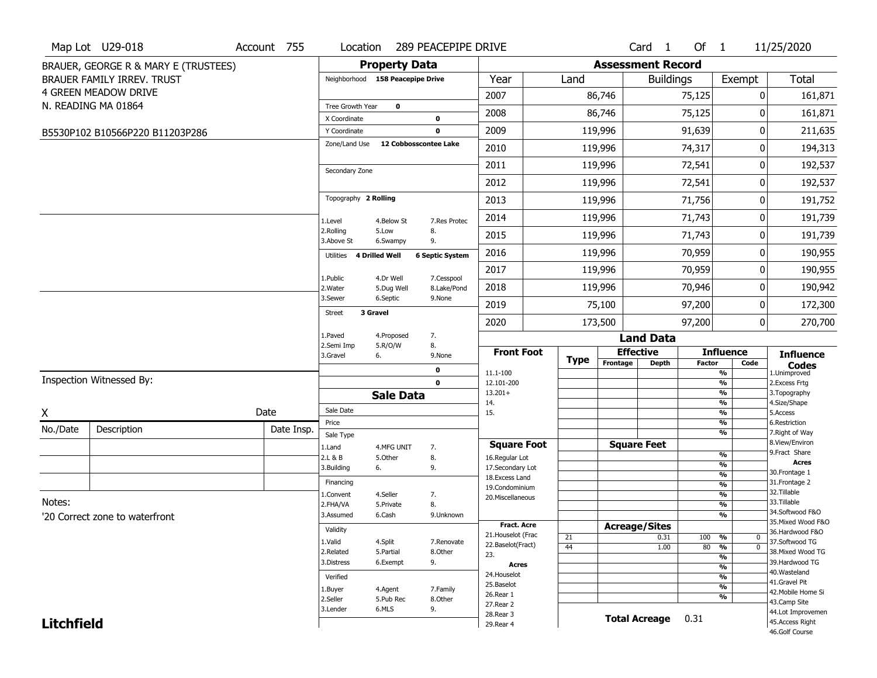Map Lot U29-018 | Account 755 | Location 289 PEACEPIPE DRIVE | Card 1 Of 1 | 11/25/2020

BRAUER, GEORGE R & MARY E (TRUSTEES)
BRAUER FAMILY IRREV. TRUST
4 GREEN MEADOW DRIVE
N. READING MA 01864

B5530P102 B10566P220 B11203P286

## Property Data

Neighborhood **158 Peacepipe Drive**

Tree Growth Year **0**
X Coordinate **0**
Y Coordinate **0**
Zone/Land Use **12 Cobbosscontee Lake**

Secondary Zone

Topography **2 Rolling**

| | | |
|---|---|---|
| 1.Level | 4.Below St | 7.Res Protec |
| 2.Rolling | 5.Low | 8. |
| 3.Above St | 6.Swampy | 9. |

Utilities **4 Drilled Well** **6 Septic System**

| | | |
|---|---|---|
| 1.Public | 4.Dr Well | 7.Cesspool |
| 2.Water | 5.Dug Well | 8.Lake/Pond |
| 3.Sewer | 6.Septic | 9.None |

Street **3 Gravel**

| | | |
|---|---|---|
| 1.Paved | 4.Proposed | 7. |
| 2.Semi Imp | 5.R/O/W | 8. |
| 3.Gravel | 6. | 9.None |

**0**
**0**

## Assessment Record

| Year | Land | Buildings | Exempt | Total |
|---|---|---|---|---|
| 2007 | 86,746 | 75,125 | 0 | 161,871 |
| 2008 | 86,746 | 75,125 | 0 | 161,871 |
| 2009 | 119,996 | 91,639 | 0 | 211,635 |
| 2010 | 119,996 | 74,317 | 0 | 194,313 |
| 2011 | 119,996 | 72,541 | 0 | 192,537 |
| 2012 | 119,996 | 72,541 | 0 | 192,537 |
| 2013 | 119,996 | 71,756 | 0 | 191,752 |
| 2014 | 119,996 | 71,743 | 0 | 191,739 |
| 2015 | 119,996 | 71,743 | 0 | 191,739 |
| 2016 | 119,996 | 70,959 | 0 | 190,955 |
| 2017 | 119,996 | 70,959 | 0 | 190,955 |
| 2018 | 119,996 | 70,946 | 0 | 190,942 |
| 2019 | 75,100 | 97,200 | 0 | 172,300 |
| 2020 | 173,500 | 97,200 | 0 | 270,700 |

## Land Data

| Front Foot | Type | Effective Frontage | Effective Depth | Influence Factor | Influence Code |
|---|---|---|---|---|---|
| 11.1-100 | | | | % | |
| 12.101-200 | | | | % | |
| 13.201+ | | | | % | |
| 14. | | | | % | |
| 15. | | | | % | |
| | | | | % | |
| **Square Foot** | | **Square Feet** | | | |
| 16.Regular Lot | | | | % | |
| 17.Secondary Lot | | | | % | |
| 18.Excess Land | | | | % | |
| 19.Condominium | | | | % | |
| 20.Miscellaneous | | | | % | |
| | | | | % | |
| | | | | % | |
| **Fract. Acre** | | **Acreage/Sites** | | | |
| 21.Houselot (Frac | 21 | | 0.31 | 100 % | 0 |
| 22.Baselot(Fract) | 44 | | 1.00 | 80 % | 0 |
| 23. | | | | % | |
| **Acres** | | | | % | |
| 24.Houselot | | | | % | |
| 25.Baselot | | | | % | |
| 26.Rear 1 | | | | % | |
| 27.Rear 2 | | | | | |
| 28.Rear 3 | | | | | |
| 29.Rear 4 | | | | | |

**Total Acreage** 0.31

**Influence Codes**
1.Unimproved
2.Excess Frtg
3.Topography
4.Size/Shape
5.Access
6.Restriction
7.Right of Way
8.View/Environ
9.Fract Share
**Acres**
30.Frontage 1
31.Frontage 2
32.Tillable
33.Tillable
34.Softwood F&O
35.Mixed Wood F&O
36.Hardwood F&O
37.Softwood TG
38.Mixed Wood TG
39.Hardwood TG
40.Wasteland
41.Gravel Pit
42.Mobile Home Si
43.Camp Site
44.Lot Improvemen
45.Access Right
46.Golf Course

## Sale Data

Sale Date
Price
Sale Type

| | | |
|---|---|---|
| 1.Land | 4.MFG UNIT | 7. |
| 2.L & B | 5.Other | 8. |
| 3.Building | 6. | 9. |

Financing

| | | |
|---|---|---|
| 1.Convent | 4.Seller | 7. |
| 2.FHA/VA | 5.Private | 8. |
| 3.Assumed | 6.Cash | 9.Unknown |

Validity

| | | |
|---|---|---|
| 1.Valid | 4.Split | 7.Renovate |
| 2.Related | 5.Partial | 8.Other |
| 3.Distress | 6.Exempt | 9. |

Verified

| | | |
|---|---|---|
| 1.Buyer | 4.Agent | 7.Family |
| 2.Seller | 5.Pub Rec | 8.Other |
| 3.Lender | 6.MLS | 9. |

Inspection Witnessed By:

X &nbsp;&nbsp;&nbsp;&nbsp; Date

| No./Date | Description | Date Insp. |
|---|---|---|
| | | |
| | | |
| | | |

Notes:
'20 Correct zone to waterfront

**Litchfield**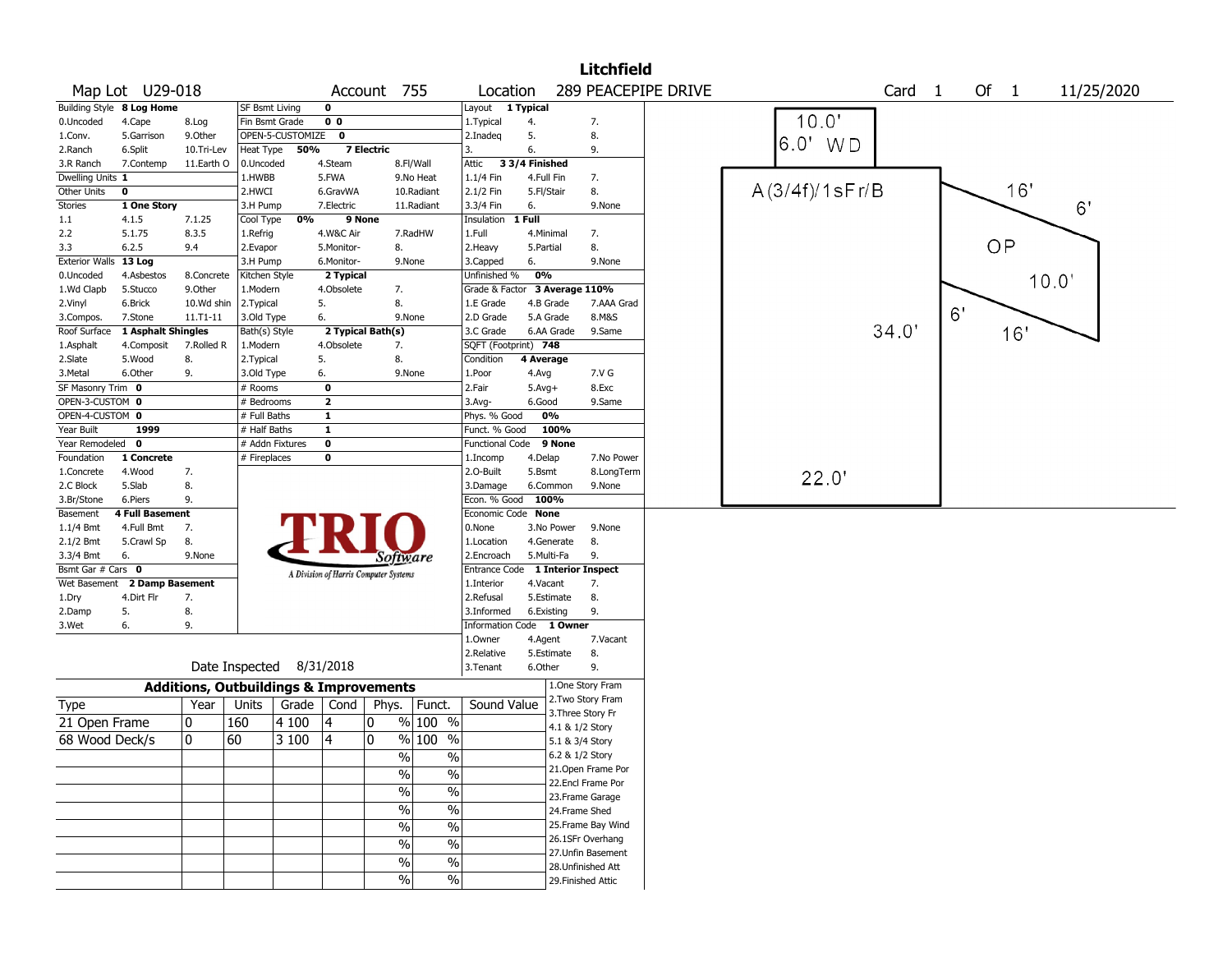# Litchfield

| Map Lot | U29-018 | Account | 755 | Location | 289 PEACEPIPE DRIVE | Card | 1 | Of | 1 | 11/25/2020 |
|---|---|---|---|---|---|---|---|---|---|---|

| Building Style **8 Log Home** | | | SF Bsmt Living **0** | | | Layout **1 Typical** | | |
|---|---|---|---|---|---|---|---|---|
| 0.Uncoded | 4.Cape | 8.Log | Fin Bsmt Grade **0 0** | | | 1.Typical | 4. | 7. |
| 1.Conv. | 5.Garrison | 9.Other | OPEN-5-CUSTOMIZE **0** | | | 2.Inadeq | 5. | 8. |
| 2.Ranch | 6.Split | 10.Tri-Lev | Heat Type **50%** **7 Electric** | | | 3. | 6. | 9. |
| 3.R Ranch | 7.Contemp | 11.Earth O | 0.Uncoded | 4.Steam | 8.Fl/Wall | Attic **3 3/4 Finished** | | |
| Dwelling Units **1** | | | 1.HWBB | 5.FWA | 9.No Heat | 1.1/4 Fin | 4.Full Fin | 7. |
| Other Units **0** | | | 2.HWCI | 6.GravWA | 10.Radiant | 2.1/2 Fin | 5.Fl/Stair | 8. |
| Stories **1 One Story** | | | 3.H Pump | 7.Electric | 11.Radiant | 3.3/4 Fin | 6. | 9.None |
| 1.1 | 4.1.5 | 7.1.25 | Cool Type **0%** **9 None** | | | Insulation **1 Full** | | |
| 2.2 | 5.1.75 | 8.3.5 | 1.Refrig | 4.W&C Air | 7.RadHW | 1.Full | 4.Minimal | 7. |
| 3.3 | 6.2.5 | 9.4 | 2.Evapor | 5.Monitor- | 8. | 2.Heavy | 5.Partial | 8. |
| Exterior Walls **13 Log** | | | 3.H Pump | 6.Monitor- | 9.None | 3.Capped | 6. | 9.None |
| 0.Uncoded | 4.Asbestos | 8.Concrete | Kitchen Style **2 Typical** | | | Unfinished % **0%** | | |
| 1.Wd Clapb | 5.Stucco | 9.Other | 1.Modern | 4.Obsolete | 7. | Grade & Factor **3 Average 110%** | | |
| 2.Vinyl | 6.Brick | 10.Wd shin | 2.Typical | 5. | 8. | 1.E Grade | 4.B Grade | 7.AAA Grad |
| 3.Compos. | 7.Stone | 11.T1-11 | 3.Old Type | 6. | 9.None | 2.D Grade | 5.A Grade | 8.M&S |
| Roof Surface **1 Asphalt Shingles** | | | Bath(s) Style **2 Typical Bath(s)** | | | 3.C Grade | 6.AA Grade | 9.Same |
| 1.Asphalt | 4.Composit | 7.Rolled R | 1.Modern | 4.Obsolete | 7. | SQFT (Footprint) **748** | | |
| 2.Slate | 5.Wood | 8. | 2.Typical | 5. | 8. | Condition **4 Average** | | |
| 3.Metal | 6.Other | 9. | 3.Old Type | 6. | 9.None | 1.Poor | 4.Avg | 7.V G |
| SF Masonry Trim **0** | | | # Rooms **0** | | | 2.Fair | 5.Avg+ | 8.Exc |
| OPEN-3-CUSTOM **0** | | | # Bedrooms **2** | | | 3.Avg- | 6.Good | 9.Same |
| OPEN-4-CUSTOM **0** | | | # Full Baths **1** | | | Phys. % Good **0%** | | |
| Year Built **1999** | | | # Half Baths **1** | | | Funct. % Good **100%** | | |
| Year Remodeled **0** | | | # Addn Fixtures **0** | | | Functional Code **9 None** | | |
| Foundation **1 Concrete** | | | # Fireplaces **0** | | | 1.Incomp | 4.Delap | 7.No Power |
| 1.Concrete | 4.Wood | 7. | | | | 2.O-Built | 5.Bsmt | 8.LongTerm |
| 2.C Block | 5.Slab | 8. | | | | 3.Damage | 6.Common | 9.None |
| 3.Br/Stone | 6.Piers | 9. | | | | Econ. % Good **100%** | | |
| Basement **4 Full Basement** | | | | | | Economic Code **None** | | |
| 1.1/4 Bmt | 4.Full Bmt | 7. | | | | 0.None | 3.No Power | 9.None |
| 2.1/2 Bmt | 5.Crawl Sp | 8. | | | | 1.Location | 4.Generate | 8. |
| 3.3/4 Bmt | 6. | 9.None | | | | 2.Encroach | 5.Multi-Fa | 9. |
| Bsmt Gar # Cars **0** | | | | | | Entrance Code **1 Interior Inspect** | | |
| Wet Basement **2 Damp Basement** | | | | | | 1.Interior | 4.Vacant | 7. |
| 1.Dry | 4.Dirt Flr | 7. | | | | 2.Refusal | 5.Estimate | 8. |
| 2.Damp | 5. | 8. | | | | 3.Informed | 6.Existing | 9. |
| 3.Wet | 6. | 9. | | | | Information Code **1 Owner** | | |
| | | | | | | 1.Owner | 4.Agent | 7.Vacant |
| | | | | | | 2.Relative | 5.Estimate | 8. |
| Date Inspected 8/31/2018 | | | | | | 3.Tenant | 6.Other | 9. |

TRIO Software — A Division of Harris Computer Systems

## Additions, Outbuildings & Improvements

| Type | Year | Units | Grade | Cond | Phys. | Funct. | Sound Value |
|---|---|---|---|---|---|---|---|
| 21 Open Frame | 0 | 160 | 4 100 | 4 | 0 % | 100 % | |
| 68 Wood Deck/s | 0 | 60 | 3 100 | 4 | 0 % | 100 % | |
| | | | | | % | % | |
| | | | | | % | % | |
| | | | | | % | % | |
| | | | | | % | % | |
| | | | | | % | % | |
| | | | | | % | % | |
| | | | | | % | % | |

1.One Story Fram
2.Two Story Fram
3.Three Story Fr
4.1 & 1/2 Story
5.1 & 3/4 Story
6.2 & 1/2 Story
21.Open Frame Por
22.Encl Frame Por
23.Frame Garage
24.Frame Shed
25.Frame Bay Wind
26.1SFr Overhang
27.Unfin Basement
28.Unfinished Att
29.Finished Attic

Sketch: 10.0' × 6.0' WD; A(3/4f)/1sFr/B 34.0' × 22.0'; OP 16' × 10.0' (6', 6', 16')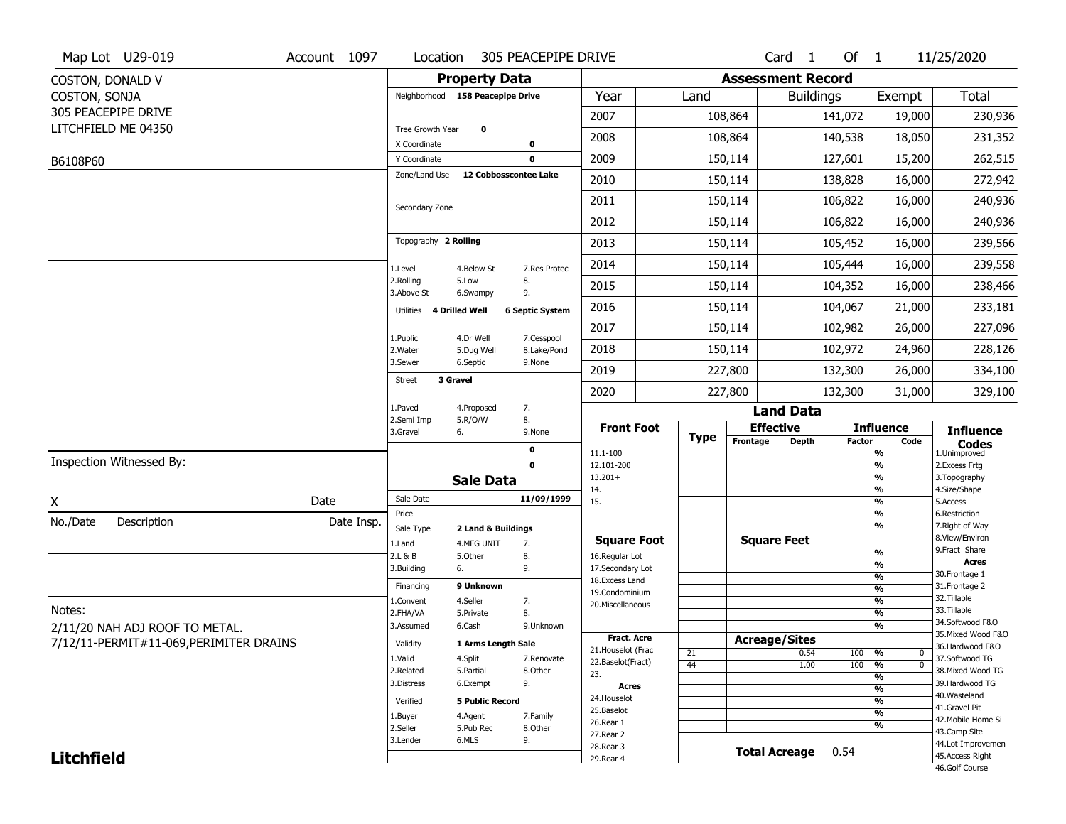Map Lot U29-019 | Account 1097 | Location 305 PEACEPIPE DRIVE | Card 1 Of 1 | 11/25/2020

COSTON, DONALD V
COSTON, SONJA
305 PEACEPIPE DRIVE
LITCHFIELD ME 04350

B6108P60

## Property Data

| Field | Value |
|---|---|
| Neighborhood | 158 Peacepipe Drive |
| Tree Growth Year | 0 |
| X Coordinate | 0 |
| Y Coordinate | 0 |
| Zone/Land Use | 12 Cobbosscontee Lake |
| Secondary Zone | |
| Topography | 2 Rolling |
| Utilities | 4 Drilled Well, 6 Septic System |
| Street | 3 Gravel |

Topography codes: 1.Level, 2.Rolling, 3.Above St, 4.Below St, 5.Low, 6.Swampy, 7.Res Protec, 8., 9.

Utilities codes: 1.Public, 2.Water, 3.Sewer, 4.Dr Well, 5.Dug Well, 6.Septic, 7.Cesspool, 8.Lake/Pond, 9.None

Street codes: 1.Paved, 2.Semi Imp, 3.Gravel, 4.Proposed, 5.R/O/W, 6., 7., 8., 9.None

## Sale Data

| Field | Value |
|---|---|
| Sale Date | 11/09/1999 |
| Price | |
| Sale Type | 2 Land & Buildings |
| Financing | 9 Unknown |
| Validity | 1 Arms Length Sale |
| Verified | 5 Public Record |

Sale Type codes: 1.Land, 2.L & B, 3.Building, 4.MFG UNIT, 5.Other, 6., 7., 8., 9.

Financing codes: 1.Convent, 2.FHA/VA, 3.Assumed, 4.Seller, 5.Private, 6.Cash, 7., 8., 9.Unknown

Validity codes: 1.Valid, 2.Related, 3.Distress, 4.Split, 5.Partial, 6.Exempt, 7.Renovate, 8.Other, 9.

Verified codes: 1.Buyer, 2.Seller, 3.Lender, 4.Agent, 5.Pub Rec, 6.MLS, 7.Family, 8.Other, 9.

## Assessment Record

| Year | Land | Buildings | Exempt | Total |
|---|---|---|---|---|
| 2007 | 108,864 | 141,072 | 19,000 | 230,936 |
| 2008 | 108,864 | 140,538 | 18,050 | 231,352 |
| 2009 | 150,114 | 127,601 | 15,200 | 262,515 |
| 2010 | 150,114 | 138,828 | 16,000 | 272,942 |
| 2011 | 150,114 | 106,822 | 16,000 | 240,936 |
| 2012 | 150,114 | 106,822 | 16,000 | 240,936 |
| 2013 | 150,114 | 105,452 | 16,000 | 239,566 |
| 2014 | 150,114 | 105,444 | 16,000 | 239,558 |
| 2015 | 150,114 | 104,352 | 16,000 | 238,466 |
| 2016 | 150,114 | 104,067 | 21,000 | 233,181 |
| 2017 | 150,114 | 102,982 | 26,000 | 227,096 |
| 2018 | 150,114 | 102,972 | 24,960 | 228,126 |
| 2019 | 227,800 | 132,300 | 26,000 | 334,100 |
| 2020 | 227,800 | 132,300 | 31,000 | 329,100 |

## Land Data

| Type | Code | Effective Frontage | Effective Depth / Acreage | Influence Factor | Influence Code |
|---|---|---|---|---|---|
| Acreage/Sites | 21 | | 0.54 | 100 % | 0 |
| Acreage/Sites | 44 | | 1.00 | 100 % | 0 |

Front Foot: 11.1-100, 12.101-200, 13.201+, 14., 15.

Square Foot: 16.Regular Lot, 17.Secondary Lot, 18.Excess Land, 19.Condominium, 20.Miscellaneous

Fract. Acre: 21.Houselot (Frac, 22.Baselot(Fract), 23.

Acres: 24.Houselot, 25.Baselot, 26.Rear 1, 27.Rear 2, 28.Rear 3, 29.Rear 4

**Total Acreage** 0.54

Influence Codes: 1.Unimproved, 2.Excess Frtg, 3.Topography, 4.Size/Shape, 5.Access, 6.Restriction, 7.Right of Way, 8.View/Environ, 9.Fract Share

Acres: 30.Frontage 1, 31.Frontage 2, 32.Tillable, 33.Tillable, 34.Softwood F&O, 35.Mixed Wood F&O, 36.Hardwood F&O, 37.Softwood TG, 38.Mixed Wood TG, 39.Hardwood TG, 40.Wasteland, 41.Gravel Pit, 42.Mobile Home Si, 43.Camp Site, 44.Lot Improvemen, 45.Access Right, 46.Golf Course

Inspection Witnessed By:

X ____________________ Date

| No./Date | Description | Date Insp. |
|---|---|---|
| | | |
| | | |
| | | |

Notes:
2/11/20 NAH ADJ ROOF TO METAL.
7/12/11-PERMIT#11-069,PERIMITER DRAINS

**Litchfield**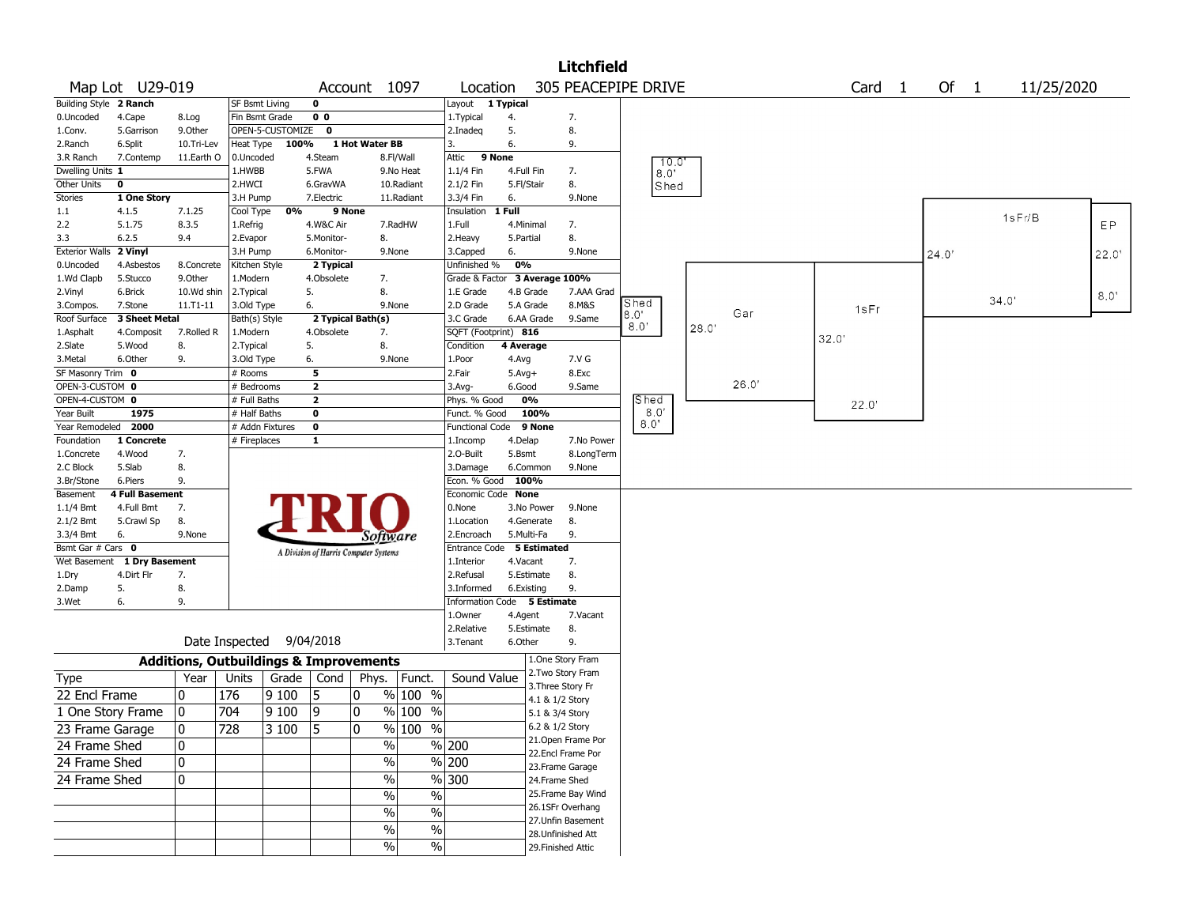# Litchfield

**Map Lot** U29-019 **Account** 1097 **Location** 305 PEACEPIPE DRIVE **Card** 1 **Of** 1 11/25/2020

| Building Style | 2 Ranch | | SF Bsmt Living | 0 | | | Layout | 1 Typical | |
|---|---|---|---|---|---|---|---|---|---|
| 0.Uncoded | 4.Cape | 8.Log | Fin Bsmt Grade | 0 0 | | | 1.Typical | 4. | 7. |
| 1.Conv. | 5.Garrison | 9.Other | OPEN-5-CUSTOMIZE | 0 | | | 2.Inadeq | 5. | 8. |
| 2.Ranch | 6.Split | 10.Tri-Lev | Heat Type | 100% | 1 Hot Water BB | | 3. | 6. | 9. |
| 3.R Ranch | 7.Contemp | 11.Earth O | 0.Uncoded | 4.Steam | 8.Fl/Wall | | Attic | 9 None | |
| Dwelling Units | 1 | | 1.HWBB | 5.FWA | 9.No Heat | | 1.1/4 Fin | 4.Full Fin | 7. |
| Other Units | 0 | | 2.HWCI | 6.GravWA | 10.Radiant | | 2.1/2 Fin | 5.Fl/Stair | 8. |
| Stories | 1 One Story | | 3.H Pump | 7.Electric | 11.Radiant | | 3.3/4 Fin | 6. | 9.None |
| 1.1 | 4.1.5 | 7.1.25 | Cool Type | 0% | 9 None | | Insulation | 1 Full | |
| 2.2 | 5.1.75 | 8.3.5 | 1.Refrig | 4.W&C Air | 7.RadHW | | 1.Full | 4.Minimal | 7. |
| 3.3 | 6.2.5 | 9.4 | 2.Evapor | 5.Monitor- | 8. | | 2.Heavy | 5.Partial | 8. |
| Exterior Walls | 2 Vinyl | | 3.H Pump | 6.Monitor- | 9.None | | 3.Capped | 6. | 9.None |
| 0.Uncoded | 4.Asbestos | 8.Concrete | Kitchen Style | 2 Typical | | | Unfinished % | 0% | |
| 1.Wd Clapb | 5.Stucco | 9.Other | 1.Modern | 4.Obsolete | 7. | | Grade & Factor | 3 Average 100% | |
| 2.Vinyl | 6.Brick | 10.Wd shin | 2.Typical | 5. | 8. | | 1.E Grade | 4.B Grade | 7.AAA Grad |
| 3.Compos. | 7.Stone | 11.T1-11 | 3.Old Type | 6. | 9.None | | 2.D Grade | 5.A Grade | 8.M&S |
| Roof Surface | 3 Sheet Metal | | Bath(s) Style | 2 Typical Bath(s) | | | 3.C Grade | 6.AA Grade | 9.Same |
| 1.Asphalt | 4.Composit | 7.Rolled R | 1.Modern | 4.Obsolete | 7. | | SQFT (Footprint) | 816 | |
| 2.Slate | 5.Wood | 8. | 2.Typical | 5. | 8. | | Condition | 4 Average | |
| 3.Metal | 6.Other | 9. | 3.Old Type | 6. | 9.None | | 1.Poor | 4.Avg | 7.V G |
| SF Masonry Trim | 0 | | # Rooms | 5 | | | 2.Fair | 5.Avg+ | 8.Exc |
| OPEN-3-CUSTOM | 0 | | # Bedrooms | 2 | | | 3.Avg- | 6.Good | 9.Same |
| OPEN-4-CUSTOM | 0 | | # Full Baths | 2 | | | Phys. % Good | 0% | |
| Year Built | 1975 | | # Half Baths | 0 | | | Funct. % Good | 100% | |
| Year Remodeled | 2000 | | # Addn Fixtures | 0 | | | Functional Code | 9 None | |
| Foundation | 1 Concrete | | # Fireplaces | 1 | | | 1.Incomp | 4.Delap | 7.No Power |
| 1.Concrete | 4.Wood | 7. | | | | | 2.O-Built | 5.Bsmt | 8.LongTerm |
| 2.C Block | 5.Slab | 8. | | | | | 3.Damage | 6.Common | 9.None |
| 3.Br/Stone | 6.Piers | 9. | | | | | Econ. % Good | 100% | |
| Basement | 4 Full Basement | | | | | | Economic Code | None | |
| 1.1/4 Bmt | 4.Full Bmt | 7. | | | | | 0.None | 3.No Power | 9.None |
| 2.1/2 Bmt | 5.Crawl Sp | 8. | | | | | 1.Location | 4.Generate | 8. |
| 3.3/4 Bmt | 6. | 9.None | | | | | 2.Encroach | 5.Multi-Fa | 9. |
| Bsmt Gar # Cars | 0 | | | | | | Entrance Code | 5 Estimated | |
| Wet Basement | 1 Dry Basement | | | | | | 1.Interior | 4.Vacant | 7. |
| 1.Dry | 4.Dirt Flr | 7. | | | | | 2.Refusal | 5.Estimate | 8. |
| 2.Damp | 5. | 8. | | | | | 3.Informed | 6.Existing | 9. |
| 3.Wet | 6. | 9. | | | | | Information Code | 5 Estimate | |
| | | | | | | | 1.Owner | 4.Agent | 7.Vacant |
| | | | | | | | 2.Relative | 5.Estimate | 8. |
| | | | Date Inspected | 9/04/2018 | | | 3.Tenant | 6.Other | 9. |

TRIO Software — A Division of Harris Computer Systems

## Additions, Outbuildings & Improvements

| Type | Year | Units | Grade | Cond | Phys. | Funct. | Sound Value |
|---|---|---|---|---|---|---|---|
| 22 Encl Frame | 0 | 176 | 9 100 | 5 | 0 % | 100 % | |
| 1 One Story Frame | 0 | 704 | 9 100 | 9 | 0 % | 100 % | |
| 23 Frame Garage | 0 | 728 | 3 100 | 5 | 0 % | 100 % | |
| 24 Frame Shed | 0 | | | | % | % | 200 |
| 24 Frame Shed | 0 | | | | % | % | 200 |
| 24 Frame Shed | 0 | | | | % | % | 300 |
| | | | | | % | % | |
| | | | | | % | % | |
| | | | | | % | % | |
| | | | | | % | % | |

1.One Story Fram
2.Two Story Fram
3.Three Story Fr
4.1 & 1/2 Story
5.1 & 3/4 Story
6.2 & 1/2 Story
21.Open Frame Por
22.Encl Frame Por
23.Frame Garage
24.Frame Shed
25.Frame Bay Wind
26.1SFr Overhang
27.Unfin Basement
28.Unfinished Att
29.Finished Attic

Sketch labels: Shed 10.0' × 8.0'; Shed 8.0' × 8.0'; Shed 8.0' × 8.0'; Gar 28.0' × 26.0'; 1sFr 32.0' × 22.0'; 1sFr/B 24.0' × 34.0'; EP 22.0' × 8.0'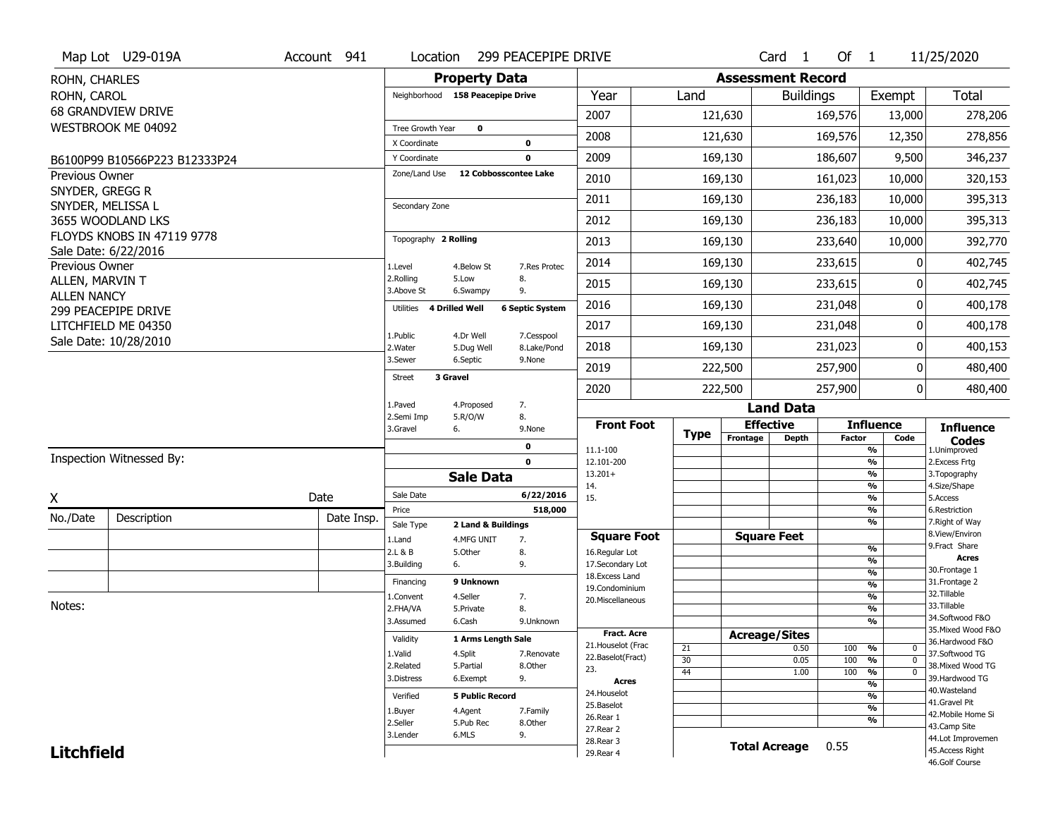Map Lot U29-019A | Account 941 | Location 299 PEACEPIPE DRIVE | Card 1 Of 1 | 11/25/2020

ROHN, CHARLES
ROHN, CAROL
68 GRANDVIEW DRIVE
WESTBROOK ME 04092

B6100P99 B10566P223 B12333P24

Previous Owner
SNYDER, GREGG R
SNYDER, MELISSA L
3655 WOODLAND LKS
FLOYDS KNOBS IN 47119 9778
Sale Date: 6/22/2016

Previous Owner
ALLEN, MARVIN T
ALLEN NANCY
299 PEACEPIPE DRIVE
LITCHFIELD ME 04350
Sale Date: 10/28/2010

## Property Data

Neighborhood **158 Peacepipe Drive**

Tree Growth Year **0**
X Coordinate **0**
Y Coordinate **0**
Zone/Land Use **12 Cobbosscontee Lake**

Secondary Zone

Topography **2 Rolling**

1.Level 4.Below St 7.Res Protec
2.Rolling 5.Low 8.
3.Above St 6.Swampy 9.

Utilities **4 Drilled Well** **6 Septic System**

1.Public 4.Dr Well 7.Cesspool
2.Water 5.Dug Well 8.Lake/Pond
3.Sewer 6.Septic 9.None

Street **3 Gravel**

1.Paved 4.Proposed 7.
2.Semi Imp 5.R/O/W 8.
3.Gravel 6. 9.None

**0**
**0**

## Sale Data

Sale Date **6/22/2016**
Price **518,000**
Sale Type **2 Land & Buildings**

1.Land 4.MFG UNIT 7.
2.L & B 5.Other 8.
3.Building 6. 9.

Financing **9 Unknown**

1.Convent 4.Seller 7.
2.FHA/VA 5.Private 8.
3.Assumed 6.Cash 9.Unknown

Validity **1 Arms Length Sale**

1.Valid 4.Split 7.Renovate
2.Related 5.Partial 8.Other
3.Distress 6.Exempt 9.

Verified **5 Public Record**

1.Buyer 4.Agent 7.Family
2.Seller 5.Pub Rec 8.Other
3.Lender 6.MLS 9.

## Assessment Record

| Year | Land | Buildings | Exempt | Total |
|---|---|---|---|---|
| 2007 | 121,630 | 169,576 | 13,000 | 278,206 |
| 2008 | 121,630 | 169,576 | 12,350 | 278,856 |
| 2009 | 169,130 | 186,607 | 9,500 | 346,237 |
| 2010 | 169,130 | 161,023 | 10,000 | 320,153 |
| 2011 | 169,130 | 236,183 | 10,000 | 395,313 |
| 2012 | 169,130 | 236,183 | 10,000 | 395,313 |
| 2013 | 169,130 | 233,640 | 10,000 | 392,770 |
| 2014 | 169,130 | 233,615 | 0 | 402,745 |
| 2015 | 169,130 | 233,615 | 0 | 402,745 |
| 2016 | 169,130 | 231,048 | 0 | 400,178 |
| 2017 | 169,130 | 231,048 | 0 | 400,178 |
| 2018 | 169,130 | 231,023 | 0 | 400,153 |
| 2019 | 222,500 | 257,900 | 0 | 480,400 |
| 2020 | 222,500 | 257,900 | 0 | 480,400 |

## Land Data

| Front Foot | Type | Effective Frontage | Effective Depth | Influence Factor | Influence Code |
|---|---|---|---|---|---|
| 11.1-100 | | | | % | |
| 12.101-200 | | | | % | |
| 13.201+ | | | | % | |
| 14. | | | | % | |
| 15. | | | | % | |
| | | | | % | |
| | | | | % | |

| Square Foot | | Square Feet | | |
|---|---|---|---|---|
| 16.Regular Lot | | | % | |
| 17.Secondary Lot | | | % | |
| 18.Excess Land | | | % | |
| 19.Condominium | | | % | |
| 20.Miscellaneous | | | % | |
| | | | % | |
| | | | % | |

| Fract. Acre | Type | Acreage/Sites | Factor | Code |
|---|---|---|---|---|
| 21.Houselot (Frac | 21 | 0.50 | 100 % | 0 |
| 22.Baselot(Fract) | 30 | 0.05 | 100 % | 0 |
| 23. | 44 | 1.00 | 100 % | 0 |
| **Acres** | | | % | |
| 24.Houselot | | | % | |
| 25.Baselot | | | % | |
| 26.Rear 1 | | | % | |
| 27.Rear 2 | | | | |
| 28.Rear 3 | | | | |
| 29.Rear 4 | | | | |

**Total Acreage** 0.55

**Influence Codes**
1.Unimproved
2.Excess Frtg
3.Topography
4.Size/Shape
5.Access
6.Restriction
7.Right of Way
8.View/Environ
9.Fract Share

**Acres**
30.Frontage 1
31.Frontage 2
32.Tillable
33.Tillable
34.Softwood F&O
35.Mixed Wood F&O
36.Hardwood F&O
37.Softwood TG
38.Mixed Wood TG
39.Hardwood TG
40.Wasteland
41.Gravel Pit
42.Mobile Home Si
43.Camp Site
44.Lot Improvemen
45.Access Right
46.Golf Course

Inspection Witnessed By:

X ________________ Date

| No./Date | Description | Date Insp. |
|---|---|---|
| | | |
| | | |
| | | |

Notes:

**Litchfield**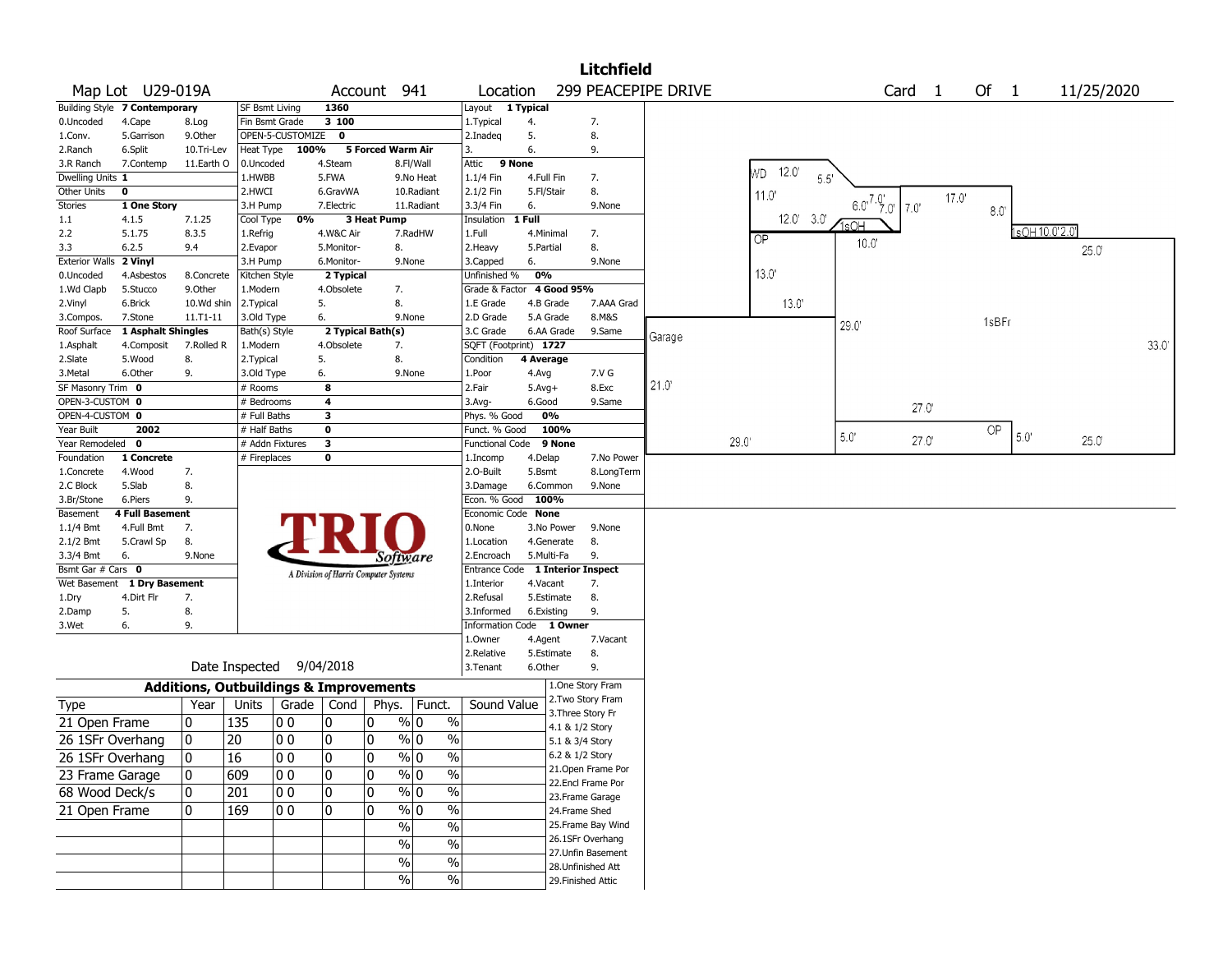# Litchfield

**Map Lot** U29-019A **Account** 941 **Location** 299 PEACEPIPE DRIVE **Card** 1 **Of** 1 11/25/2020

| Building Style | 7 Contemporary | | SF Bsmt Living | 1360 | | Layout | 1 Typical | |
|---|---|---|---|---|---|---|---|---|
| 0.Uncoded | 4.Cape | 8.Log | Fin Bsmt Grade | 3 100 | | 1.Typical | 4. | 7. |
| 1.Conv. | 5.Garrison | 9.Other | OPEN-5-CUSTOMIZE | 0 | | 2.Inadeq | 5. | 8. |
| 2.Ranch | 6.Split | 10.Tri-Lev | Heat Type 100% | 5 Forced Warm Air | | 3. | 6. | 9. |
| 3.R Ranch | 7.Contemp | 11.Earth O | 0.Uncoded | 4.Steam | 8.Fl/Wall | Attic | 9 None | |
| Dwelling Units | 1 | | 1.HWBB | 5.FWA | 9.No Heat | 1.1/4 Fin | 4.Full Fin | 7. |
| Other Units | 0 | | 2.HWCI | 6.GravWA | 10.Radiant | 2.1/2 Fin | 5.Fl/Stair | 8. |
| Stories | 1 One Story | | 3.H Pump | 7.Electric | 11.Radiant | 3.3/4 Fin | 6. | 9.None |
| 1.1 | 4.1.5 | 7.1.25 | Cool Type 0% | 3 Heat Pump | | Insulation | 1 Full | |
| 2.2 | 5.1.75 | 8.3.5 | 1.Refrig | 4.W&C Air | 7.RadHW | 1.Full | 4.Minimal | 7. |
| 3.3 | 6.2.5 | 9.4 | 2.Evapor | 5.Monitor- | 8. | 2.Heavy | 5.Partial | 8. |
| Exterior Walls | 2 Vinyl | | 3.H Pump | 6.Monitor- | 9.None | 3.Capped | 6. | 9.None |
| 0.Uncoded | 4.Asbestos | 8.Concrete | Kitchen Style | 2 Typical | | Unfinished % | 0% | |
| 1.Wd Clapb | 5.Stucco | 9.Other | 1.Modern | 4.Obsolete | 7. | Grade & Factor | 4 Good 95% | |
| 2.Vinyl | 6.Brick | 10.Wd shin | 2.Typical | 5. | 8. | 1.E Grade | 4.B Grade | 7.AAA Grad |
| 3.Compos. | 7.Stone | 11.T1-11 | 3.Old Type | 6. | 9.None | 2.D Grade | 5.A Grade | 8.M&S |
| Roof Surface | 1 Asphalt Shingles | | Bath(s) Style | 2 Typical Bath(s) | | 3.C Grade | 6.AA Grade | 9.Same |
| 1.Asphalt | 4.Composit | 7.Rolled R | 1.Modern | 4.Obsolete | 7. | SQFT (Footprint) | 1727 | |
| 2.Slate | 5.Wood | 8. | 2.Typical | 5. | 8. | Condition | 4 Average | |
| 3.Metal | 6.Other | 9. | 3.Old Type | 6. | 9.None | 1.Poor | 4.Avg | 7.V G |
| SF Masonry Trim | 0 | | # Rooms | 8 | | 2.Fair | 5.Avg+ | 8.Exc |
| OPEN-3-CUSTOM | 0 | | # Bedrooms | 4 | | 3.Avg- | 6.Good | 9.Same |
| OPEN-4-CUSTOM | 0 | | # Full Baths | 3 | | Phys. % Good | 0% | |
| Year Built | 2002 | | # Half Baths | 0 | | Funct. % Good | 100% | |
| Year Remodeled | 0 | | # Addn Fixtures | 3 | | Functional Code | 9 None | |
| Foundation | 1 Concrete | | # Fireplaces | 0 | | 1.Incomp | 4.Delap | 7.No Power |
| 1.Concrete | 4.Wood | 7. | | | | 2.O-Built | 5.Bsmt | 8.LongTerm |
| 2.C Block | 5.Slab | 8. | | | | 3.Damage | 6.Common | 9.None |
| 3.Br/Stone | 6.Piers | 9. | | | | Econ. % Good | 100% | |
| Basement | 4 Full Basement | | | | | Economic Code | None | |
| 1.1/4 Bmt | 4.Full Bmt | 7. | | | | 0.None | 3.No Power | 9.None |
| 2.1/2 Bmt | 5.Crawl Sp | 8. | | | | 1.Location | 4.Generate | 8. |
| 3.3/4 Bmt | 6. | 9.None | | | | 2.Encroach | 5.Multi-Fa | 9. |
| Bsmt Gar # Cars | 0 | | | | | Entrance Code | 1 Interior Inspect | |
| Wet Basement | 1 Dry Basement | | | | | 1.Interior | 4.Vacant | 7. |
| 1.Dry | 4.Dirt Flr | 7. | | | | 2.Refusal | 5.Estimate | 8. |
| 2.Damp | 5. | 8. | | | | 3.Informed | 6.Existing | 9. |
| 3.Wet | 6. | 9. | | | | Information Code | 1 Owner | |
| | | | | | | 1.Owner | 4.Agent | 7.Vacant |
| | | | | | | 2.Relative | 5.Estimate | 8. |
| | | | Date Inspected | 9/04/2018 | | 3.Tenant | 6.Other | 9. |

TRIO Software — A Division of Harris Computer Systems

## Additions, Outbuildings & Improvements

| Type | Year | Units | Grade | Cond | Phys. | Funct. | Sound Value |
|---|---|---|---|---|---|---|---|
| 21 Open Frame | 0 | 135 | 0 0 | 0 | 0 % | 0 % | |
| 26 1SFr Overhang | 0 | 20 | 0 0 | 0 | 0 % | 0 % | |
| 26 1SFr Overhang | 0 | 16 | 0 0 | 0 | 0 % | 0 % | |
| 23 Frame Garage | 0 | 609 | 0 0 | 0 | 0 % | 0 % | |
| 68 Wood Deck/s | 0 | 201 | 0 0 | 0 | 0 % | 0 % | |
| 21 Open Frame | 0 | 169 | 0 0 | 0 | 0 % | 0 % | |
| | | | | | % | % | |
| | | | | | % | % | |
| | | | | | % | % | |
| | | | | | % | % | |

1.One Story Fram
2.Two Story Fram
3.Three Story Fr
4.1 & 1/2 Story
5.1 & 3/4 Story
6.2 & 1/2 Story
21.Open Frame Por
22.Encl Frame Por
23.Frame Garage
24.Frame Shed
25.Frame Bay Wind
26.1SFr Overhang
27.Unfin Basement
28.Unfinished Att
29.Finished Attic

WD 12.0' 5.5' 11.0' 12.0' 3.0' OP 13.0' 13.0' 6.0' 7.0' 7.0' 7.0' 17.0' 8.0' 1sOH 10.0' 1sOH 10.0'2.0' 25.0' Garage 21.0' 29.0' 29.0' 1sBFr 33.0' 27.0' 5.0' 27.0' OP 5.0' 25.0'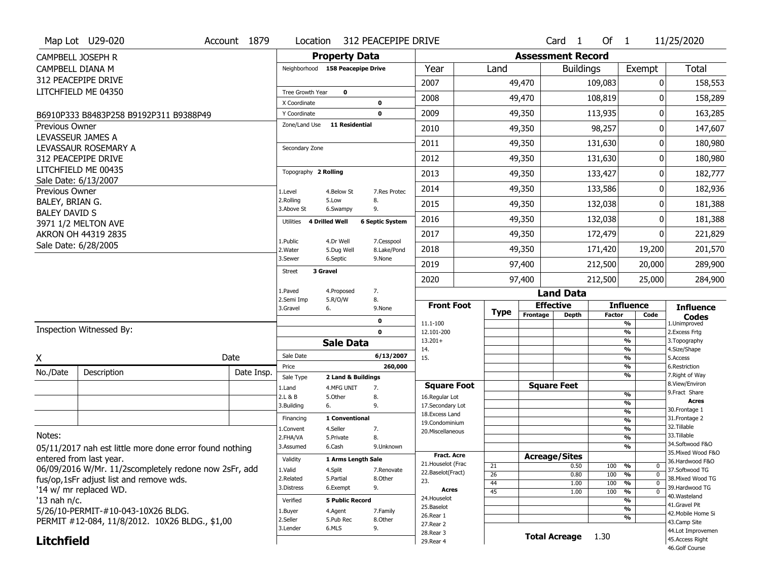Map Lot U29-020 | Account 1879 | Location 312 PEACEPIPE DRIVE | Card 1 Of 1 | 11/25/2020

CAMPBELL JOSEPH R
CAMPBELL DIANA M
312 PEACEPIPE DRIVE
LITCHFIELD ME 04350

B6910P333 B8483P258 B9192P311 B9388P49

Previous Owner
LEVASSEUR JAMES A
LEVASSAUR ROSEMARY A
312 PEACEPIPE DRIVE
LITCHFIELD ME 00435
Sale Date: 6/13/2007

Previous Owner
BALEY, BRIAN G.
BALEY DAVID S
3971 1/2 MELTON AVE
AKRON OH 44319 2835
Sale Date: 6/28/2005

## Property Data

Neighborhood **158 Peacepipe Drive**

Tree Growth Year **0**
X Coordinate **0**
Y Coordinate **0**
Zone/Land Use **11 Residential**
Secondary Zone

Topography **2 Rolling**
1.Level 4.Below St 7.Res Protec
2.Rolling 5.Low 8.
3.Above St 6.Swampy 9.

Utilities **4 Drilled Well** **6 Septic System**
1.Public 4.Dr Well 7.Cesspool
2.Water 5.Dug Well 8.Lake/Pond
3.Sewer 6.Septic 9.None

Street **3 Gravel**
1.Paved 4.Proposed 7.
2.Semi Imp 5.R/O/W 8.
3.Gravel 6. 9.None

0
0

## Sale Data

| | |
|---|---|
| Sale Date | 6/13/2007 |
| Price | 260,000 |
| Sale Type | 2 Land & Buildings |

1.Land 4.MFG UNIT 7.
2.L & B 5.Other 8.
3.Building 6. 9.

Financing **1 Conventional**
1.Convent 4.Seller 7.
2.FHA/VA 5.Private 8.
3.Assumed 6.Cash 9.Unknown

Validity **1 Arms Length Sale**
1.Valid 4.Split 7.Renovate
2.Related 5.Partial 8.Other
3.Distress 6.Exempt 9.

Verified **5 Public Record**
1.Buyer 4.Agent 7.Family
2.Seller 5.Pub Rec 8.Other
3.Lender 6.MLS 9.

## Assessment Record

| Year | Land | Buildings | Exempt | Total |
|---|---|---|---|---|
| 2007 | 49,470 | 109,083 | 0 | 158,553 |
| 2008 | 49,470 | 108,819 | 0 | 158,289 |
| 2009 | 49,350 | 113,935 | 0 | 163,285 |
| 2010 | 49,350 | 98,257 | 0 | 147,607 |
| 2011 | 49,350 | 131,630 | 0 | 180,980 |
| 2012 | 49,350 | 131,630 | 0 | 180,980 |
| 2013 | 49,350 | 133,427 | 0 | 182,777 |
| 2014 | 49,350 | 133,586 | 0 | 182,936 |
| 2015 | 49,350 | 132,038 | 0 | 181,388 |
| 2016 | 49,350 | 132,038 | 0 | 181,388 |
| 2017 | 49,350 | 172,479 | 0 | 221,829 |
| 2018 | 49,350 | 171,420 | 19,200 | 201,570 |
| 2019 | 97,400 | 212,500 | 20,000 | 289,900 |
| 2020 | 97,400 | 212,500 | 25,000 | 284,900 |

## Land Data

Front Foot: 11.1-100, 12.101-200, 13.201+, 14., 15.

Square Foot: 16.Regular Lot, 17.Secondary Lot, 18.Excess Land, 19.Condominium, 20.Miscellaneous

Fract. Acre: 21.Houselot (Frac, 22.Baselot(Fract), 23.

Acres: 24.Houselot, 25.Baselot, 26.Rear 1, 27.Rear 2, 28.Rear 3, 29.Rear 4

Acreage/Sites

| Type | Acreage | Factor | Code |
|---|---|---|---|
| 21 | 0.50 | 100 % | 0 |
| 26 | 0.80 | 100 % | 0 |
| 44 | 1.00 | 100 % | 0 |
| 45 | 1.00 | 100 % | 0 |

**Total Acreage** 1.30

Influence Codes: 1.Unimproved, 2.Excess Frtg, 3.Topography, 4.Size/Shape, 5.Access, 6.Restriction, 7.Right of Way, 8.View/Environ, 9.Fract Share

Acres: 30.Frontage 1, 31.Frontage 2, 32.Tillable, 33.Tillable, 34.Softwood F&O, 35.Mixed Wood F&O, 36.Hardwood F&O, 37.Softwood TG, 38.Mixed Wood TG, 39.Hardwood TG, 40.Wasteland, 41.Gravel Pit, 42.Mobile Home Si, 43.Camp Site, 44.Lot Improvemen, 45.Access Right, 46.Golf Course

Inspection Witnessed By:

X ____________ Date

| No./Date | Description | Date Insp. |
|---|---|---|
| | | |
| | | |
| | | |

Notes:
05/11/2017 nah est little more done error found nothing entered from last year.
06/09/2016 W/Mr. 11/2scompletely redone now 2sFr, add fus/op,1sFr adjust list and remove wds.
'14 w/ mr replaced WD.
'13 nah n/c.
5/26/10-PERMIT-#10-043-10X26 BLDG.
PERMIT #12-084, 11/8/2012. 10X26 BLDG., $1,00

**Litchfield**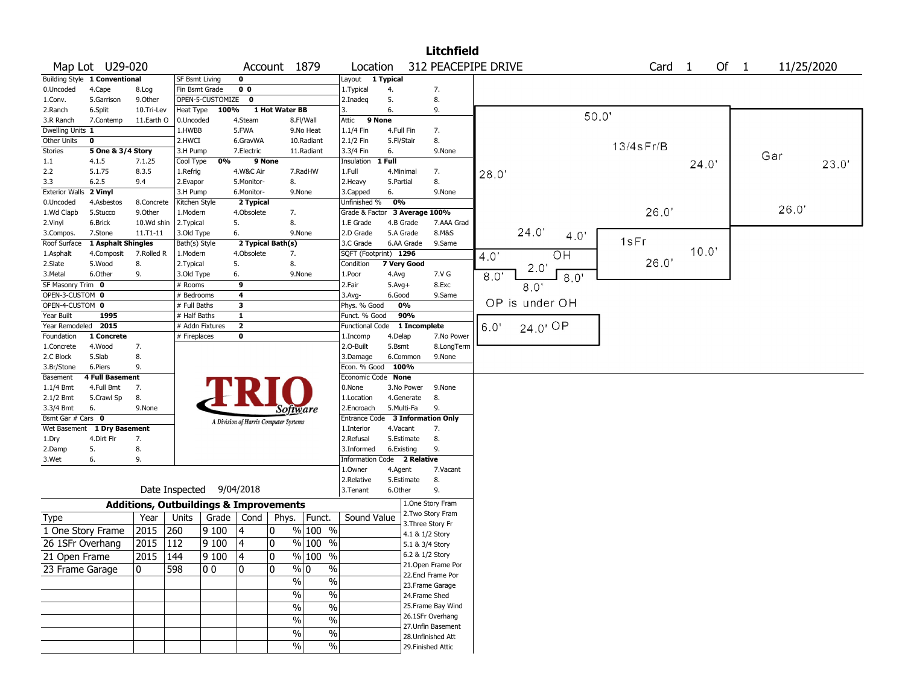# Litchfield

Map Lot U29-020 | Account 1879 | Location 312 PEACEPIPE DRIVE | Card 1 Of 1 | 11/25/2020

| Field | Value | Options |
|---|---|---|
| Building Style | 1 Conventional | 0.Uncoded, 4.Cape, 8.Log, 1.Conv., 5.Garrison, 9.Other, 2.Ranch, 6.Split, 10.Tri-Lev, 3.R Ranch, 7.Contemp, 11.Earth O |
| Dwelling Units | 1 | |
| Other Units | 0 | |
| Stories | 5 One & 3/4 Story | 1.1, 4.1.5, 7.1.25, 2.2, 5.1.75, 8.3.5, 3.3, 6.2.5, 9.4 |
| Exterior Walls | 2 Vinyl | 0.Uncoded, 4.Asbestos, 8.Concrete, 1.Wd Clapb, 5.Stucco, 9.Other, 2.Vinyl, 6.Brick, 10.Wd shin, 3.Compos., 7.Stone, 11.T1-11 |
| Roof Surface | 1 Asphalt Shingles | 1.Asphalt, 4.Composit, 7.Rolled R, 2.Slate, 5.Wood, 8., 3.Metal, 6.Other, 9. |
| SF Masonry Trim | 0 | |
| OPEN-3-CUSTOM | 0 | |
| OPEN-4-CUSTOM | 0 | |
| Year Built | 1995 | |
| Year Remodeled | 2015 | |
| Foundation | 1 Concrete | 1.Concrete, 4.Wood, 7., 2.C Block, 5.Slab, 8., 3.Br/Stone, 6.Piers, 9. |
| Basement | 4 Full Basement | 1.1/4 Bmt, 4.Full Bmt, 7., 2.1/2 Bmt, 5.Crawl Sp, 8., 3.3/4 Bmt, 6., 9.None |
| Bsmt Gar # Cars | 0 | |
| Wet Basement | 1 Dry Basement | 1.Dry, 4.Dirt Flr, 7., 2.Damp, 5., 8., 3.Wet, 6., 9. |

| Field | Value | Options |
|---|---|---|
| SF Bsmt Living | 0 | |
| Fin Bsmt Grade | 0 0 | |
| OPEN-5-CUSTOMIZE | 0 | |
| Heat Type | 100% 1 Hot Water BB | 0.Uncoded, 4.Steam, 8.Fl/Wall, 1.HWBB, 5.FWA, 9.No Heat, 2.HWCI, 6.GravWA, 10.Radiant, 3.H Pump, 7.Electric, 11.Radiant |
| Cool Type | 0% 9 None | 1.Refrig, 4.W&C Air, 7.RadHW, 2.Evapor, 5.Monitor-, 8., 3.H Pump, 6.Monitor-, 9.None |
| Kitchen Style | 2 Typical | 1.Modern, 4.Obsolete, 7., 2.Typical, 5., 8., 3.Old Type, 6., 9.None |
| Bath(s) Style | 2 Typical Bath(s) | 1.Modern, 4.Obsolete, 7., 2.Typical, 5., 8., 3.Old Type, 6., 9.None |
| # Rooms | 9 | |
| # Bedrooms | 4 | |
| # Full Baths | 3 | |
| # Half Baths | 1 | |
| # Addn Fixtures | 2 | |
| # Fireplaces | 0 | |

| Field | Value | Options |
|---|---|---|
| Layout | 1 Typical | 1.Typical, 4., 7., 2.Inadeq, 5., 8., 3., 6., 9. |
| Attic | 9 None | 1.1/4 Fin, 4.Full Fin, 7., 2.1/2 Fin, 5.Fl/Stair, 8., 3.3/4 Fin, 6., 9.None |
| Insulation | 1 Full | 1.Full, 4.Minimal, 7., 2.Heavy, 5.Partial, 8., 3.Capped, 6., 9.None |
| Unfinished % | 0% | |
| Grade & Factor | 3 Average 100% | 1.E Grade, 4.B Grade, 7.AAA Grad, 2.D Grade, 5.A Grade, 8.M&S, 3.C Grade, 6.AA Grade, 9.Same |
| SQFT (Footprint) | 1296 | |
| Condition | 7 Very Good | 1.Poor, 4.Avg, 7.V G, 2.Fair, 5.Avg+, 8.Exc, 3.Avg-, 6.Good, 9.Same |
| Phys. % Good | 0% | |
| Funct. % Good | 90% | |
| Functional Code | 1 Incomplete | 1.Incomp, 4.Delap, 7.No Power, 2.O-Built, 5.Bsmt, 8.LongTerm, 3.Damage, 6.Common, 9.None |
| Econ. % Good | 100% | |
| Economic Code | None | 0.None, 3.No Power, 9.None, 1.Location, 4.Generate, 8., 2.Encroach, 5.Multi-Fa, 9. |
| Entrance Code | 3 Information Only | 1.Interior, 4.Vacant, 7., 2.Refusal, 5.Estimate, 8., 3.Informed, 6.Existing, 9. |
| Information Code | 2 Relative | 1.Owner, 4.Agent, 7.Vacant, 2.Relative, 5.Estimate, 8., 3.Tenant, 6.Other, 9. |

Date Inspected 9/04/2018

## Additions, Outbuildings & Improvements

| Type | Year | Units | Grade | Cond | Phys. | Funct. | Sound Value |
|---|---|---|---|---|---|---|---|
| 1 One Story Frame | 2015 | 260 | 9 100 | 4 | 0 % | 100 % | |
| 26 1SFr Overhang | 2015 | 112 | 9 100 | 4 | 0 % | 100 % | |
| 21 Open Frame | 2015 | 144 | 9 100 | 4 | 0 % | 100 % | |
| 23 Frame Garage | 0 | 598 | 0 0 | 0 | 0 % | 0 % | |
| | | | | | % | % | |
| | | | | | % | % | |
| | | | | | % | % | |
| | | | | | % | % | |
| | | | | | % | % | |
| | | | | | % | % | |

1.One Story Fram, 2.Two Story Fram, 3.Three Story Fr, 4.1 & 1/2 Story, 5.1 & 3/4 Story, 6.2 & 1/2 Story, 21.Open Frame Por, 22.Encl Frame Por, 23.Frame Garage, 24.Frame Shed, 25.Frame Bay Wind, 26.1SFr Overhang, 27.Unfin Basement, 28.Unfinished Att, 29.Finished Attic

Sketch labels: 50.0', 13/4sFr/B, 28.0', 24.0', 26.0', Gar, 23.0', 26.0', 24.0', 4.0', 1sFr, 10.0', 26.0', 4.0', OH, 2.0', 8.0', 8.0', 8.0', OP is under OH, 6.0', 24.0' OP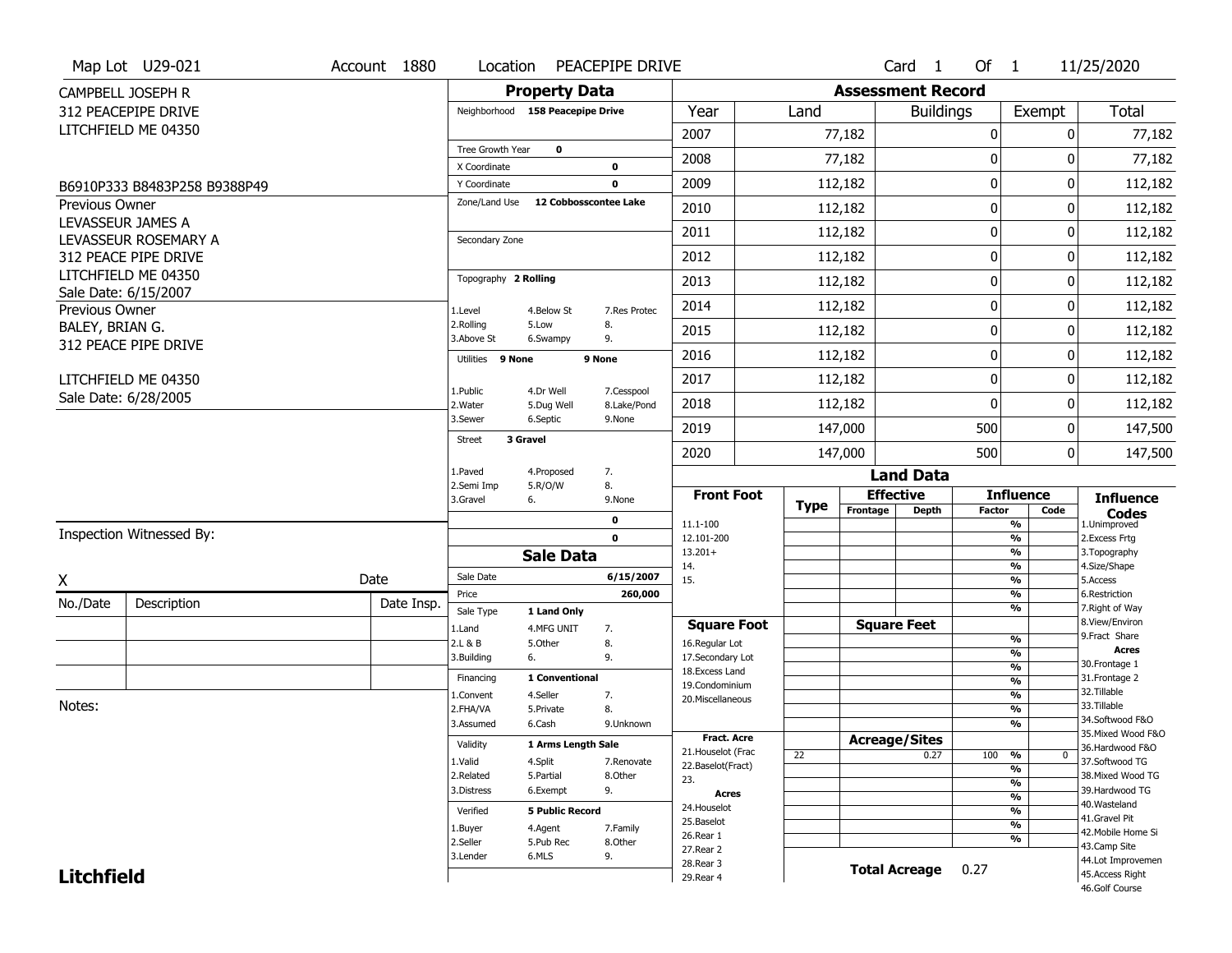Map Lot U29-021 | Account 1880 | Location PEACEPIPE DRIVE | Card 1 Of 1 | 11/25/2020

CAMPBELL JOSEPH R
312 PEACEPIPE DRIVE
LITCHFIELD ME 04350

B6910P333 B8483P258 B9388P49

Previous Owner
LEVASSEUR JAMES A
LEVASSEUR ROSEMARY A
312 PEACE PIPE DRIVE
LITCHFIELD ME 04350
Sale Date: 6/15/2007

Previous Owner
BALEY, BRIAN G.
312 PEACE PIPE DRIVE
LITCHFIELD ME 04350
Sale Date: 6/28/2005

## Property Data

Neighborhood: 158 Peacepipe Drive

Tree Growth Year: 0
X Coordinate: 0
Y Coordinate: 0
Zone/Land Use: 12 Cobbosscontee Lake
Secondary Zone:

Topography: 2 Rolling
1.Level 4.Below St 7.Res Protec
2.Rolling 5.Low 8.
3.Above St 6.Swampy 9.

Utilities: 9 None 9 None
1.Public 4.Dr Well 7.Cesspool
2.Water 5.Dug Well 8.Lake/Pond
3.Sewer 6.Septic 9.None

Street: 3 Gravel
1.Paved 4.Proposed 7.
2.Semi Imp 5.R/O/W 8.
3.Gravel 6. 9.None

0
0

## Assessment Record

| Year | Land | Buildings | Exempt | Total |
|---|---|---|---|---|
| 2007 | 77,182 | 0 | 0 | 77,182 |
| 2008 | 77,182 | 0 | 0 | 77,182 |
| 2009 | 112,182 | 0 | 0 | 112,182 |
| 2010 | 112,182 | 0 | 0 | 112,182 |
| 2011 | 112,182 | 0 | 0 | 112,182 |
| 2012 | 112,182 | 0 | 0 | 112,182 |
| 2013 | 112,182 | 0 | 0 | 112,182 |
| 2014 | 112,182 | 0 | 0 | 112,182 |
| 2015 | 112,182 | 0 | 0 | 112,182 |
| 2016 | 112,182 | 0 | 0 | 112,182 |
| 2017 | 112,182 | 0 | 0 | 112,182 |
| 2018 | 112,182 | 0 | 0 | 112,182 |
| 2019 | 147,000 | 500 | 0 | 147,500 |
| 2020 | 147,000 | 500 | 0 | 147,500 |

Inspection Witnessed By:

X ______________________ Date

| No./Date | Description | Date Insp. |
|---|---|---|
| | | |
| | | |
| | | |

Notes:

## Sale Data

Sale Date: 6/15/2007
Price: 260,000
Sale Type: 1 Land Only
1.Land 4.MFG UNIT 7.
2.L & B 5.Other 8.
3.Building 6. 9.

Financing: 1 Conventional
1.Convent 4.Seller 7.
2.FHA/VA 5.Private 8.
3.Assumed 6.Cash 9.Unknown

Validity: 1 Arms Length Sale
1.Valid 4.Split 7.Renovate
2.Related 5.Partial 8.Other
3.Distress 6.Exempt 9.

Verified: 5 Public Record
1.Buyer 4.Agent 7.Family
2.Seller 5.Pub Rec 8.Other
3.Lender 6.MLS 9.

## Land Data

| Front Foot | Type | Effective Frontage | Effective Depth | Influence Factor | Influence Code |
|---|---|---|---|---|---|
| 11.1-100 | | | | % | |
| 12.101-200 | | | | % | |
| 13.201+ | | | | % | |
| 14. | | | | % | |
| 15. | | | | % | |
| | | | | % | |
| | | | | % | |
| **Square Foot** | | **Square Feet** | | | |
| 16.Regular Lot | | | | % | |
| 17.Secondary Lot | | | | % | |
| 18.Excess Land | | | | % | |
| 19.Condominium | | | | % | |
| 20.Miscellaneous | | | | % | |
| | | | | % | |
| | | | | % | |
| **Fract. Acre** | | **Acreage/Sites** | | | |
| 21.Houselot (Frac | 22 | | 0.27 | 100 % | 0 |
| 22.Baselot(Fract) | | | | % | |
| 23. | | | | % | |
| **Acres** | | | | % | |
| 24.Houselot | | | | % | |
| 25.Baselot | | | | % | |
| 26.Rear 1 | | | | % | |
| 27.Rear 2 | | | | | |
| 28.Rear 3 | | | | | |
| 29.Rear 4 | | | | | |

**Total Acreage** 0.27

**Influence Codes**
1.Unimproved
2.Excess Frtg
3.Topography
4.Size/Shape
5.Access
6.Restriction
7.Right of Way
8.View/Environ
9.Fract Share

**Acres**
30.Frontage 1
31.Frontage 2
32.Tillable
33.Tillable
34.Softwood F&O
35.Mixed Wood F&O
36.Hardwood F&O
37.Softwood TG
38.Mixed Wood TG
39.Hardwood TG
40.Wasteland
41.Gravel Pit
42.Mobile Home Si
43.Camp Site
44.Lot Improvemen
45.Access Right
46.Golf Course

**Litchfield**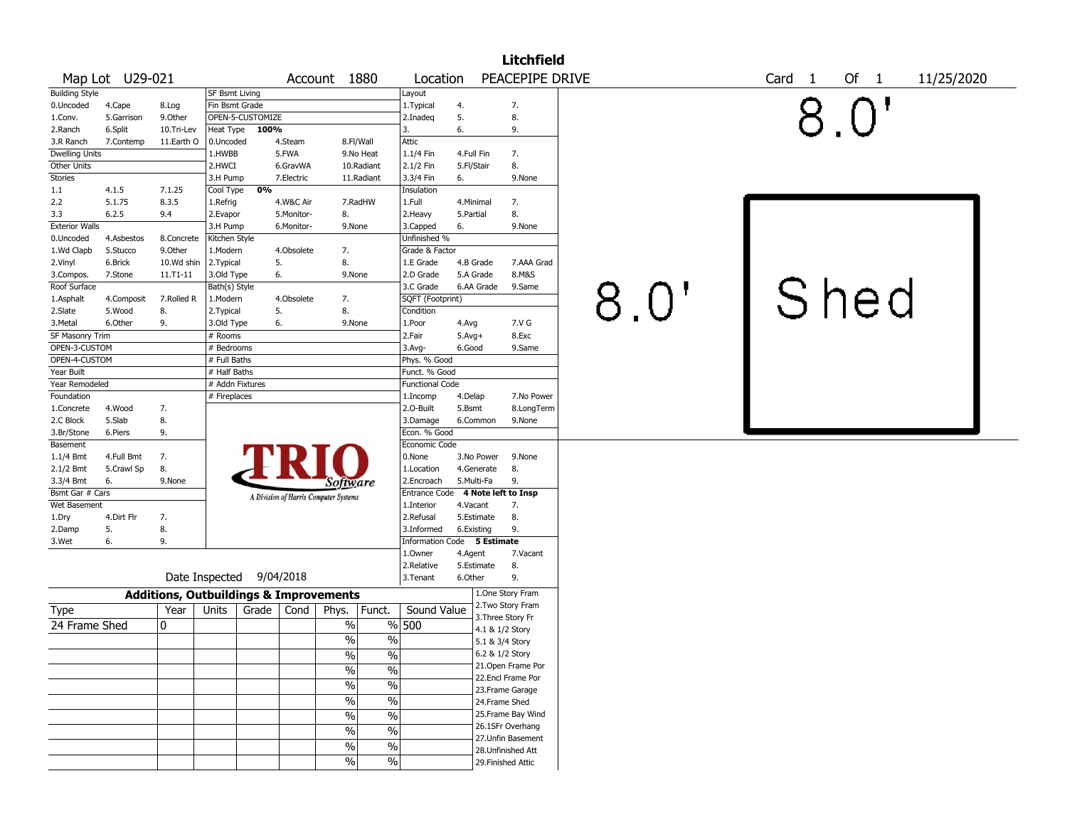# Litchfield

Map Lot U29-021 | Account 1880 | Location PEACEPIPE DRIVE | Card 1 Of 1 | 11/25/2020

| Building Style | | | SF Bsmt Living | | | Layout | | |
|---|---|---|---|---|---|---|---|---|
| 0.Uncoded | 4.Cape | 8.Log | Fin Bsmt Grade | | | 1.Typical | 4. | 7. |
| 1.Conv. | 5.Garrison | 9.Other | OPEN-5-CUSTOMIZE | | | 2.Inadeq | 5. | 8. |
| 2.Ranch | 6.Split | 10.Tri-Lev | Heat Type 100% | | | 3. | 6. | 9. |
| 3.R Ranch | 7.Contemp | 11.Earth O | 0.Uncoded | 4.Steam | 8.Fl/Wall | Attic | | |
| Dwelling Units | | | 1.HWBB | 5.FWA | 9.No Heat | 1.1/4 Fin | 4.Full Fin | 7. |
| Other Units | | | 2.HWCI | 6.GravWA | 10.Radiant | 2.1/2 Fin | 5.Fl/Stair | 8. |
| Stories | | | 3.H Pump | 7.Electric | 11.Radiant | 3.3/4 Fin | 6. | 9.None |
| 1.1 | 4.1.5 | 7.1.25 | Cool Type 0% | | | Insulation | | |
| 2.2 | 5.1.75 | 8.3.5 | 1.Refrig | 4.W&C Air | 7.RadHW | 1.Full | 4.Minimal | 7. |
| 3.3 | 6.2.5 | 9.4 | 2.Evapor | 5.Monitor- | 8. | 2.Heavy | 5.Partial | 8. |
| Exterior Walls | | | 3.H Pump | 6.Monitor- | 9.None | 3.Capped | 6. | 9.None |
| 0.Uncoded | 4.Asbestos | 8.Concrete | Kitchen Style | | | Unfinished % | | |
| 1.Wd Clapb | 5.Stucco | 9.Other | 1.Modern | 4.Obsolete | 7. | Grade & Factor | | |
| 2.Vinyl | 6.Brick | 10.Wd shin | 2.Typical | 5. | 8. | 1.E Grade | 4.B Grade | 7.AAA Grad |
| 3.Compos. | 7.Stone | 11.T1-11 | 3.Old Type | 6. | 9.None | 2.D Grade | 5.A Grade | 8.M&S |
| Roof Surface | | | Bath(s) Style | | | 3.C Grade | 6.AA Grade | 9.Same |
| 1.Asphalt | 4.Composit | 7.Rolled R | 1.Modern | 4.Obsolete | 7. | SQFT (Footprint) | | |
| 2.Slate | 5.Wood | 8. | 2.Typical | 5. | 8. | Condition | | |
| 3.Metal | 6.Other | 9. | 3.Old Type | 6. | 9.None | 1.Poor | 4.Avg | 7.V G |
| SF Masonry Trim | | | # Rooms | | | 2.Fair | 5.Avg+ | 8.Exc |
| OPEN-3-CUSTOM | | | # Bedrooms | | | 3.Avg- | 6.Good | 9.Same |
| OPEN-4-CUSTOM | | | # Full Baths | | | Phys. % Good | | |
| Year Built | | | # Half Baths | | | Funct. % Good | | |
| Year Remodeled | | | # Addn Fixtures | | | Functional Code | | |
| Foundation | | | # Fireplaces | | | 1.Incomp | 4.Delap | 7.No Power |
| 1.Concrete | 4.Wood | 7. | | | | 2.O-Built | 5.Bsmt | 8.LongTerm |
| 2.C Block | 5.Slab | 8. | | | | 3.Damage | 6.Common | 9.None |
| 3.Br/Stone | 6.Piers | 9. | | | | Econ. % Good | | |
| Basement | | | | | | Economic Code | | |
| 1.1/4 Bmt | 4.Full Bmt | 7. | | | | 0.None | 3.No Power | 9.None |
| 2.1/2 Bmt | 5.Crawl Sp | 8. | | | | 1.Location | 4.Generate | 8. |
| 3.3/4 Bmt | 6. | 9.None | | | | 2.Encroach | 5.Multi-Fa | 9. |
| Bsmt Gar # Cars | | | | | | Entrance Code 4 Note left to Insp | | |
| Wet Basement | | | | | | 1.Interior | 4.Vacant | 7. |
| 1.Dry | 4.Dirt Flr | 7. | | | | 2.Refusal | 5.Estimate | 8. |
| 2.Damp | 5. | 8. | | | | 3.Informed | 6.Existing | 9. |
| 3.Wet | 6. | 9. | | | | Information Code 5 Estimate | | |
| | | | | | | 1.Owner | 4.Agent | 7.Vacant |
| | | | | | | 2.Relative | 5.Estimate | 8. |
| Date Inspected 9/04/2018 | | | | | | 3.Tenant | 6.Other | 9. |

TRIO Software — A Division of Harris Computer Systems

## Additions, Outbuildings & Improvements

| Type | Year | Units | Grade | Cond | Phys. | Funct. | Sound Value |
|---|---|---|---|---|---|---|---|
| 24 Frame Shed | 0 | | | | % | % | 500 |
| | | | | | % | % | |
| | | | | | % | % | |
| | | | | | % | % | |
| | | | | | % | % | |
| | | | | | % | % | |
| | | | | | % | % | |
| | | | | | % | % | |
| | | | | | % | % | |
| | | | | | % | % | |

1.One Story Fram
2.Two Story Fram
3.Three Story Fr
4.1 & 1/2 Story
5.1 & 3/4 Story
6.2 & 1/2 Story
21.Open Frame Por
22.Encl Frame Por
23.Frame Garage
24.Frame Shed
25.Frame Bay Wind
26.1SFr Overhang
27.Unfin Basement
28.Unfinished Att
29.Finished Attic

8.0'

8.0'

Shed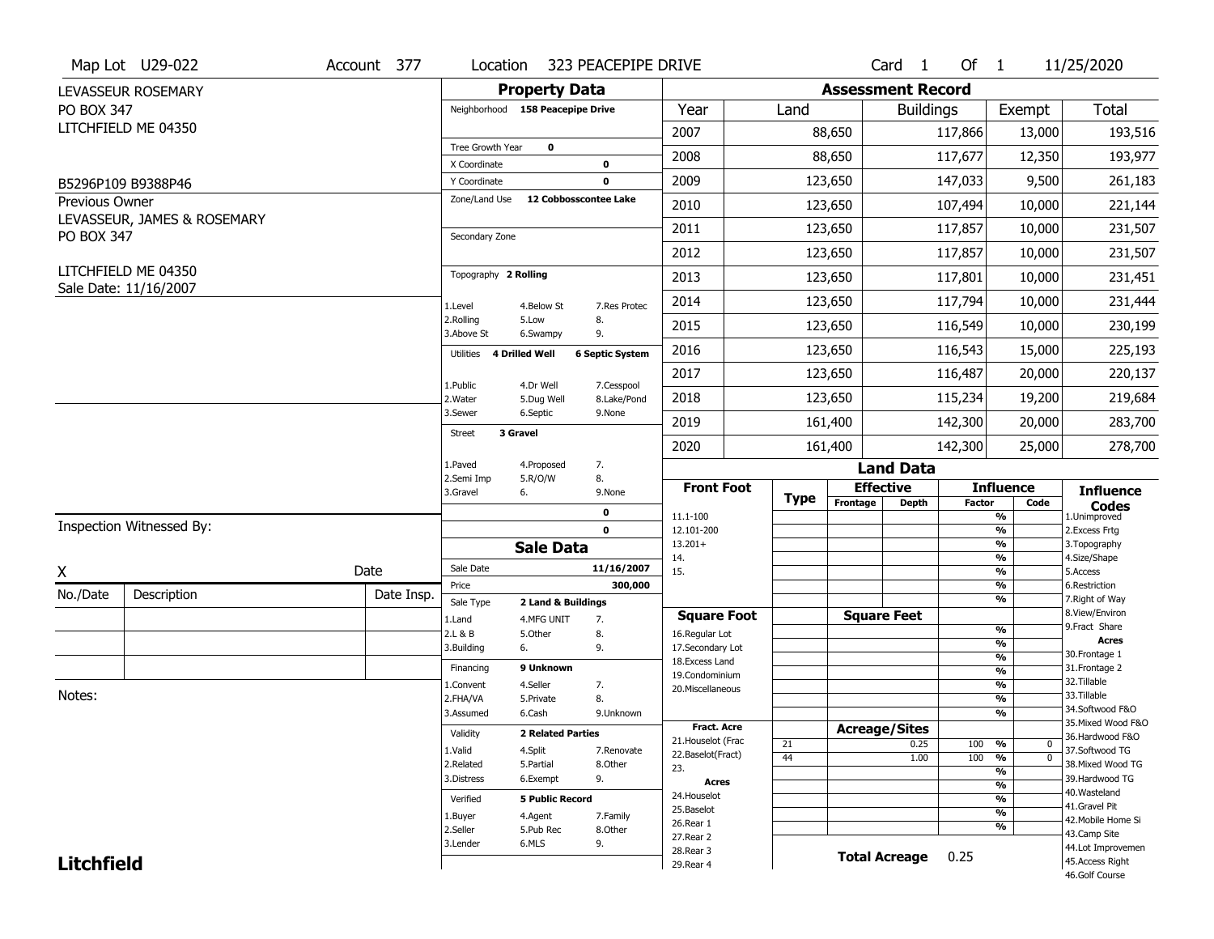Map Lot U29-022 | Account 377 | Location 323 PEACEPIPE DRIVE | Card 1 Of 1 | 11/25/2020

LEVASSEUR ROSEMARY
PO BOX 347
LITCHFIELD ME 04350

B5296P109 B9388P46

Previous Owner
LEVASSEUR, JAMES & ROSEMARY
PO BOX 347

LITCHFIELD ME 04350
Sale Date: 11/16/2007

## Property Data

Neighborhood 158 Peacepipe Drive

Tree Growth Year 0
X Coordinate 0
Y Coordinate 0
Zone/Land Use 12 Cobbosscontee Lake

Secondary Zone

Topography 2 Rolling

1.Level 4.Below St 7.Res Protec
2.Rolling 5.Low 8.
3.Above St 6.Swampy 9.

Utilities 4 Drilled Well 6 Septic System

1.Public 4.Dr Well 7.Cesspool
2.Water 5.Dug Well 8.Lake/Pond
3.Sewer 6.Septic 9.None

Street 3 Gravel

1.Paved 4.Proposed 7.
2.Semi Imp 5.R/O/W 8.
3.Gravel 6. 9.None

0
0

## Sale Data

Sale Date 11/16/2007
Price 300,000
Sale Type 2 Land & Buildings

1.Land 4.MFG UNIT 7.
2.L & B 5.Other 8.
3.Building 6. 9.

Financing 9 Unknown

1.Convent 4.Seller 7.
2.FHA/VA 5.Private 8.
3.Assumed 6.Cash 9.Unknown

Validity 2 Related Parties

1.Valid 4.Split 7.Renovate
2.Related 5.Partial 8.Other
3.Distress 6.Exempt 9.

Verified 5 Public Record

1.Buyer 4.Agent 7.Family
2.Seller 5.Pub Rec 8.Other
3.Lender 6.MLS 9.

## Assessment Record

| Year | Land | Buildings | Exempt | Total |
|---|---|---|---|---|
| 2007 | 88,650 | 117,866 | 13,000 | 193,516 |
| 2008 | 88,650 | 117,677 | 12,350 | 193,977 |
| 2009 | 123,650 | 147,033 | 9,500 | 261,183 |
| 2010 | 123,650 | 107,494 | 10,000 | 221,144 |
| 2011 | 123,650 | 117,857 | 10,000 | 231,507 |
| 2012 | 123,650 | 117,857 | 10,000 | 231,507 |
| 2013 | 123,650 | 117,801 | 10,000 | 231,451 |
| 2014 | 123,650 | 117,794 | 10,000 | 231,444 |
| 2015 | 123,650 | 116,549 | 10,000 | 230,199 |
| 2016 | 123,650 | 116,543 | 15,000 | 225,193 |
| 2017 | 123,650 | 116,487 | 20,000 | 220,137 |
| 2018 | 123,650 | 115,234 | 19,200 | 219,684 |
| 2019 | 161,400 | 142,300 | 20,000 | 283,700 |
| 2020 | 161,400 | 142,300 | 25,000 | 278,700 |

## Land Data

| Front Foot | Type | Effective Frontage | Effective Depth | Influence Factor | Influence Code |
|---|---|---|---|---|---|
| 11.1-100 | | | | % | |
| 12.101-200 | | | | % | |
| 13.201+ | | | | % | |
| 14. | | | | % | |
| 15. | | | | % | |
| | | | | % | |
| | | | | % | |
| **Square Foot** | | **Square Feet** | | | |
| 16.Regular Lot | | | | % | |
| 17.Secondary Lot | | | | % | |
| 18.Excess Land | | | | % | |
| 19.Condominium | | | | % | |
| 20.Miscellaneous | | | | % | |
| | | | | % | |
| | | | | % | |
| **Fract. Acre** | | **Acreage/Sites** | | | |
| 21.Houselot (Frac | 21 | | 0.25 | 100 % | 0 |
| 22.Baselot(Fract) | 44 | | 1.00 | 100 % | 0 |
| 23. | | | | % | |
| **Acres** | | | | % | |
| 24.Houselot | | | | % | |
| 25.Baselot | | | | % | |
| 26.Rear 1 | | | | % | |
| 27.Rear 2 | | | | | |
| 28.Rear 3 | | | | | |
| 29.Rear 4 | | | | | |

**Total Acreage** 0.25

**Influence Codes**
1.Unimproved
2.Excess Frtg
3.Topography
4.Size/Shape
5.Access
6.Restriction
7.Right of Way
8.View/Environ
9.Fract Share

**Acres**
30.Frontage 1
31.Frontage 2
32.Tillable
33.Tillable
34.Softwood F&O
35.Mixed Wood F&O
36.Hardwood F&O
37.Softwood TG
38.Mixed Wood TG
39.Hardwood TG
40.Wasteland
41.Gravel Pit
42.Mobile Home Si
43.Camp Site
44.Lot Improvemen
45.Access Right
46.Golf Course

Inspection Witnessed By:

X _______________ Date

| No./Date | Description | Date Insp. |
|---|---|---|
| | | |
| | | |
| | | |

Notes:

**Litchfield**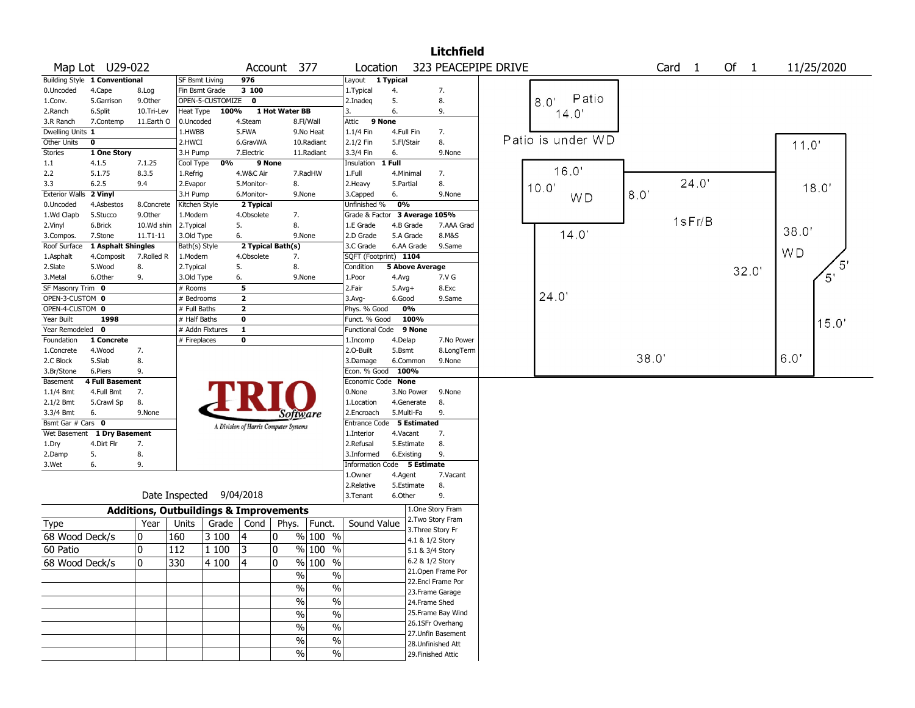# Litchfield

**Map Lot** U29-022 **Account** 377 **Location** 323 PEACEPIPE DRIVE **Card** 1 **Of** 1 11/25/2020

| Field | Value |
|---|---|
| Building Style | 1 Conventional |
| Dwelling Units | 1 |
| Other Units | 0 |
| Stories | 1 One Story |
| Exterior Walls | 2 Vinyl |
| Roof Surface | 1 Asphalt Shingles |
| SF Masonry Trim | 0 |
| OPEN-3-CUSTOM | 0 |
| OPEN-4-CUSTOM | 0 |
| Year Built | 1998 |
| Year Remodeled | 0 |
| Foundation | 1 Concrete |
| Basement | 4 Full Basement |
| Bsmt Gar # Cars | 0 |
| Wet Basement | 1 Dry Basement |
| SF Bsmt Living | 976 |
| Fin Bsmt Grade | 3 100 |
| OPEN-5-CUSTOMIZE | 0 |
| Heat Type | 100% 1 Hot Water BB |
| Cool Type | 0% 9 None |
| Kitchen Style | 2 Typical |
| Bath(s) Style | 2 Typical Bath(s) |
| # Rooms | 5 |
| # Bedrooms | 2 |
| # Full Baths | 2 |
| # Half Baths | 0 |
| # Addn Fixtures | 1 |
| # Fireplaces | 0 |
| Layout | 1 Typical |
| Attic | 9 None |
| Insulation | 1 Full |
| Unfinished % | 0% |
| Grade & Factor | 3 Average 105% |
| SQFT (Footprint) | 1104 |
| Condition | 5 Above Average |
| Phys. % Good | 0% |
| Funct. % Good | 100% |
| Functional Code | 9 None |
| Econ. % Good | 100% |
| Economic Code | None |
| Entrance Code | 5 Estimated |
| Information Code | 5 Estimate |

Date Inspected 9/04/2018

## Additions, Outbuildings & Improvements

| Type | Year | Units | Grade | Cond | Phys. | Funct. | Sound Value |
|---|---|---|---|---|---|---|---|
| 68 Wood Deck/s | 0 | 160 | 3 100 | 4 | 0 % | 100 % | |
| 60 Patio | 0 | 112 | 1 100 | 3 | 0 % | 100 % | |
| 68 Wood Deck/s | 0 | 330 | 4 100 | 4 | 0 % | 100 % | |

Sketch labels: Patio 8.0' x 14.0'; Patio is under WD; WD 16.0' x 10.0'; 1sFr/B 24.0' x 38.0'; WD 11.0' x 18.0' x 38.0' x 32.0'; 8.0'; 14.0'; 24.0'; 5'; 5'; 15.0'; 6.0'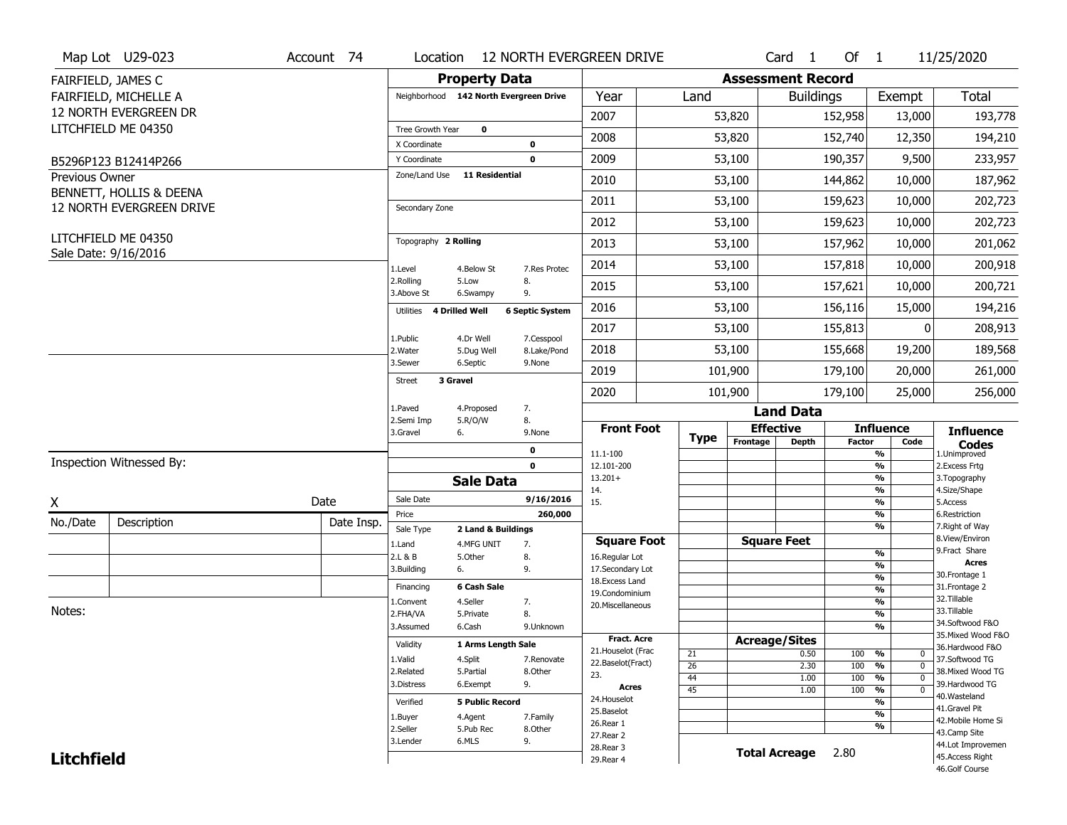Map Lot U29-023 | Account 74 | Location 12 NORTH EVERGREEN DRIVE | Card 1 Of 1 | 11/25/2020

FAIRFIELD, JAMES C
FAIRFIELD, MICHELLE A
12 NORTH EVERGREEN DR
LITCHFIELD ME 04350

B5296P123 B12414P266

Previous Owner
BENNETT, HOLLIS & DEENA
12 NORTH EVERGREEN DRIVE

LITCHFIELD ME 04350
Sale Date: 9/16/2016

## Property Data

Neighborhood 142 North Evergreen Drive

Tree Growth Year 0
X Coordinate 0
Y Coordinate 0
Zone/Land Use 11 Residential

Secondary Zone

Topography 2 Rolling

| | | |
|---|---|---|
| 1.Level | 4.Below St | 7.Res Protec |
| 2.Rolling | 5.Low | 8. |
| 3.Above St | 6.Swampy | 9. |

Utilities 4 Drilled Well 6 Septic System

| | | |
|---|---|---|
| 1.Public | 4.Dr Well | 7.Cesspool |
| 2.Water | 5.Dug Well | 8.Lake/Pond |
| 3.Sewer | 6.Septic | 9.None |

Street 3 Gravel

| | | |
|---|---|---|
| 1.Paved | 4.Proposed | 7. |
| 2.Semi Imp | 5.R/O/W | 8. |
| 3.Gravel | 6. | 9.None |

0
0

## Assessment Record

| Year | Land | Buildings | Exempt | Total |
|---|---|---|---|---|
| 2007 | 53,820 | 152,958 | 13,000 | 193,778 |
| 2008 | 53,820 | 152,740 | 12,350 | 194,210 |
| 2009 | 53,100 | 190,357 | 9,500 | 233,957 |
| 2010 | 53,100 | 144,862 | 10,000 | 187,962 |
| 2011 | 53,100 | 159,623 | 10,000 | 202,723 |
| 2012 | 53,100 | 159,623 | 10,000 | 202,723 |
| 2013 | 53,100 | 157,962 | 10,000 | 201,062 |
| 2014 | 53,100 | 157,818 | 10,000 | 200,918 |
| 2015 | 53,100 | 157,621 | 10,000 | 200,721 |
| 2016 | 53,100 | 156,116 | 15,000 | 194,216 |
| 2017 | 53,100 | 155,813 | 0 | 208,913 |
| 2018 | 53,100 | 155,668 | 19,200 | 189,568 |
| 2019 | 101,900 | 179,100 | 20,000 | 261,000 |
| 2020 | 101,900 | 179,100 | 25,000 | 256,000 |

Inspection Witnessed By:

X Date

| No./Date | Description | Date Insp. |
|---|---|---|
| | | |
| | | |
| | | |

Notes:

## Sale Data

Sale Date 9/16/2016
Price 260,000
Sale Type 2 Land & Buildings

| | | |
|---|---|---|
| 1.Land | 4.MFG UNIT | 7. |
| 2.L & B | 5.Other | 8. |
| 3.Building | 6. | 9. |

Financing 6 Cash Sale

| | | |
|---|---|---|
| 1.Convent | 4.Seller | 7. |
| 2.FHA/VA | 5.Private | 8. |
| 3.Assumed | 6.Cash | 9.Unknown |

Validity 1 Arms Length Sale

| | | |
|---|---|---|
| 1.Valid | 4.Split | 7.Renovate |
| 2.Related | 5.Partial | 8.Other |
| 3.Distress | 6.Exempt | 9. |

Verified 5 Public Record

| | | |
|---|---|---|
| 1.Buyer | 4.Agent | 7.Family |
| 2.Seller | 5.Pub Rec | 8.Other |
| 3.Lender | 6.MLS | 9. |

## Land Data

Front Foot: 11.1-100, 12.101-200, 13.201+, 14., 15.

Square Foot: 16.Regular Lot, 17.Secondary Lot, 18.Excess Land, 19.Condominium, 20.Miscellaneous

Fract. Acre: 21.Houselot (Frac, 22.Baselot(Fract), 23.

Acres: 24.Houselot, 25.Baselot, 26.Rear 1, 27.Rear 2, 28.Rear 3, 29.Rear 4

### Acreage/Sites

| Type | Acreage/Sites | Factor | Code |
|---|---|---|---|
| 21 | 0.50 | 100 % | 0 |
| 26 | 2.30 | 100 % | 0 |
| 44 | 1.00 | 100 % | 0 |
| 45 | 1.00 | 100 % | 0 |

Total Acreage 2.80

### Influence Codes

1.Unimproved
2.Excess Frtg
3.Topography
4.Size/Shape
5.Access
6.Restriction
7.Right of Way
8.View/Environ
9.Fract Share

**Acres**
30.Frontage 1
31.Frontage 2
32.Tillable
33.Tillable
34.Softwood F&O
35.Mixed Wood F&O
36.Hardwood F&O
37.Softwood TG
38.Mixed Wood TG
39.Hardwood TG
40.Wasteland
41.Gravel Pit
42.Mobile Home Si
43.Camp Site
44.Lot Improvemen
45.Access Right
46.Golf Course

**Litchfield**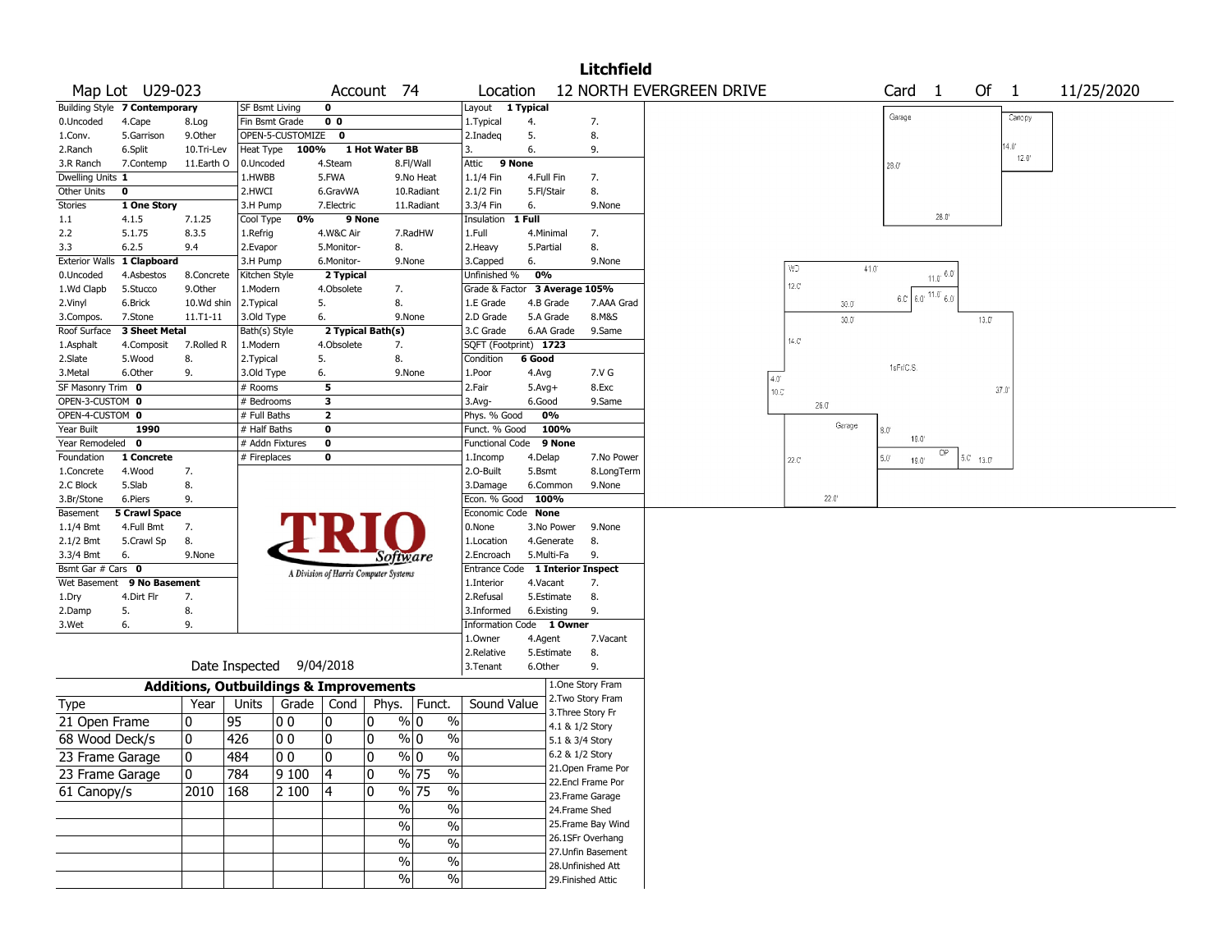# Litchfield

**Map Lot** U29-023 **Account** 74 **Location** 12 NORTH EVERGREEN DRIVE **Card** 1 **Of** 1 11/25/2020

| Field | Value |
|---|---|
| Building Style | 7 Contemporary |
| Dwelling Units | 1 |
| Other Units | 0 |
| Stories | 1 One Story |
| Exterior Walls | 1 Clapboard |
| Roof Surface | 3 Sheet Metal |
| SF Masonry Trim | 0 |
| OPEN-3-CUSTOM | 0 |
| OPEN-4-CUSTOM | 0 |
| Year Built | 1990 |
| Year Remodeled | 0 |
| Foundation | 1 Concrete |
| Basement | 5 Crawl Space |
| Bsmt Gar # Cars | 0 |
| Wet Basement | 9 No Basement |

Building Style codes: 0.Uncoded, 1.Conv., 2.Ranch, 3.R Ranch, 4.Cape, 5.Garrison, 6.Split, 7.Contemp, 8.Log, 9.Other, 10.Tri-Lev, 11.Earth O

Stories codes: 1.1, 2.2, 3.3, 4.1.5, 5.1.75, 6.2.5, 7.1.25, 8.3.5, 9.4

Exterior Walls codes: 0.Uncoded, 1.Wd Clapb, 2.Vinyl, 3.Compos., 4.Asbestos, 5.Stucco, 6.Brick, 7.Stone, 8.Concrete, 9.Other, 10.Wd shin, 11.T1-11

Roof Surface codes: 1.Asphalt, 2.Slate, 3.Metal, 4.Composit, 5.Wood, 6.Other, 7.Rolled R, 8., 9.

Foundation codes: 1.Concrete, 2.C Block, 3.Br/Stone, 4.Wood, 5.Slab, 6.Piers, 7., 8., 9.

Basement codes: 1.1/4 Bmt, 2.1/2 Bmt, 3.3/4 Bmt, 4.Full Bmt, 5.Crawl Sp, 6., 7., 8., 9.None

Wet Basement codes: 1.Dry, 2.Damp, 3.Wet, 4.Dirt Flr, 5., 6., 7., 8., 9.

| Field | Value |
|---|---|
| SF Bsmt Living | 0 |
| Fin Bsmt Grade | 0 0 |
| OPEN-5-CUSTOMIZE | 0 |
| Heat Type | 100% 1 Hot Water BB |
| Cool Type | 0% 9 None |
| Kitchen Style | 2 Typical |
| Bath(s) Style | 2 Typical Bath(s) |
| # Rooms | 5 |
| # Bedrooms | 3 |
| # Full Baths | 2 |
| # Half Baths | 0 |
| # Addn Fixtures | 0 |
| # Fireplaces | 0 |

Heat Type codes: 0.Uncoded, 1.HWBB, 2.HWCI, 3.H Pump, 4.Steam, 5.FWA, 6.GravWA, 7.Electric, 8.Fl/Wall, 9.No Heat, 10.Radiant, 11.Radiant

Cool Type codes: 1.Refrig, 2.Evapor, 3.H Pump, 4.W&C Air, 5.Monitor-, 6.Monitor-, 7.RadHW, 8., 9.None

Kitchen Style codes: 1.Modern, 2.Typical, 3.Old Type, 4.Obsolete, 5., 6., 7., 8., 9.None

Bath(s) Style codes: 1.Modern, 2.Typical, 3.Old Type, 4.Obsolete, 5., 6., 7., 8., 9.None

| Field | Value |
|---|---|
| Layout | 1 Typical |
| Attic | 9 None |
| Insulation | 1 Full |
| Unfinished % | 0% |
| Grade & Factor | 3 Average 105% |
| SQFT (Footprint) | 1723 |
| Condition | 6 Good |
| Phys. % Good | 0% |
| Funct. % Good | 100% |
| Functional Code | 9 None |
| Econ. % Good | 100% |
| Economic Code | None |
| Entrance Code | 1 Interior Inspect |
| Information Code | 1 Owner |

Layout codes: 1.Typical, 2.Inadeq, 3., 4., 5., 6., 7., 8., 9.

Attic codes: 1.1/4 Fin, 2.1/2 Fin, 3.3/4 Fin, 4.Full Fin, 5.Fl/Stair, 6., 7., 8., 9.None

Insulation codes: 1.Full, 2.Heavy, 3.Capped, 4.Minimal, 5.Partial, 6., 7., 8., 9.None

Grade codes: 1.E Grade, 2.D Grade, 3.C Grade, 4.B Grade, 5.A Grade, 6.AA Grade, 7.AAA Grad, 8.M&S, 9.Same

Condition codes: 1.Poor, 2.Fair, 3.Avg-, 4.Avg, 5.Avg+, 6.Good, 7.V G, 8.Exc, 9.Same

Functional codes: 1.Incomp, 2.O-Built, 3.Damage, 4.Delap, 5.Bsmt, 6.Common, 7.No Power, 8.LongTerm, 9.None

Economic codes: 0.None, 1.Location, 2.Encroach, 3.No Power, 4.Generate, 5.Multi-Fa, 8., 9.None

Entrance codes: 1.Interior, 2.Refusal, 3.Informed, 4.Vacant, 5.Estimate, 6.Existing, 7., 8., 9.

Information codes: 1.Owner, 2.Relative, 3.Tenant, 4.Agent, 5.Estimate, 6.Other, 7.Vacant, 8., 9.

Date Inspected 9/04/2018

## Additions, Outbuildings & Improvements

| Type | Year | Units | Grade | Cond | Phys. | Funct. | Sound Value |
|---|---|---|---|---|---|---|---|
| 21 Open Frame | 0 | 95 | 0 0 | 0 | 0 % | 0 % | |
| 68 Wood Deck/s | 0 | 426 | 0 0 | 0 | 0 % | 0 % | |
| 23 Frame Garage | 0 | 484 | 0 0 | 0 | 0 % | 0 % | |
| 23 Frame Garage | 0 | 784 | 9 100 | 4 | 0 % | 75 % | |
| 61 Canopy/s | 2010 | 168 | 2 100 | 4 | 0 % | 75 % | |

Type codes: 1.One Story Fram, 2.Two Story Fram, 3.Three Story Fr, 4.1 & 1/2 Story, 5.1 & 3/4 Story, 6.2 & 1/2 Story, 21.Open Frame Por, 22.Encl Frame Por, 23.Frame Garage, 24.Frame Shed, 25.Frame Bay Wind, 26.1SFr Overhang, 27.Unfin Basement, 28.Unfinished Att, 29.Finished Attic

Sketch labels: Garage 28.0' x 28.0'; Canopy 14.0' x 12.0'; WD 41.0' x 12.0'; 1sFr/C.S.; Garage 26.0' x 22.0'; OP 19.0' x 5.0'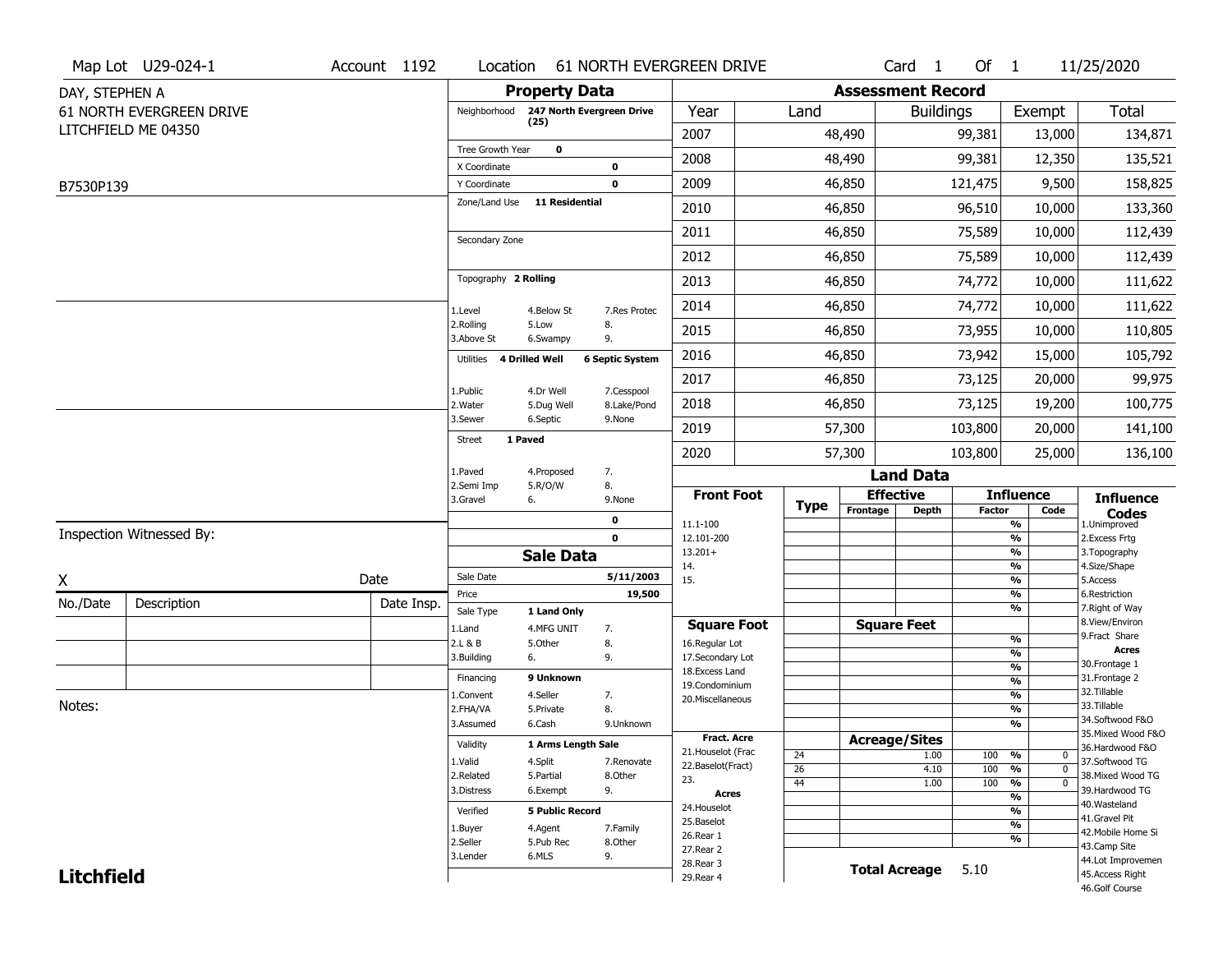Map Lot U29-024-1 | Account 1192 | Location 61 NORTH EVERGREEN DRIVE | Card 1 Of 1 | 11/25/2020

DAY, STEPHEN A
61 NORTH EVERGREEN DRIVE
LITCHFIELD ME 04350

B7530P139

## Property Data

| Field | Value |
|---|---|
| Neighborhood | 247 North Evergreen Drive (25) |
| Tree Growth Year | 0 |
| X Coordinate | 0 |
| Y Coordinate | 0 |
| Zone/Land Use | 11 Residential |
| Secondary Zone | |
| Topography | 2 Rolling |
| Utilities | 4 Drilled Well, 6 Septic System |
| Street | 1 Paved |

Topography codes: 1.Level, 2.Rolling, 3.Above St, 4.Below St, 5.Low, 6.Swampy, 7.Res Protec, 8., 9.

Utilities codes: 1.Public, 2.Water, 3.Sewer, 4.Dr Well, 5.Dug Well, 6.Septic, 7.Cesspool, 8.Lake/Pond, 9.None

Street codes: 1.Paved, 2.Semi Imp, 3.Gravel, 4.Proposed, 5.R/O/W, 6., 7., 8., 9.None

0
0

## Sale Data

| Field | Value |
|---|---|
| Sale Date | 5/11/2003 |
| Price | 19,500 |
| Sale Type | 1 Land Only |
| Financing | 9 Unknown |
| Validity | 1 Arms Length Sale |
| Verified | 5 Public Record |

Sale Type codes: 1.Land, 2.L & B, 3.Building, 4.MFG UNIT, 5.Other, 6., 7., 8., 9.

Financing codes: 1.Convent, 2.FHA/VA, 3.Assumed, 4.Seller, 5.Private, 6.Cash, 7., 8., 9.Unknown

Validity codes: 1.Valid, 2.Related, 3.Distress, 4.Split, 5.Partial, 6.Exempt, 7.Renovate, 8.Other, 9.

Verified codes: 1.Buyer, 2.Seller, 3.Lender, 4.Agent, 5.Pub Rec, 6.MLS, 7.Family, 8.Other, 9.

Inspection Witnessed By:

X ____________________ Date

| No./Date | Description | Date Insp. |
|---|---|---|
| | | |
| | | |
| | | |

Notes:

## Assessment Record

| Year | Land | Buildings | Exempt | Total |
|---|---|---|---|---|
| 2007 | 48,490 | 99,381 | 13,000 | 134,871 |
| 2008 | 48,490 | 99,381 | 12,350 | 135,521 |
| 2009 | 46,850 | 121,475 | 9,500 | 158,825 |
| 2010 | 46,850 | 96,510 | 10,000 | 133,360 |
| 2011 | 46,850 | 75,589 | 10,000 | 112,439 |
| 2012 | 46,850 | 75,589 | 10,000 | 112,439 |
| 2013 | 46,850 | 74,772 | 10,000 | 111,622 |
| 2014 | 46,850 | 74,772 | 10,000 | 111,622 |
| 2015 | 46,850 | 73,955 | 10,000 | 110,805 |
| 2016 | 46,850 | 73,942 | 15,000 | 105,792 |
| 2017 | 46,850 | 73,125 | 20,000 | 99,975 |
| 2018 | 46,850 | 73,125 | 19,200 | 100,775 |
| 2019 | 57,300 | 103,800 | 20,000 | 141,100 |
| 2020 | 57,300 | 103,800 | 25,000 | 136,100 |

## Land Data

| Type | Effective Frontage | Effective Depth | Influence Factor | Influence Code |
|---|---|---|---|---|
| 24 | | 1.00 | 100 % | 0 |
| 26 | | 4.10 | 100 % | 0 |
| 44 | | 1.00 | 100 % | 0 |

Front Foot: 11.1-100, 12.101-200, 13.201+, 14., 15.

Square Foot: 16.Regular Lot, 17.Secondary Lot, 18.Excess Land, 19.Condominium, 20.Miscellaneous

Fract. Acre: 21.Houselot (Frac, 22.Baselot(Fract), 23.

Acres: 24.Houselot, 25.Baselot, 26.Rear 1, 27.Rear 2, 28.Rear 3, 29.Rear 4

**Total Acreage** 5.10

Influence Codes: 1.Unimproved, 2.Excess Frtg, 3.Topography, 4.Size/Shape, 5.Access, 6.Restriction, 7.Right of Way, 8.View/Environ, 9.Fract Share

Acres: 30.Frontage 1, 31.Frontage 2, 32.Tillable, 33.Tillable, 34.Softwood F&O, 35.Mixed Wood F&O, 36.Hardwood F&O, 37.Softwood TG, 38.Mixed Wood TG, 39.Hardwood TG, 40.Wasteland, 41.Gravel Pit, 42.Mobile Home Si, 43.Camp Site, 44.Lot Improvemen, 45.Access Right, 46.Golf Course

**Litchfield**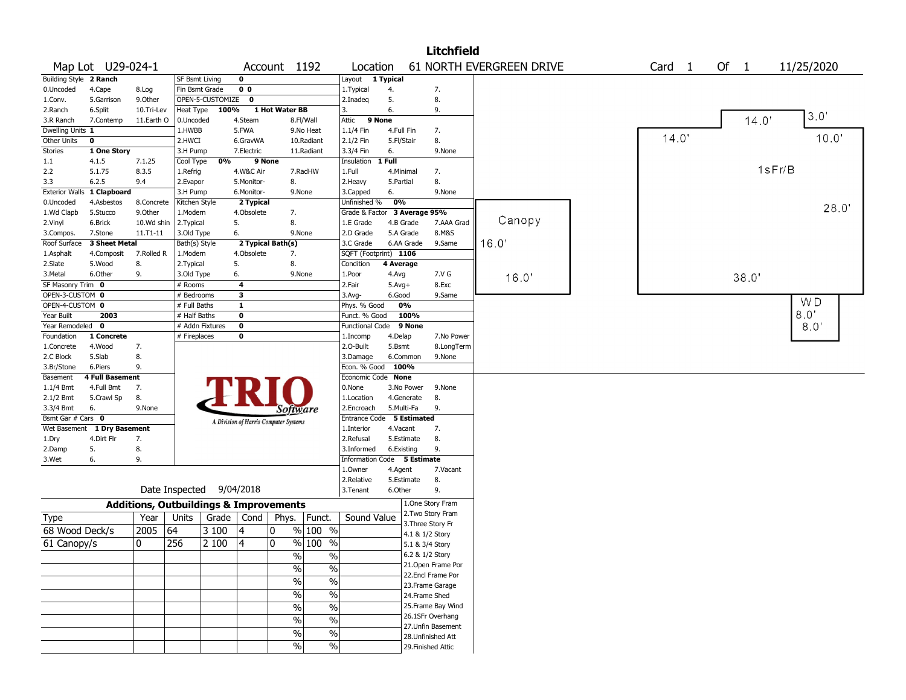# Litchfield

Map Lot U29-024-1 | Account 1192 | Location 61 NORTH EVERGREEN DRIVE | Card 1 Of 1 | 11/25/2020

| Building Style **2 Ranch** | | | SF Bsmt Living **0** | | | Layout **1 Typical** | | |
|---|---|---|---|---|---|---|---|---|
| 0.Uncoded | 4.Cape | 8.Log | Fin Bsmt Grade **0 0** | | | 1.Typical | 4. | 7. |
| 1.Conv. | 5.Garrison | 9.Other | OPEN-5-CUSTOMIZE **0** | | | 2.Inadeq | 5. | 8. |
| 2.Ranch | 6.Split | 10.Tri-Lev | Heat Type **100%** **1 Hot Water BB** | | | 3. | 6. | 9. |
| 3.R Ranch | 7.Contemp | 11.Earth O | 0.Uncoded | 4.Steam | 8.Fl/Wall | Attic **9 None** | | |
| Dwelling Units **1** | | | 1.HWBB | 5.FWA | 9.No Heat | 1.1/4 Fin | 4.Full Fin | 7. |
| Other Units **0** | | | 2.HWCI | 6.GravWA | 10.Radiant | 2.1/2 Fin | 5.Fl/Stair | 8. |
| Stories **1 One Story** | | | 3.H Pump | 7.Electric | 11.Radiant | 3.3/4 Fin | 6. | 9.None |
| 1.1 | 4.1.5 | 7.1.25 | Cool Type **0%** **9 None** | | | Insulation **1 Full** | | |
| 2.2 | 5.1.75 | 8.3.5 | 1.Refrig | 4.W&C Air | 7.RadHW | 1.Full | 4.Minimal | 7. |
| 3.3 | 6.2.5 | 9.4 | 2.Evapor | 5.Monitor- | 8. | 2.Heavy | 5.Partial | 8. |
| Exterior Walls **1 Clapboard** | | | 3.H Pump | 6.Monitor- | 9.None | 3.Capped | 6. | 9.None |
| 0.Uncoded | 4.Asbestos | 8.Concrete | Kitchen Style **2 Typical** | | | Unfinished % **0%** | | |
| 1.Wd Clapb | 5.Stucco | 9.Other | 1.Modern | 4.Obsolete | 7. | Grade & Factor **3 Average 95%** | | |
| 2.Vinyl | 6.Brick | 10.Wd shin | 2.Typical | 5. | 8. | 1.E Grade | 4.B Grade | 7.AAA Grad |
| 3.Compos. | 7.Stone | 11.T1-11 | 3.Old Type | 6. | 9.None | 2.D Grade | 5.A Grade | 8.M&S |
| Roof Surface **3 Sheet Metal** | | | Bath(s) Style **2 Typical Bath(s)** | | | 3.C Grade | 6.AA Grade | 9.Same |
| 1.Asphalt | 4.Composit | 7.Rolled R | 1.Modern | 4.Obsolete | 7. | SQFT (Footprint) **1106** | | |
| 2.Slate | 5.Wood | 8. | 2.Typical | 5. | 8. | Condition **4 Average** | | |
| 3.Metal | 6.Other | 9. | 3.Old Type | 6. | 9.None | 1.Poor | 4.Avg | 7.V G |
| SF Masonry Trim **0** | | | # Rooms **4** | | | 2.Fair | 5.Avg+ | 8.Exc |
| OPEN-3-CUSTOM **0** | | | # Bedrooms **3** | | | 3.Avg- | 6.Good | 9.Same |
| OPEN-4-CUSTOM **0** | | | # Full Baths **1** | | | Phys. % Good **0%** | | |
| Year Built **2003** | | | # Half Baths **0** | | | Funct. % Good **100%** | | |
| Year Remodeled **0** | | | # Addn Fixtures **0** | | | Functional Code **9 None** | | |
| Foundation **1 Concrete** | | | # Fireplaces **0** | | | 1.Incomp | 4.Delap | 7.No Power |
| 1.Concrete | 4.Wood | 7. | | | | 2.O-Built | 5.Bsmt | 8.LongTerm |
| 2.C Block | 5.Slab | 8. | | | | 3.Damage | 6.Common | 9.None |
| 3.Br/Stone | 6.Piers | 9. | | | | Econ. % Good **100%** | | |
| Basement **4 Full Basement** | | | | | | Economic Code **None** | | |
| 1.1/4 Bmt | 4.Full Bmt | 7. | | | | 0.None | 3.No Power | 9.None |
| 2.1/2 Bmt | 5.Crawl Sp | 8. | | | | 1.Location | 4.Generate | 8. |
| 3.3/4 Bmt | 6. | 9.None | | | | 2.Encroach | 5.Multi-Fa | 9. |
| Bsmt Gar # Cars **0** | | | | | | Entrance Code **5 Estimated** | | |
| Wet Basement **1 Dry Basement** | | | | | | 1.Interior | 4.Vacant | 7. |
| 1.Dry | 4.Dirt Flr | 7. | | | | 2.Refusal | 5.Estimate | 8. |
| 2.Damp | 5. | 8. | | | | 3.Informed | 6.Existing | 9. |
| 3.Wet | 6. | 9. | | | | Information Code **5 Estimate** | | |
| | | | | | | 1.Owner | 4.Agent | 7.Vacant |
| | | | | | | 2.Relative | 5.Estimate | 8. |
| Date Inspected 9/04/2018 | | | | | | 3.Tenant | 6.Other | 9. |

TRIO Software — A Division of Harris Computer Systems

## Additions, Outbuildings & Improvements

| Type | Year | Units | Grade | Cond | Phys. | Funct. | Sound Value |
|---|---|---|---|---|---|---|---|
| 68 Wood Deck/s | 2005 | 64 | 3 100 | 4 | 0 % | 100 % | |
| 61 Canopy/s | 0 | 256 | 2 100 | 4 | 0 % | 100 % | |
| | | | | | % | % | |
| | | | | | % | % | |
| | | | | | % | % | |
| | | | | | % | % | |
| | | | | | % | % | |
| | | | | | % | % | |
| | | | | | % | % | |
| | | | | | % | % | |

1.One Story Fram
2.Two Story Fram
3.Three Story Fr
4.1 & 1/2 Story
5.1 & 3/4 Story
6.2 & 1/2 Story
21.Open Frame Por
22.Encl Frame Por
23.Frame Garage
24.Frame Shed
25.Frame Bay Wind
26.1SFr Overhang
27.Unfin Basement
28.Unfinished Att
29.Finished Attic

Sketch: Canopy 16.0' x 16.0'; 1sFr/B 38.0' x 28.0' (14.0', 14.0', 3.0', 10.0'); WD 8.0' x 8.0'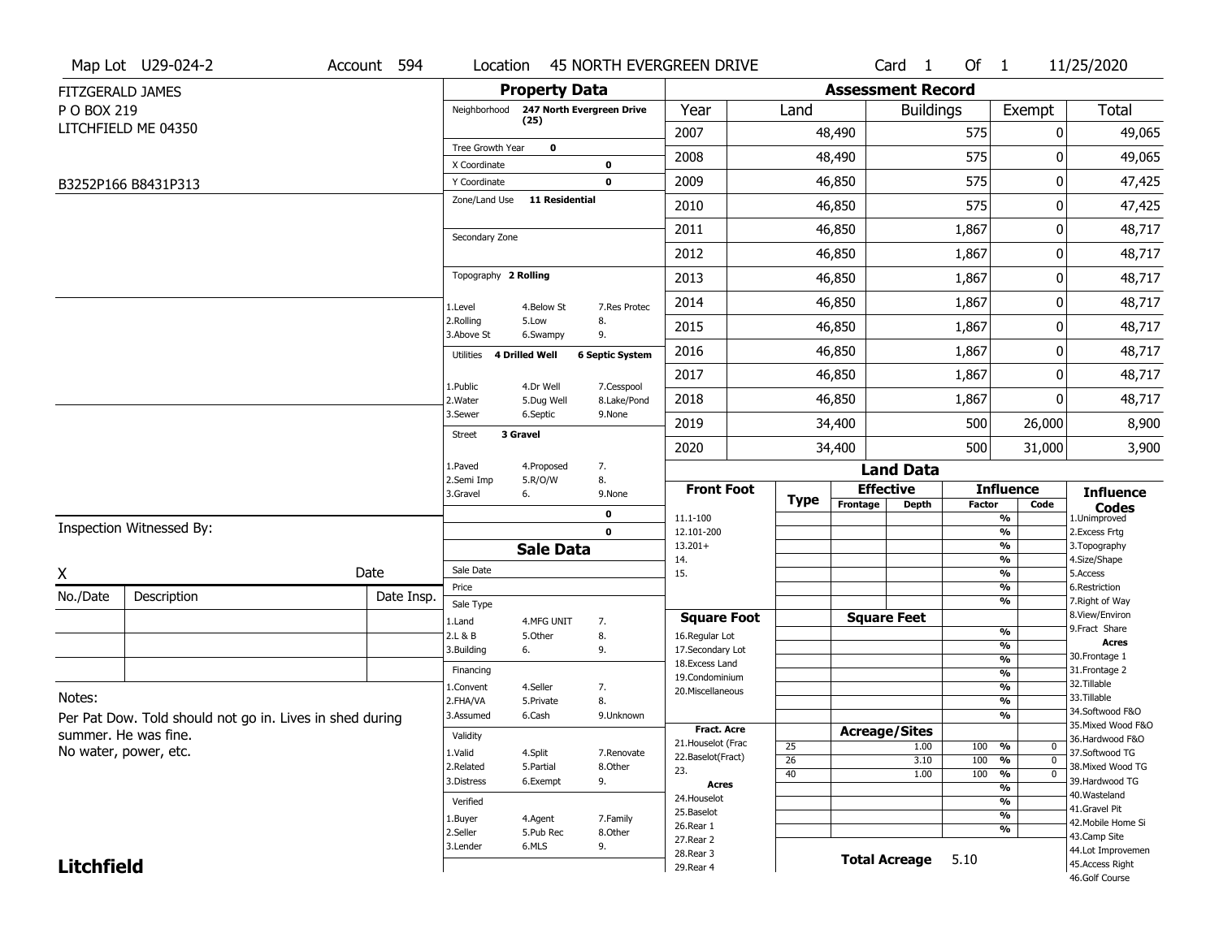Map Lot U29-024-2 | Account 594 | Location 45 NORTH EVERGREEN DRIVE | Card 1 Of 1 | 11/25/2020

FITZGERALD JAMES
P O BOX 219
LITCHFIELD ME 04350

B3252P166 B8431P313

## Property Data

| | |
|---|---|
| Neighborhood | 247 North Evergreen Drive (25) |
| Tree Growth Year | 0 |
| X Coordinate | 0 |
| Y Coordinate | 0 |
| Zone/Land Use | 11 Residential |
| Secondary Zone | |
| Topography | 2 Rolling |
| Utilities | 4 Drilled Well, 6 Septic System |
| Street | 3 Gravel |

Topography codes: 1.Level, 2.Rolling, 3.Above St, 4.Below St, 5.Low, 6.Swampy, 7.Res Protec, 8., 9.

Utilities codes: 1.Public, 2.Water, 3.Sewer, 4.Dr Well, 5.Dug Well, 6.Septic, 7.Cesspool, 8.Lake/Pond, 9.None

Street codes: 1.Paved, 2.Semi Imp, 3.Gravel, 4.Proposed, 5.R/O/W, 6., 7., 8., 9.None

0
0

## Sale Data

Sale Date
Price
Sale Type: 1.Land, 2.L & B, 3.Building, 4.MFG UNIT, 5.Other, 6., 7., 8., 9.
Financing: 1.Convent, 2.FHA/VA, 3.Assumed, 4.Seller, 5.Private, 6.Cash, 7., 8., 9.Unknown
Validity: 1.Valid, 2.Related, 3.Distress, 4.Split, 5.Partial, 6.Exempt, 7.Renovate, 8.Other, 9.
Verified: 1.Buyer, 2.Seller, 3.Lender, 4.Agent, 5.Pub Rec, 6.MLS, 7.Family, 8.Other, 9.

## Assessment Record

| Year | Land | Buildings | Exempt | Total |
|---|---|---|---|---|
| 2007 | 48,490 | 575 | 0 | 49,065 |
| 2008 | 48,490 | 575 | 0 | 49,065 |
| 2009 | 46,850 | 575 | 0 | 47,425 |
| 2010 | 46,850 | 575 | 0 | 47,425 |
| 2011 | 46,850 | 1,867 | 0 | 48,717 |
| 2012 | 46,850 | 1,867 | 0 | 48,717 |
| 2013 | 46,850 | 1,867 | 0 | 48,717 |
| 2014 | 46,850 | 1,867 | 0 | 48,717 |
| 2015 | 46,850 | 1,867 | 0 | 48,717 |
| 2016 | 46,850 | 1,867 | 0 | 48,717 |
| 2017 | 46,850 | 1,867 | 0 | 48,717 |
| 2018 | 46,850 | 1,867 | 0 | 48,717 |
| 2019 | 34,400 | 500 | 26,000 | 8,900 |
| 2020 | 34,400 | 500 | 31,000 | 3,900 |

## Land Data

Front Foot: 11.1-100, 12.101-200, 13.201+, 14., 15.

Square Foot: 16.Regular Lot, 17.Secondary Lot, 18.Excess Land, 19.Condominium, 20.Miscellaneous

Fract. Acre: 21.Houselot (Frac, 22.Baselot(Fract), 23.

Acres: 24.Houselot, 25.Baselot, 26.Rear 1, 27.Rear 2, 28.Rear 3, 29.Rear 4

### Acreage/Sites

| Type | Acreage/Sites | Influence Factor | Code |
|---|---|---|---|
| 25 | 1.00 | 100 % | 0 |
| 26 | 3.10 | 100 % | 0 |
| 40 | 1.00 | 100 % | 0 |

**Total Acreage** 5.10

Influence Codes: 1.Unimproved, 2.Excess Frtg, 3.Topography, 4.Size/Shape, 5.Access, 6.Restriction, 7.Right of Way, 8.View/Environ, 9.Fract Share

Acres: 30.Frontage 1, 31.Frontage 2, 32.Tillable, 33.Tillable, 34.Softwood F&O, 35.Mixed Wood F&O, 36.Hardwood F&O, 37.Softwood TG, 38.Mixed Wood TG, 39.Hardwood TG, 40.Wasteland, 41.Gravel Pit, 42.Mobile Home Si, 43.Camp Site, 44.Lot Improvemen, 45.Access Right, 46.Golf Course

Inspection Witnessed By:

X &nbsp;&nbsp;&nbsp;&nbsp; Date

| No./Date | Description | Date Insp. |
|---|---|---|
| | | |
| | | |
| | | |

Notes:

Per Pat Dow. Told should not go in. Lives in shed during summer. He was fine.
No water, power, etc.

**Litchfield**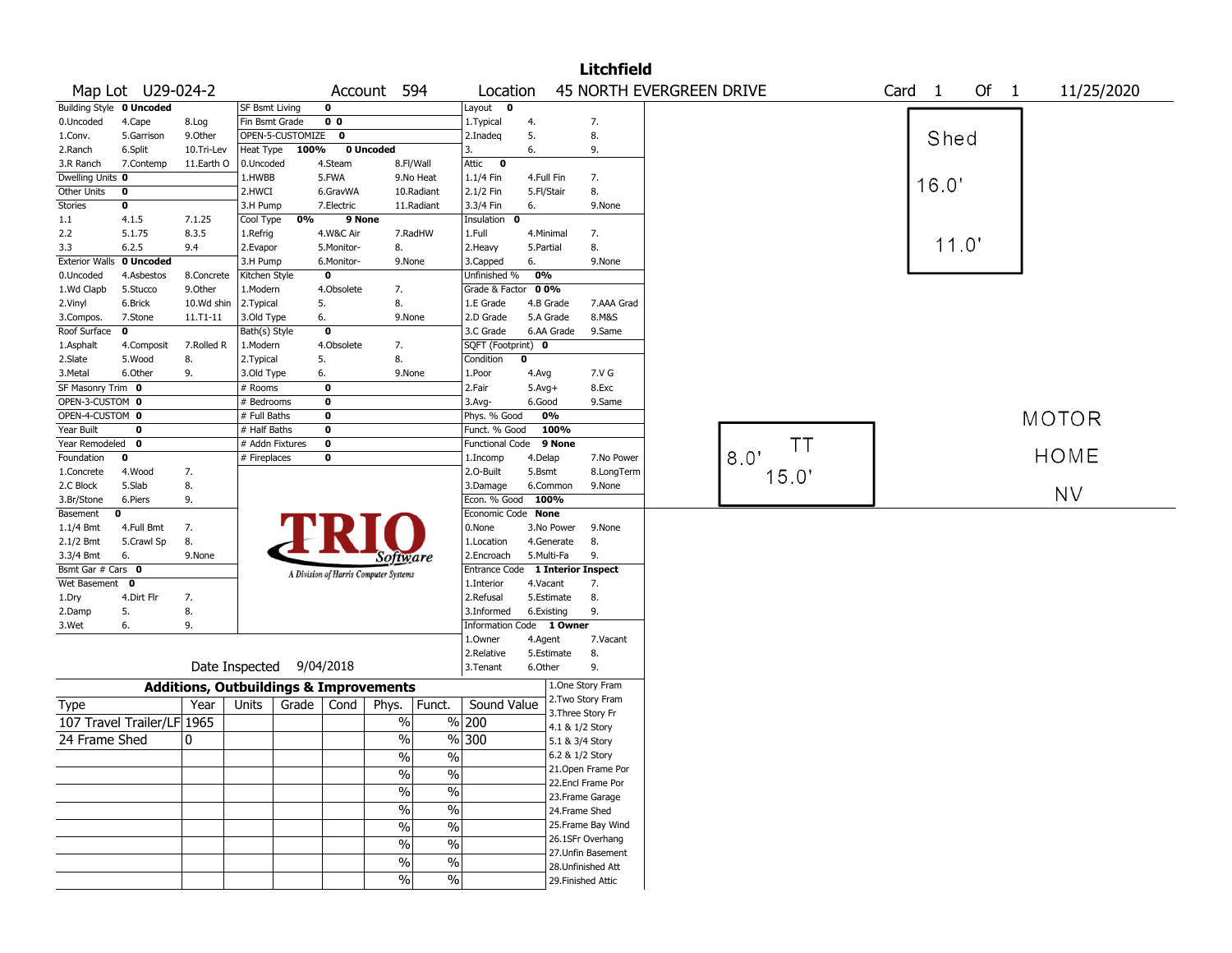# Litchfield

**Map Lot** U29-024-2 **Account** 594 **Location** 45 NORTH EVERGREEN DRIVE **Card** 1 **Of** 1 11/25/2020

| Building Style | 0 Uncoded | | SF Bsmt Living | 0 | | Layout | 0 | |
|---|---|---|---|---|---|---|---|---|
| 0.Uncoded | 4.Cape | 8.Log | Fin Bsmt Grade | 0 0 | | 1.Typical | 4. | 7. |
| 1.Conv. | 5.Garrison | 9.Other | OPEN-5-CUSTOMIZE | 0 | | 2.Inadeq | 5. | 8. |
| 2.Ranch | 6.Split | 10.Tri-Lev | Heat Type | 100% | 0 Uncoded | 3. | 6. | 9. |
| 3.R Ranch | 7.Contemp | 11.Earth O | 0.Uncoded | 4.Steam | 8.Fl/Wall | Attic | 0 | |
| Dwelling Units | 0 | | 1.HWBB | 5.FWA | 9.No Heat | 1.1/4 Fin | 4.Full Fin | 7. |
| Other Units | 0 | | 2.HWCI | 6.GravWA | 10.Radiant | 2.1/2 Fin | 5.Fl/Stair | 8. |
| Stories | 0 | | 3.H Pump | 7.Electric | 11.Radiant | 3.3/4 Fin | 6. | 9.None |
| 1.1 | 4.1.5 | 7.1.25 | Cool Type | 0% | 9 None | Insulation | 0 | |
| 2.2 | 5.1.75 | 8.3.5 | 1.Refrig | 4.W&C Air | 7.RadHW | 1.Full | 4.Minimal | 7. |
| 3.3 | 6.2.5 | 9.4 | 2.Evapor | 5.Monitor- | 8. | 2.Heavy | 5.Partial | 8. |
| Exterior Walls | 0 Uncoded | | 3.H Pump | 6.Monitor- | 9.None | 3.Capped | 6. | 9.None |
| 0.Uncoded | 4.Asbestos | 8.Concrete | Kitchen Style | 0 | | Unfinished % | 0% | |
| 1.Wd Clapb | 5.Stucco | 9.Other | 1.Modern | 4.Obsolete | 7. | Grade & Factor | 0 0% | |
| 2.Vinyl | 6.Brick | 10.Wd shin | 2.Typical | 5. | 8. | 1.E Grade | 4.B Grade | 7.AAA Grad |
| 3.Compos. | 7.Stone | 11.T1-11 | 3.Old Type | 6. | 9.None | 2.D Grade | 5.A Grade | 8.M&S |
| Roof Surface | 0 | | Bath(s) Style | 0 | | 3.C Grade | 6.AA Grade | 9.Same |
| 1.Asphalt | 4.Composit | 7.Rolled R | 1.Modern | 4.Obsolete | 7. | SQFT (Footprint) | 0 | |
| 2.Slate | 5.Wood | 8. | 2.Typical | 5. | 8. | Condition | 0 | |
| 3.Metal | 6.Other | 9. | 3.Old Type | 6. | 9.None | 1.Poor | 4.Avg | 7.V G |
| SF Masonry Trim | 0 | | # Rooms | 0 | | 2.Fair | 5.Avg+ | 8.Exc |
| OPEN-3-CUSTOM | 0 | | # Bedrooms | 0 | | 3.Avg- | 6.Good | 9.Same |
| OPEN-4-CUSTOM | 0 | | # Full Baths | 0 | | Phys. % Good | 0% | |
| Year Built | 0 | | # Half Baths | 0 | | Funct. % Good | 100% | |
| Year Remodeled | 0 | | # Addn Fixtures | 0 | | Functional Code | 9 None | |
| Foundation | 0 | | # Fireplaces | 0 | | 1.Incomp | 4.Delap | 7.No Power |
| 1.Concrete | 4.Wood | 7. | | | | 2.O-Built | 5.Bsmt | 8.LongTerm |
| 2.C Block | 5.Slab | 8. | | | | 3.Damage | 6.Common | 9.None |
| 3.Br/Stone | 6.Piers | 9. | | | | Econ. % Good | 100% | |
| Basement | 0 | | | | | Economic Code | None | |
| 1.1/4 Bmt | 4.Full Bmt | 7. | | | | 0.None | 3.No Power | 9.None |
| 2.1/2 Bmt | 5.Crawl Sp | 8. | | | | 1.Location | 4.Generate | 8. |
| 3.3/4 Bmt | 6. | 9.None | | | | 2.Encroach | 5.Multi-Fa | 9. |
| Bsmt Gar # Cars | 0 | | | | | Entrance Code | 1 Interior Inspect | |
| Wet Basement | 0 | | | | | 1.Interior | 4.Vacant | 7. |
| 1.Dry | 4.Dirt Flr | 7. | | | | 2.Refusal | 5.Estimate | 8. |
| 2.Damp | 5. | 8. | | | | 3.Informed | 6.Existing | 9. |
| 3.Wet | 6. | 9. | | | | Information Code | 1 Owner | |
| | | | | | | 1.Owner | 4.Agent | 7.Vacant |
| | | | | | | 2.Relative | 5.Estimate | 8. |
| | | | | | | 3.Tenant | 6.Other | 9. |

TRIO Software — A Division of Harris Computer Systems

Date Inspected 9/04/2018

## Additions, Outbuildings & Improvements

| Type | Year | Units | Grade | Cond | Phys. | Funct. | Sound Value |
|---|---|---|---|---|---|---|---|
| 107 Travel Trailer/LF | 1965 | | | | % | % | 200 |
| 24 Frame Shed | 0 | | | | % | % | 300 |
| | | | | | % | % | |
| | | | | | % | % | |
| | | | | | % | % | |
| | | | | | % | % | |
| | | | | | % | % | |
| | | | | | % | % | |
| | | | | | % | % | |
| | | | | | % | % | |

1.One Story Fram
2.Two Story Fram
3.Three Story Fr
4.1 & 1/2 Story
5.1 & 3/4 Story
6.2 & 1/2 Story
21.Open Frame Por
22.Encl Frame Por
23.Frame Garage
24.Frame Shed
25.Frame Bay Wind
26.1SFr Overhang
27.Unfin Basement
28.Unfinished Att
29.Finished Attic

Sketch: Shed 16.0' × 11.0'; TT 8.0' × 15.0'; MOTOR HOME NV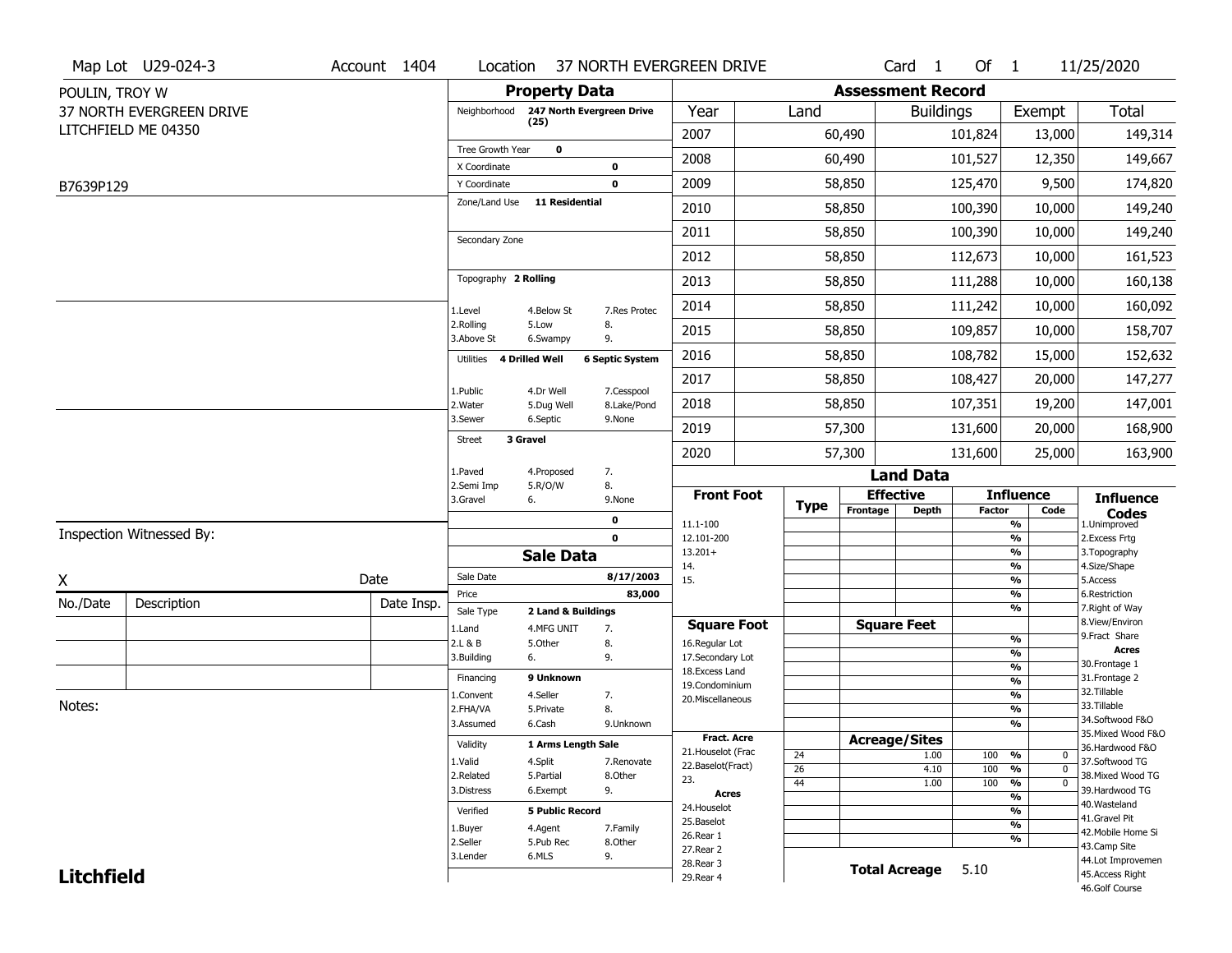Map Lot U29-024-3 | Account 1404 | Location 37 NORTH EVERGREEN DRIVE | Card 1 Of 1 | 11/25/2020

POULIN, TROY W
37 NORTH EVERGREEN DRIVE
LITCHFIELD ME 04350

B7639P129

## Property Data

Neighborhood **247 North Evergreen Drive (25)**

Tree Growth Year **0**
X Coordinate **0**
Y Coordinate **0**
Zone/Land Use **11 Residential**

Secondary Zone

Topography **2 Rolling**

1.Level 4.Below St 7.Res Protec
2.Rolling 5.Low 8.
3.Above St 6.Swampy 9.

Utilities **4 Drilled Well** **6 Septic System**

1.Public 4.Dr Well 7.Cesspool
2.Water 5.Dug Well 8.Lake/Pond
3.Sewer 6.Septic 9.None

Street **3 Gravel**

1.Paved 4.Proposed 7.
2.Semi Imp 5.R/O/W 8.
3.Gravel 6. 9.None

**0**
**0**

## Sale Data

Sale Date **8/17/2003**
Price **83,000**
Sale Type **2 Land & Buildings**

1.Land 4.MFG UNIT 7.
2.L & B 5.Other 8.
3.Building 6. 9.

Financing **9 Unknown**

1.Convent 4.Seller 7.
2.FHA/VA 5.Private 8.
3.Assumed 6.Cash 9.Unknown

Validity **1 Arms Length Sale**

1.Valid 4.Split 7.Renovate
2.Related 5.Partial 8.Other
3.Distress 6.Exempt 9.

Verified **5 Public Record**

1.Buyer 4.Agent 7.Family
2.Seller 5.Pub Rec 8.Other
3.Lender 6.MLS 9.

## Assessment Record

| Year | Land | Buildings | Exempt | Total |
|---|---|---|---|---|
| 2007 | 60,490 | 101,824 | 13,000 | 149,314 |
| 2008 | 60,490 | 101,527 | 12,350 | 149,667 |
| 2009 | 58,850 | 125,470 | 9,500 | 174,820 |
| 2010 | 58,850 | 100,390 | 10,000 | 149,240 |
| 2011 | 58,850 | 100,390 | 10,000 | 149,240 |
| 2012 | 58,850 | 112,673 | 10,000 | 161,523 |
| 2013 | 58,850 | 111,288 | 10,000 | 160,138 |
| 2014 | 58,850 | 111,242 | 10,000 | 160,092 |
| 2015 | 58,850 | 109,857 | 10,000 | 158,707 |
| 2016 | 58,850 | 108,782 | 15,000 | 152,632 |
| 2017 | 58,850 | 108,427 | 20,000 | 147,277 |
| 2018 | 58,850 | 107,351 | 19,200 | 147,001 |
| 2019 | 57,300 | 131,600 | 20,000 | 168,900 |
| 2020 | 57,300 | 131,600 | 25,000 | 163,900 |

## Land Data

| Front Foot | Type | Effective Frontage | Effective Depth | Influence Factor | Influence Code |
|---|---|---|---|---|---|
| 11.1-100 | | | | % | |
| 12.101-200 | | | | % | |
| 13.201+ | | | | % | |
| 14. | | | | % | |
| 15. | | | | % | |
| | | | | % | |
| | | | | % | |
| **Square Foot** | | **Square Feet** | | | |
| 16.Regular Lot | | | | % | |
| 17.Secondary Lot | | | | % | |
| 18.Excess Land | | | | % | |
| 19.Condominium | | | | % | |
| 20.Miscellaneous | | | | % | |
| | | | | % | |
| | | | | % | |
| **Fract. Acre** | | **Acreage/Sites** | | | |
| 21.Houselot (Frac | 24 | | 1.00 | 100 % | 0 |
| 22.Baselot(Fract) | 26 | | 4.10 | 100 % | 0 |
| 23. | 44 | | 1.00 | 100 % | 0 |
| **Acres** | | | | % | |
| 24.Houselot | | | | % | |
| 25.Baselot | | | | % | |
| 26.Rear 1 | | | | % | |
| 27.Rear 2 | | | | | |
| 28.Rear 3 | | | | | |
| 29.Rear 4 | | | | | |

**Total Acreage** 5.10

**Influence Codes**
1.Unimproved
2.Excess Frtg
3.Topography
4.Size/Shape
5.Access
6.Restriction
7.Right of Way
8.View/Environ
9.Fract Share
**Acres**
30.Frontage 1
31.Frontage 2
32.Tillable
33.Tillable
34.Softwood F&O
35.Mixed Wood F&O
36.Hardwood F&O
37.Softwood TG
38.Mixed Wood TG
39.Hardwood TG
40.Wasteland
41.Gravel Pit
42.Mobile Home Si
43.Camp Site
44.Lot Improvemen
45.Access Right
46.Golf Course

Inspection Witnessed By:

X Date

| No./Date | Description | Date Insp. |
|---|---|---|
| | | |
| | | |
| | | |

Notes:

**Litchfield**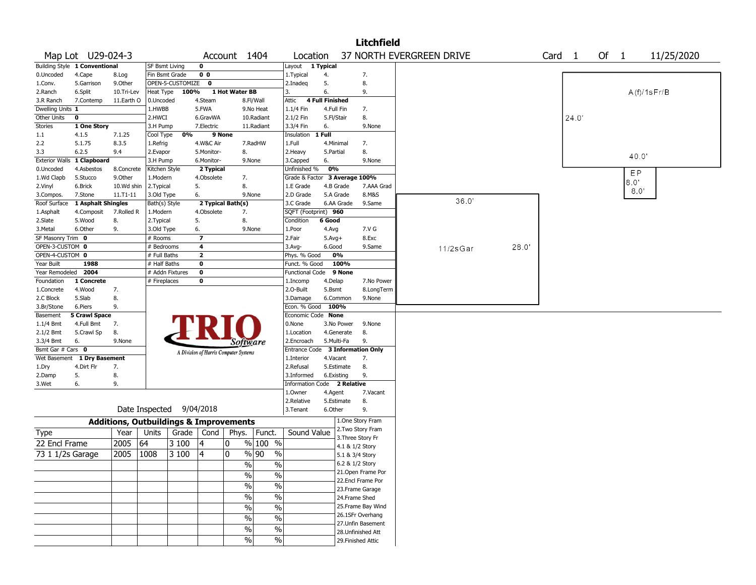# Litchfield

**Map Lot** U29-024-3 **Account** 1404 **Location** 37 NORTH EVERGREEN DRIVE **Card** 1 **Of** 1 11/25/2020

| Building Style | 1 Conventional | | SF Bsmt Living | 0 | | Layout | 1 Typical | |
|---|---|---|---|---|---|---|---|---|
| 0.Uncoded | 4.Cape | 8.Log | Fin Bsmt Grade | 0 0 | | 1.Typical | 4. | 7. |
| 1.Conv. | 5.Garrison | 9.Other | OPEN-5-CUSTOMIZE | 0 | | 2.Inadeq | 5. | 8. |
| 2.Ranch | 6.Split | 10.Tri-Lev | Heat Type 100% | 1 Hot Water BB | | 3. | 6. | 9. |
| 3.R Ranch | 7.Contemp | 11.Earth O | 0.Uncoded | 4.Steam | 8.Fl/Wall | Attic | 4 Full Finished | |
| Dwelling Units | 1 | | 1.HWBB | 5.FWA | 9.No Heat | 1.1/4 Fin | 4.Full Fin | 7. |
| Other Units | 0 | | 2.HWCI | 6.GravWA | 10.Radiant | 2.1/2 Fin | 5.Fl/Stair | 8. |
| Stories | 1 One Story | | 3.H Pump | 7.Electric | 11.Radiant | 3.3/4 Fin | 6. | 9.None |
| 1.1 | 4.1.5 | 7.1.25 | Cool Type 0% | 9 None | | Insulation | 1 Full | |
| 2.2 | 5.1.75 | 8.3.5 | 1.Refrig | 4.W&C Air | 7.RadHW | 1.Full | 4.Minimal | 7. |
| 3.3 | 6.2.5 | 9.4 | 2.Evapor | 5.Monitor- | 8. | 2.Heavy | 5.Partial | 8. |
| Exterior Walls | 1 Clapboard | | 3.H Pump | 6.Monitor- | 9.None | 3.Capped | 6. | 9.None |
| 0.Uncoded | 4.Asbestos | 8.Concrete | Kitchen Style | 2 Typical | | Unfinished % | 0% | |
| 1.Wd Clapb | 5.Stucco | 9.Other | 1.Modern | 4.Obsolete | 7. | Grade & Factor | 3 Average 100% | |
| 2.Vinyl | 6.Brick | 10.Wd shin | 2.Typical | 5. | 8. | 1.E Grade | 4.B Grade | 7.AAA Grad |
| 3.Compos. | 7.Stone | 11.T1-11 | 3.Old Type | 6. | 9.None | 2.D Grade | 5.A Grade | 8.M&S |
| Roof Surface | 1 Asphalt Shingles | | Bath(s) Style | 2 Typical Bath(s) | | 3.C Grade | 6.AA Grade | 9.Same |
| 1.Asphalt | 4.Composit | 7.Rolled R | 1.Modern | 4.Obsolete | 7. | SQFT (Footprint) | 960 | |
| 2.Slate | 5.Wood | 8. | 2.Typical | 5. | 8. | Condition | 6 Good | |
| 3.Metal | 6.Other | 9. | 3.Old Type | 6. | 9.None | 1.Poor | 4.Avg | 7.V G |
| SF Masonry Trim | 0 | | # Rooms | 7 | | 2.Fair | 5.Avg+ | 8.Exc |
| OPEN-3-CUSTOM | 0 | | # Bedrooms | 4 | | 3.Avg- | 6.Good | 9.Same |
| OPEN-4-CUSTOM | 0 | | # Full Baths | 2 | | Phys. % Good | 0% | |
| Year Built | 1988 | | # Half Baths | 0 | | Funct. % Good | 100% | |
| Year Remodeled | 2004 | | # Addn Fixtures | 0 | | Functional Code | 9 None | |
| Foundation | 1 Concrete | | # Fireplaces | 0 | | 1.Incomp | 4.Delap | 7.No Power |
| 1.Concrete | 4.Wood | 7. | | | | 2.O-Built | 5.Bsmt | 8.LongTerm |
| 2.C Block | 5.Slab | 8. | | | | 3.Damage | 6.Common | 9.None |
| 3.Br/Stone | 6.Piers | 9. | | | | Econ. % Good | 100% | |
| Basement | 5 Crawl Space | | | | | Economic Code | None | |
| 1.1/4 Bmt | 4.Full Bmt | 7. | | | | 0.None | 3.No Power | 9.None |
| 2.1/2 Bmt | 5.Crawl Sp | 8. | | | | 1.Location | 4.Generate | 8. |
| 3.3/4 Bmt | 6. | 9.None | | | | 2.Encroach | 5.Multi-Fa | 9. |
| Bsmt Gar # Cars | 0 | | | | | Entrance Code | 3 Information Only | |
| Wet Basement | 1 Dry Basement | | | | | 1.Interior | 4.Vacant | 7. |
| 1.Dry | 4.Dirt Flr | 7. | | | | 2.Refusal | 5.Estimate | 8. |
| 2.Damp | 5. | 8. | | | | 3.Informed | 6.Existing | 9. |
| 3.Wet | 6. | 9. | | | | Information Code | 2 Relative | |
| | | | | | | 1.Owner | 4.Agent | 7.Vacant |
| | | | | | | 2.Relative | 5.Estimate | 8. |
| | | | | | | 3.Tenant | 6.Other | 9. |

TRIO Software — A Division of Harris Computer Systems

Date Inspected 9/04/2018

## Additions, Outbuildings & Improvements

| Type | Year | Units | Grade | Cond | Phys. | Funct. | Sound Value |
|---|---|---|---|---|---|---|---|
| 22 Encl Frame | 2005 | 64 | 3 100 | 4 | 0 % | 100 % | |
| 73 1 1/2s Garage | 2005 | 1008 | 3 100 | 4 | 0 % | 90 % | |
| | | | | | % | % | |
| | | | | | % | % | |
| | | | | | % | % | |
| | | | | | % | % | |
| | | | | | % | % | |
| | | | | | % | % | |
| | | | | | % | % | |
| | | | | | % | % | |

1.One Story Fram
2.Two Story Fram
3.Three Story Fr
4.1 & 1/2 Story
5.1 & 3/4 Story
6.2 & 1/2 Story
21.Open Frame Por
22.Encl Frame Por
23.Frame Garage
24.Frame Shed
25.Frame Bay Wind
26.1SFr Overhang
27.Unfin Basement
28.Unfinished Att
29.Finished Attic

Sketch: A(f)/1sFr/B 24.0' x 40.0'; EP 8.0' x 8.0'; 11/2sGar 36.0' x 28.0'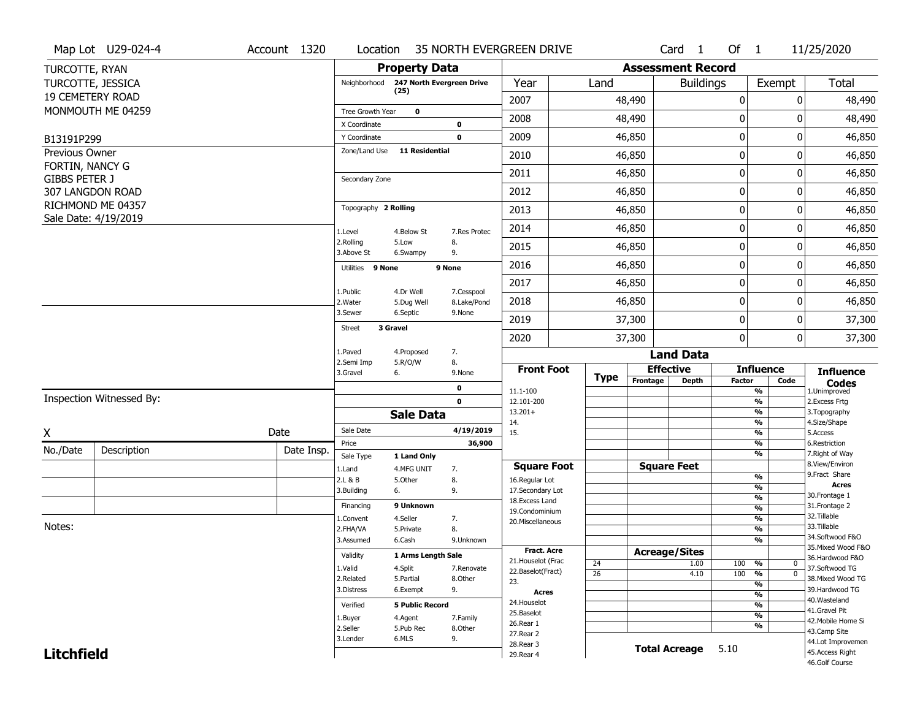Map Lot U29-024-4 | Account 1320 | Location 35 NORTH EVERGREEN DRIVE | Card 1 Of 1 | 11/25/2020

TURCOTTE, RYAN
TURCOTTE, JESSICA
19 CEMETERY ROAD
MONMOUTH ME 04259

B13191P299

Previous Owner
FORTIN, NANCY G
GIBBS PETER J
307 LANGDON ROAD
RICHMOND ME 04357
Sale Date: 4/19/2019

## Property Data

Neighborhood: 247 North Evergreen Drive (25)

Tree Growth Year: 0
X Coordinate: 0
Y Coordinate: 0
Zone/Land Use: 11 Residential

Secondary Zone

Topography: 2 Rolling

1.Level 4.Below St 7.Res Protec
2.Rolling 5.Low 8.
3.Above St 6.Swampy 9.

Utilities: 9 None 9 None

1.Public 4.Dr Well 7.Cesspool
2.Water 5.Dug Well 8.Lake/Pond
3.Sewer 6.Septic 9.None

Street: 3 Gravel

1.Paved 4.Proposed 7.
2.Semi Imp 5.R/O/W 8.
3.Gravel 6. 9.None

0
0

## Sale Data

| | |
|---|---|
| Sale Date | 4/19/2019 |
| Price | 36,900 |
| Sale Type | 1 Land Only |

1.Land 4.MFG UNIT 7.
2.L & B 5.Other 8.
3.Building 6. 9.

Financing: 9 Unknown

1.Convent 4.Seller 7.
2.FHA/VA 5.Private 8.
3.Assumed 6.Cash 9.Unknown

Validity: 1 Arms Length Sale

1.Valid 4.Split 7.Renovate
2.Related 5.Partial 8.Other
3.Distress 6.Exempt 9.

Verified: 5 Public Record

1.Buyer 4.Agent 7.Family
2.Seller 5.Pub Rec 8.Other
3.Lender 6.MLS 9.

## Assessment Record

| Year | Land | Buildings | Exempt | Total |
|---|---|---|---|---|
| 2007 | 48,490 | 0 | 0 | 48,490 |
| 2008 | 48,490 | 0 | 0 | 48,490 |
| 2009 | 46,850 | 0 | 0 | 46,850 |
| 2010 | 46,850 | 0 | 0 | 46,850 |
| 2011 | 46,850 | 0 | 0 | 46,850 |
| 2012 | 46,850 | 0 | 0 | 46,850 |
| 2013 | 46,850 | 0 | 0 | 46,850 |
| 2014 | 46,850 | 0 | 0 | 46,850 |
| 2015 | 46,850 | 0 | 0 | 46,850 |
| 2016 | 46,850 | 0 | 0 | 46,850 |
| 2017 | 46,850 | 0 | 0 | 46,850 |
| 2018 | 46,850 | 0 | 0 | 46,850 |
| 2019 | 37,300 | 0 | 0 | 37,300 |
| 2020 | 37,300 | 0 | 0 | 37,300 |

## Land Data

| Type | Effective Frontage | Effective Depth | Influence Factor | Influence Code |
|---|---|---|---|---|
| 24 | | 1.00 | 100 % | 0 |
| 26 | | 4.10 | 100 % | 0 |

Front Foot: 11.1-100, 12.101-200, 13.201+, 14., 15.

Square Foot: 16.Regular Lot, 17.Secondary Lot, 18.Excess Land, 19.Condominium, 20.Miscellaneous

Fract. Acre: 21.Houselot (Frac, 22.Baselot(Fract), 23.

Acres: 24.Houselot, 25.Baselot, 26.Rear 1, 27.Rear 2, 28.Rear 3, 29.Rear 4

Total Acreage: 5.10

**Influence Codes**
1.Unimproved
2.Excess Frtg
3.Topography
4.Size/Shape
5.Access
6.Restriction
7.Right of Way
8.View/Environ
9.Fract Share

**Acres**
30.Frontage 1
31.Frontage 2
32.Tillable
33.Tillable
34.Softwood F&O
35.Mixed Wood F&O
36.Hardwood F&O
37.Softwood TG
38.Mixed Wood TG
39.Hardwood TG
40.Wasteland
41.Gravel Pit
42.Mobile Home Si
43.Camp Site
44.Lot Improvemen
45.Access Right
46.Golf Course

Inspection Witnessed By:

X ______ Date

| No./Date | Description | Date Insp. |
|---|---|---|
| | | |
| | | |
| | | |

Notes:

**Litchfield**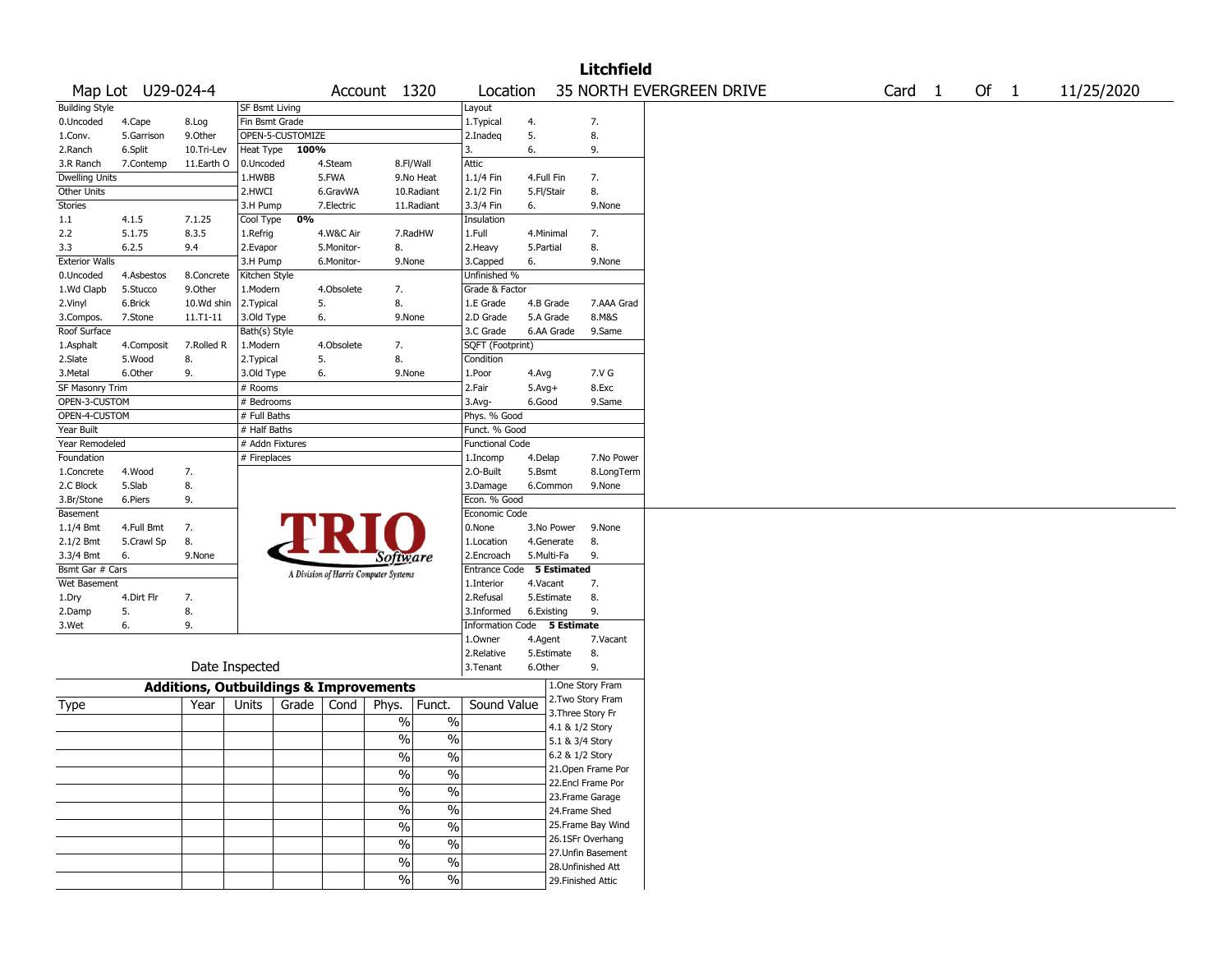# Litchfield

Map Lot U29-024-4 | Account 1320 | Location 35 NORTH EVERGREEN DRIVE | Card 1 Of 1 | 11/25/2020

| Building Style | | | SF Bsmt Living | | | Layout | | |
|---|---|---|---|---|---|---|---|---|
| 0.Uncoded | 4.Cape | 8.Log | Fin Bsmt Grade | | | 1.Typical | 4. | 7. |
| 1.Conv. | 5.Garrison | 9.Other | OPEN-5-CUSTOMIZE | | | 2.Inadeq | 5. | 8. |
| 2.Ranch | 6.Split | 10.Tri-Lev | Heat Type 100% | | | 3. | 6. | 9. |
| 3.R Ranch | 7.Contemp | 11.Earth O | 0.Uncoded | 4.Steam | 8.Fl/Wall | Attic | | |
| Dwelling Units | | | 1.HWBB | 5.FWA | 9.No Heat | 1.1/4 Fin | 4.Full Fin | 7. |
| Other Units | | | 2.HWCI | 6.GravWA | 10.Radiant | 2.1/2 Fin | 5.Fl/Stair | 8. |
| Stories | | | 3.H Pump | 7.Electric | 11.Radiant | 3.3/4 Fin | 6. | 9.None |
| 1.1 | 4.1.5 | 7.1.25 | Cool Type 0% | | | Insulation | | |
| 2.2 | 5.1.75 | 8.3.5 | 1.Refrig | 4.W&C Air | 7.RadHW | 1.Full | 4.Minimal | 7. |
| 3.3 | 6.2.5 | 9.4 | 2.Evapor | 5.Monitor- | 8. | 2.Heavy | 5.Partial | 8. |
| Exterior Walls | | | 3.H Pump | 6.Monitor- | 9.None | 3.Capped | 6. | 9.None |
| 0.Uncoded | 4.Asbestos | 8.Concrete | Kitchen Style | | | Unfinished % | | |
| 1.Wd Clapb | 5.Stucco | 9.Other | 1.Modern | 4.Obsolete | 7. | Grade & Factor | | |
| 2.Vinyl | 6.Brick | 10.Wd shin | 2.Typical | 5. | 8. | 1.E Grade | 4.B Grade | 7.AAA Grad |
| 3.Compos. | 7.Stone | 11.T1-11 | 3.Old Type | 6. | 9.None | 2.D Grade | 5.A Grade | 8.M&S |
| Roof Surface | | | Bath(s) Style | | | 3.C Grade | 6.AA Grade | 9.Same |
| 1.Asphalt | 4.Composit | 7.Rolled R | 1.Modern | 4.Obsolete | 7. | SQFT (Footprint) | | |
| 2.Slate | 5.Wood | 8. | 2.Typical | 5. | 8. | Condition | | |
| 3.Metal | 6.Other | 9. | 3.Old Type | 6. | 9.None | 1.Poor | 4.Avg | 7.V G |
| SF Masonry Trim | | | # Rooms | | | 2.Fair | 5.Avg+ | 8.Exc |
| OPEN-3-CUSTOM | | | # Bedrooms | | | 3.Avg- | 6.Good | 9.Same |
| OPEN-4-CUSTOM | | | # Full Baths | | | Phys. % Good | | |
| Year Built | | | # Half Baths | | | Funct. % Good | | |
| Year Remodeled | | | # Addn Fixtures | | | Functional Code | | |
| Foundation | | | # Fireplaces | | | 1.Incomp | 4.Delap | 7.No Power |
| 1.Concrete | 4.Wood | 7. | | | | 2.O-Built | 5.Bsmt | 8.LongTerm |
| 2.C Block | 5.Slab | 8. | | | | 3.Damage | 6.Common | 9.None |
| 3.Br/Stone | 6.Piers | 9. | | | | Econ. % Good | | |
| Basement | | | | | | Economic Code | | |
| 1.1/4 Bmt | 4.Full Bmt | 7. | | | | 0.None | 3.No Power | 9.None |
| 2.1/2 Bmt | 5.Crawl Sp | 8. | | | | 1.Location | 4.Generate | 8. |
| 3.3/4 Bmt | 6. | 9.None | | | | 2.Encroach | 5.Multi-Fa | 9. |
| Bsmt Gar # Cars | | | | | | Entrance Code 5 Estimated | | |
| Wet Basement | | | | | | 1.Interior | 4.Vacant | 7. |
| 1.Dry | 4.Dirt Flr | 7. | | | | 2.Refusal | 5.Estimate | 8. |
| 2.Damp | 5. | 8. | | | | 3.Informed | 6.Existing | 9. |
| 3.Wet | 6. | 9. | | | | Information Code 5 Estimate | | |
| | | | | | | 1.Owner | 4.Agent | 7.Vacant |
| | | | | | | 2.Relative | 5.Estimate | 8. |
| Date Inspected | | | | | | 3.Tenant | 6.Other | 9. |

TRIO Software — A Division of Harris Computer Systems

## Additions, Outbuildings & Improvements

| Type | Year | Units | Grade | Cond | Phys. | Funct. | Sound Value |
|---|---|---|---|---|---|---|---|
| | | | | | % | % | |
| | | | | | % | % | |
| | | | | | % | % | |
| | | | | | % | % | |
| | | | | | % | % | |
| | | | | | % | % | |
| | | | | | % | % | |
| | | | | | % | % | |
| | | | | | % | % | |
| | | | | | % | % | |

1.One Story Fram
2.Two Story Fram
3.Three Story Fr
4.1 & 1/2 Story
5.1 & 3/4 Story
6.2 & 1/2 Story
21.Open Frame Por
22.Encl Frame Por
23.Frame Garage
24.Frame Shed
25.Frame Bay Wind
26.1SFr Overhang
27.Unfin Basement
28.Unfinished Att
29.Finished Attic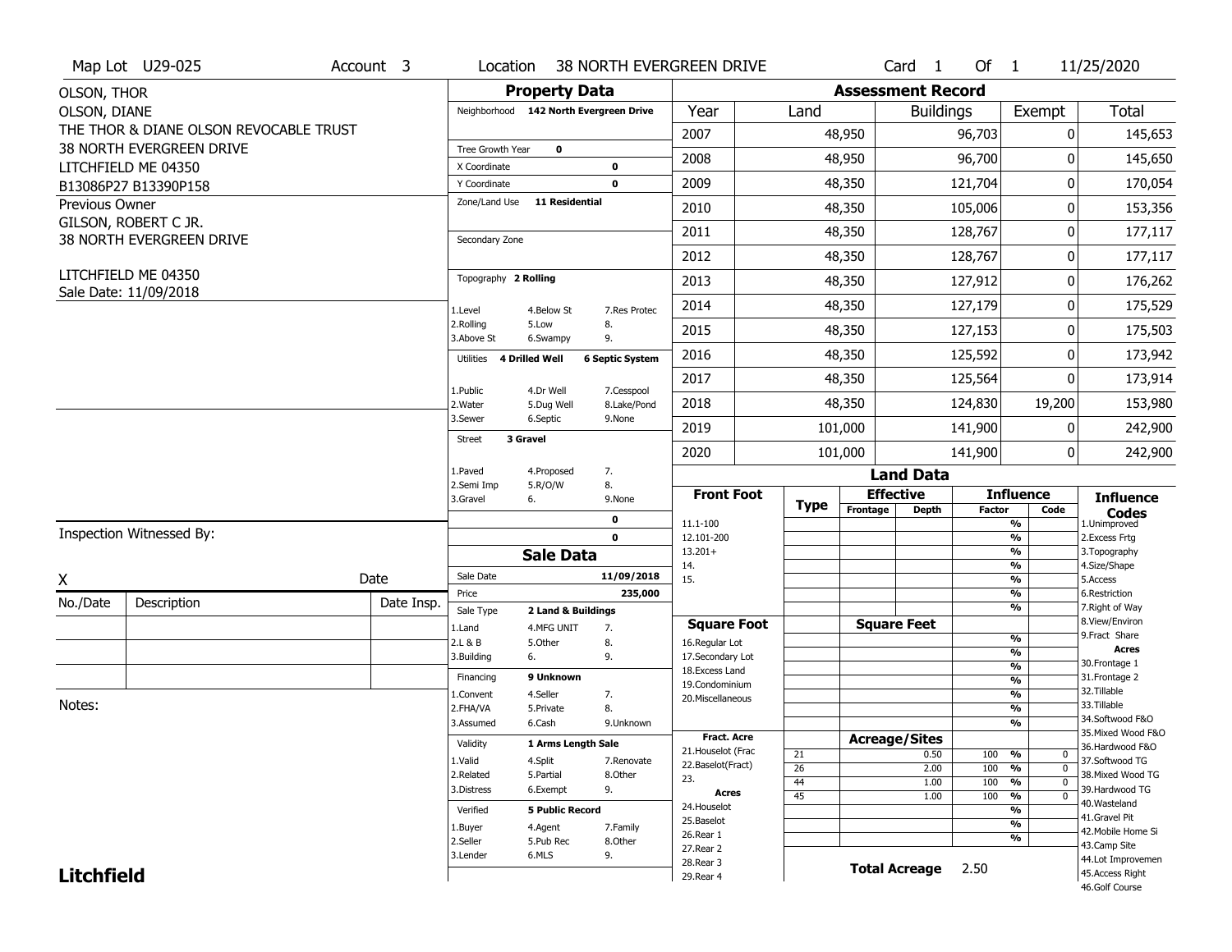Map Lot U29-025 | Account 3 | Location 38 NORTH EVERGREEN DRIVE | Card 1 Of 1 | 11/25/2020

OLSON, THOR
OLSON, DIANE
THE THOR & DIANE OLSON REVOCABLE TRUST
38 NORTH EVERGREEN DRIVE
LITCHFIELD ME 04350
B13086P27 B13390P158

Previous Owner
GILSON, ROBERT C JR.
38 NORTH EVERGREEN DRIVE

LITCHFIELD ME 04350
Sale Date: 11/09/2018

## Property Data

| | |
|---|---|
| Neighborhood | 142 North Evergreen Drive |
| Tree Growth Year | 0 |
| X Coordinate | 0 |
| Y Coordinate | 0 |
| Zone/Land Use | 11 Residential |
| Secondary Zone | |
| Topography | 2 Rolling |
| Utilities | 4 Drilled Well, 6 Septic System |
| Street | 3 Gravel |

Topography codes: 1.Level, 2.Rolling, 3.Above St, 4.Below St, 5.Low, 6.Swampy, 7.Res Protec, 8., 9.

Utilities codes: 1.Public, 2.Water, 3.Sewer, 4.Dr Well, 5.Dug Well, 6.Septic, 7.Cesspool, 8.Lake/Pond, 9.None

Street codes: 1.Paved, 2.Semi Imp, 3.Gravel, 4.Proposed, 5.R/O/W, 6., 7., 8., 9.None

## Assessment Record

| Year | Land | Buildings | Exempt | Total |
|---|---|---|---|---|
| 2007 | 48,950 | 96,703 | 0 | 145,653 |
| 2008 | 48,950 | 96,700 | 0 | 145,650 |
| 2009 | 48,350 | 121,704 | 0 | 170,054 |
| 2010 | 48,350 | 105,006 | 0 | 153,356 |
| 2011 | 48,350 | 128,767 | 0 | 177,117 |
| 2012 | 48,350 | 128,767 | 0 | 177,117 |
| 2013 | 48,350 | 127,912 | 0 | 176,262 |
| 2014 | 48,350 | 127,179 | 0 | 175,529 |
| 2015 | 48,350 | 127,153 | 0 | 175,503 |
| 2016 | 48,350 | 125,592 | 0 | 173,942 |
| 2017 | 48,350 | 125,564 | 0 | 173,914 |
| 2018 | 48,350 | 124,830 | 19,200 | 153,980 |
| 2019 | 101,000 | 141,900 | 0 | 242,900 |
| 2020 | 101,000 | 141,900 | 0 | 242,900 |

## Sale Data

| | |
|---|---|
| Sale Date | 11/09/2018 |
| Price | 235,000 |
| Sale Type | 2 Land & Buildings |
| Financing | 9 Unknown |
| Validity | 1 Arms Length Sale |
| Verified | 5 Public Record |

Sale Type codes: 1.Land, 2.L & B, 3.Building, 4.MFG UNIT, 5.Other, 6., 7., 8., 9.

Financing codes: 1.Convent, 2.FHA/VA, 3.Assumed, 4.Seller, 5.Private, 6.Cash, 7., 8., 9.Unknown

Validity codes: 1.Valid, 2.Related, 3.Distress, 4.Split, 5.Partial, 6.Exempt, 7.Renovate, 8.Other, 9.

Verified codes: 1.Buyer, 2.Seller, 3.Lender, 4.Agent, 5.Pub Rec, 6.MLS, 7.Family, 8.Other, 9.

## Land Data

Front Foot: 11.1-100, 12.101-200, 13.201+, 14., 15.

Square Foot: 16.Regular Lot, 17.Secondary Lot, 18.Excess Land, 19.Condominium, 20.Miscellaneous

Fract. Acre: 21.Houselot (Frac, 22.Baselot(Fract), 23.

Acres: 24.Houselot, 25.Baselot, 26.Rear 1, 27.Rear 2, 28.Rear 3, 29.Rear 4

### Acreage/Sites

| Type | Acreage/Sites | Factor | Code |
|---|---|---|---|
| 21 | 0.50 | 100 % | 0 |
| 26 | 2.00 | 100 % | 0 |
| 44 | 1.00 | 100 % | 0 |
| 45 | 1.00 | 100 % | 0 |

**Total Acreage** 2.50

### Influence Codes

1.Unimproved, 2.Excess Frtg, 3.Topography, 4.Size/Shape, 5.Access, 6.Restriction, 7.Right of Way, 8.View/Environ, 9.Fract Share

**Acres**: 30.Frontage 1, 31.Frontage 2, 32.Tillable, 33.Tillable, 34.Softwood F&O, 35.Mixed Wood F&O, 36.Hardwood F&O, 37.Softwood TG, 38.Mixed Wood TG, 39.Hardwood TG, 40.Wasteland, 41.Gravel Pit, 42.Mobile Home Si, 43.Camp Site, 44.Lot Improvemen, 45.Access Right, 46.Golf Course

Inspection Witnessed By:

X ______________________ Date

| No./Date | Description | Date Insp. |
|---|---|---|
| | | |
| | | |
| | | |

Notes:

**Litchfield**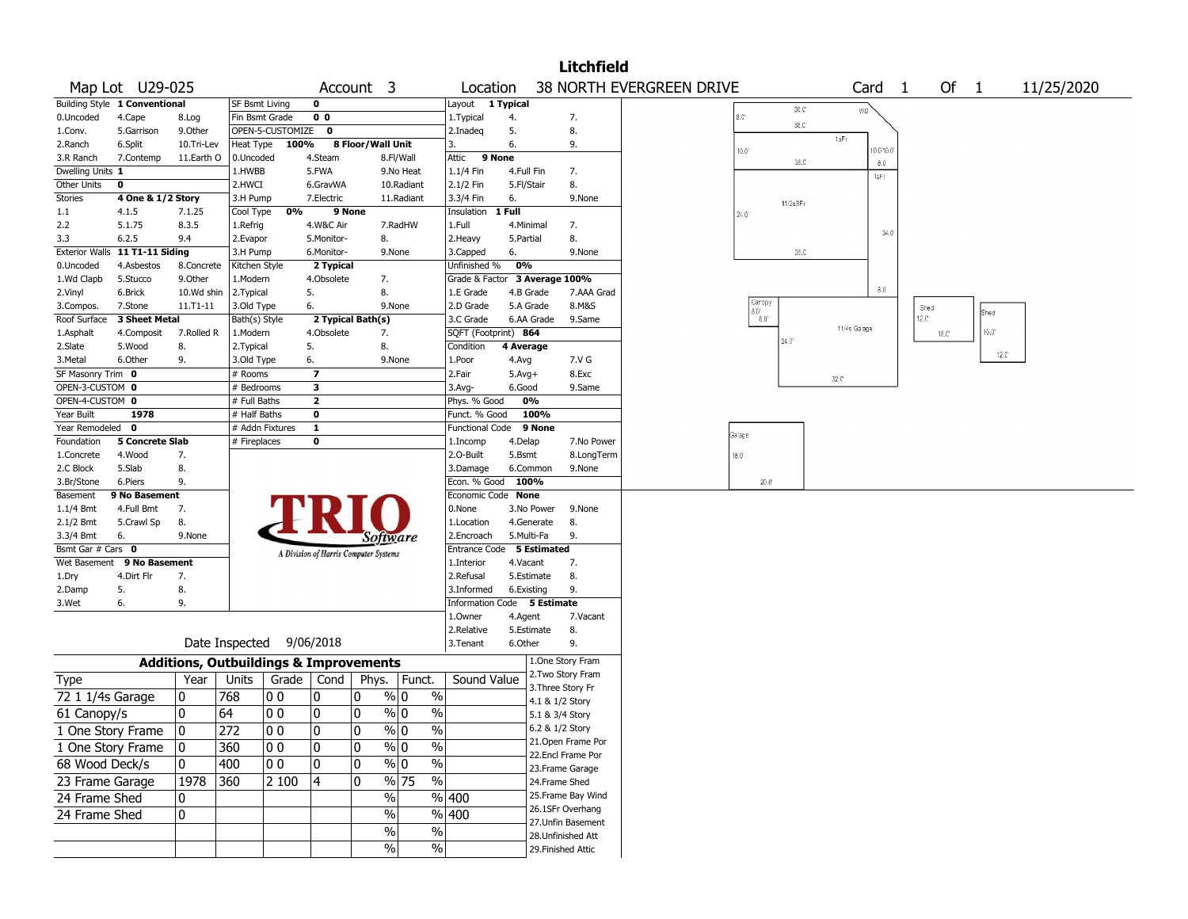# Litchfield

**Map Lot** U29-025 **Account** 3 **Location** 38 NORTH EVERGREEN DRIVE **Card** 1 **Of** 1 11/25/2020

| | | |
|---|---|---|
| **Building Style** | 1 Conventional | |
| 0.Uncoded | 4.Cape | 8.Log |
| 1.Conv. | 5.Garrison | 9.Other |
| 2.Ranch | 6.Split | 10.Tri-Lev |
| 3.R Ranch | 7.Contemp | 11.Earth O |
| **Dwelling Units** | 1 | |
| **Other Units** | 0 | |
| **Stories** | 4 One & 1/2 Story | |
| 1.1 | 4.1.5 | 7.1.25 |
| 2.2 | 5.1.75 | 8.3.5 |
| 3.3 | 6.2.5 | 9.4 |
| **Exterior Walls** | 11 T1-11 Siding | |
| 0.Uncoded | 4.Asbestos | 8.Concrete |
| 1.Wd Clapb | 5.Stucco | 9.Other |
| 2.Vinyl | 6.Brick | 10.Wd shin |
| 3.Compos. | 7.Stone | 11.T1-11 |
| **Roof Surface** | 3 Sheet Metal | |
| 1.Asphalt | 4.Composit | 7.Rolled R |
| 2.Slate | 5.Wood | 8. |
| 3.Metal | 6.Other | 9. |
| **SF Masonry Trim** | 0 | |
| **OPEN-3-CUSTOM** | 0 | |
| **OPEN-4-CUSTOM** | 0 | |
| **Year Built** | 1978 | |
| **Year Remodeled** | 0 | |
| **Foundation** | 5 Concrete Slab | |
| 1.Concrete | 4.Wood | 7. |
| 2.C Block | 5.Slab | 8. |
| 3.Br/Stone | 6.Piers | 9. |
| **Basement** | 9 No Basement | |
| 1.1/4 Bmt | 4.Full Bmt | 7. |
| 2.1/2 Bmt | 5.Crawl Sp | 8. |
| 3.3/4 Bmt | 6. | 9.None |
| **Bsmt Gar # Cars** | 0 | |
| **Wet Basement** | 9 No Basement | |
| 1.Dry | 4.Dirt Flr | 7. |
| 2.Damp | 5. | 8. |
| 3.Wet | 6. | 9. |

| | | | |
|---|---|---|---|
| **SF Bsmt Living** | 0 | | |
| **Fin Bsmt Grade** | 0 0 | | |
| **OPEN-5-CUSTOMIZE** | 0 | | |
| **Heat Type** | 100% | 8 Floor/Wall Unit | |
| 0.Uncoded | 4.Steam | 8.Fl/Wall | |
| 1.HWBB | 5.FWA | 9.No Heat | |
| 2.HWCI | 6.GravWA | 10.Radiant | |
| 3.H Pump | 7.Electric | 11.Radiant | |
| **Cool Type** | 0% | 9 None | |
| 1.Refrig | 4.W&C Air | 7.RadHW | |
| 2.Evapor | 5.Monitor- | 8. | |
| 3.H Pump | 6.Monitor- | 9.None | |
| **Kitchen Style** | 2 Typical | | |
| 1.Modern | 4.Obsolete | 7. | |
| 2.Typical | 5. | 8. | |
| 3.Old Type | 6. | 9.None | |
| **Bath(s) Style** | 2 Typical Bath(s) | | |
| 1.Modern | 4.Obsolete | 7. | |
| 2.Typical | 5. | 8. | |
| 3.Old Type | 6. | 9.None | |
| **# Rooms** | 7 | | |
| **# Bedrooms** | 3 | | |
| **# Full Baths** | 2 | | |
| **# Half Baths** | 0 | | |
| **# Addn Fixtures** | 1 | | |
| **# Fireplaces** | 0 | | |

TRIO Software — A Division of Harris Computer Systems

| | | |
|---|---|---|
| **Layout** | 1 Typical | |
| 1.Typical | 4. | 7. |
| 2.Inadeq | 5. | 8. |
| 3. | 6. | 9. |
| **Attic** | 9 None | |
| 1.1/4 Fin | 4.Full Fin | 7. |
| 2.1/2 Fin | 5.Fl/Stair | 8. |
| 3.3/4 Fin | 6. | 9.None |
| **Insulation** | 1 Full | |
| 1.Full | 4.Minimal | 7. |
| 2.Heavy | 5.Partial | 8. |
| 3.Capped | 6. | 9.None |
| **Unfinished %** | 0% | |
| **Grade & Factor** | 3 Average 100% | |
| 1.E Grade | 4.B Grade | 7.AAA Grad |
| 2.D Grade | 5.A Grade | 8.M&S |
| 3.C Grade | 6.AA Grade | 9.Same |
| **SQFT (Footprint)** | 864 | |
| **Condition** | 4 Average | |
| 1.Poor | 4.Avg | 7.V G |
| 2.Fair | 5.Avg+ | 8.Exc |
| 3.Avg- | 6.Good | 9.Same |
| **Phys. % Good** | 0% | |
| **Funct. % Good** | 100% | |
| **Functional Code** | 9 None | |
| 1.Incomp | 4.Delap | 7.No Power |
| 2.O-Built | 5.Bsmt | 8.LongTerm |
| 3.Damage | 6.Common | 9.None |
| **Econ. % Good** | 100% | |
| **Economic Code** | None | |
| 0.None | 3.No Power | 9.None |
| 1.Location | 4.Generate | 8. |
| 2.Encroach | 5.Multi-Fa | 9. |
| **Entrance Code** | 5 Estimated | |
| 1.Interior | 4.Vacant | 7. |
| 2.Refusal | 5.Estimate | 8. |
| 3.Informed | 6.Existing | 9. |
| **Information Code** | 5 Estimate | |
| 1.Owner | 4.Agent | 7.Vacant |
| 2.Relative | 5.Estimate | 8. |
| 3.Tenant | 6.Other | 9. |

**Date Inspected** 9/06/2018

## Additions, Outbuildings & Improvements

| Type | Year | Units | Grade | Cond | Phys. | Funct. | Sound Value |
|---|---|---|---|---|---|---|---|
| 72 1 1/4s Garage | 0 | 768 | 0 0 | 0 | 0 % | 0 % | |
| 61 Canopy/s | 0 | 64 | 0 0 | 0 | 0 % | 0 % | |
| 1 One Story Frame | 0 | 272 | 0 0 | 0 | 0 % | 0 % | |
| 1 One Story Frame | 0 | 360 | 0 0 | 0 | 0 % | 0 % | |
| 68 Wood Deck/s | 0 | 400 | 0 0 | 0 | 0 % | 0 % | |
| 23 Frame Garage | 1978 | 360 | 2 100 | 4 | 0 % | 75 % | |
| 24 Frame Shed | 0 | | | | % | % | 400 |
| 24 Frame Shed | 0 | | | | % | % | 400 |
| | | | | | % | % | |
| | | | | | % | % | |

1.One Story Fram
2.Two Story Fram
3.Three Story Fr
4.1 & 1/2 Story
5.1 & 3/4 Story
6.2 & 1/2 Story
21.Open Frame Por
22.Encl Frame Por
23.Frame Garage
24.Frame Shed
25.Frame Bay Wind
26.1SFr Overhang
27.Unfin Basement
28.Unfinished Att
29.Finished Attic

36.0' WD 8.0' 36.0' 1sFr 10.0' 10.0'10.0' 36.0' 8.0' 1sFr 11/2sBFr 24.0' 34.0' 36.0' 8.0' Canopy 8.0' 8.0' Shed 12.0' Shed 11/4s Garage 16.0' 18.0' 24.0' 12.0' 32.0' Garage 18.0' 20.0'